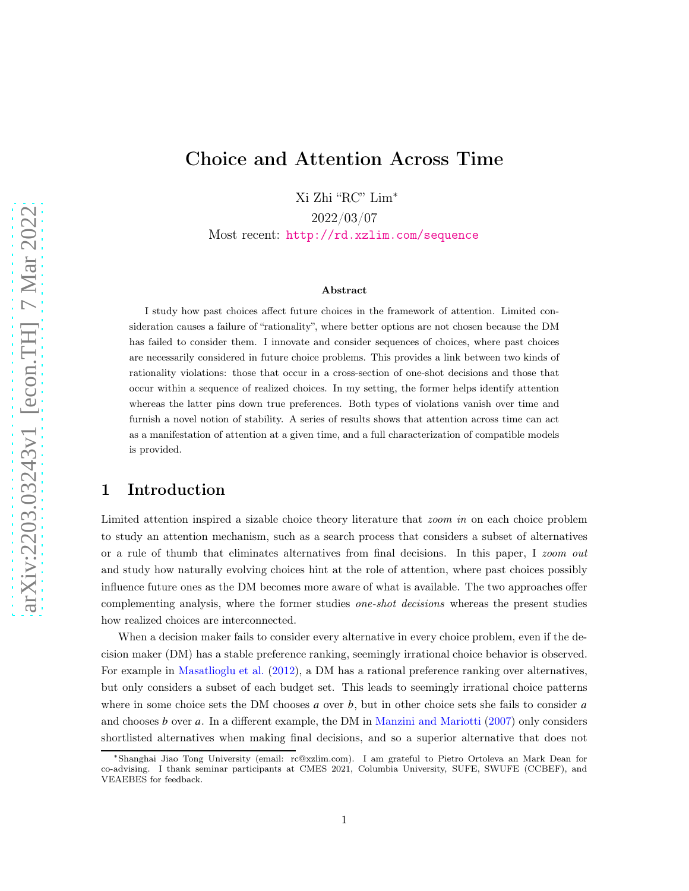# Choice and Attention Across Time

Xi Zhi "RC" Lim*

2022/03/07

Most recent: http://rd.xzlim.com/sequence

### Abstract

I study how past choices affect future choices in the framework of attention. Limited consideration causes a failure of "rationality", where better options are not chosen because the DM has failed to consider them. I innovate and consider sequences of choices, where past choices are necessarily considered in future choice problems. This provides a link between two kinds of rationality violations: those that occur in a cross-section of one-shot decisions and those that occur within a sequence of realized choices. In my setting, the former helps identify attention whereas the latter pins down true preferences. Both types of violations vanish over time and furnish a novel notion of stability. A series of results shows that attention across time can act as a manifestation of attention at a given time, and a full characterization of compatible models is provided.

## 1 Introduction

Limited attention inspired a sizable choice theory literature that *zoom in* on each choice problem to study an attention mechanism, such as a search process that considers a subset of alternatives or a rule of thumb that eliminates alternatives from final decisions. In this paper, I *zoom out* and study how naturally evolving choices hint at the role of attention, where past choices possibly influence future ones as the DM becomes more aware of what is available. The two approaches offer complementing analysis, where the former studies *one-shot decisions* whereas the present studies how realized choices are interconnected.

When a decision maker fails to consider every alternative in every choice problem, even if the decision maker (DM) has a stable preference ranking, seemingly irrational choice behavior is observed. For example in Masatlioglu et al. (2012), a DM has a rational preference ranking over alternatives, but only considers a subset of each budget set. This leads to seemingly irrational choice patterns where in some choice sets the DM chooses *a* over *b*, but in other choice sets she fails to consider *a* and chooses *b* over *a*. In a different example, the DM in Manzini and Mariotti (2007) only considers shortlisted alternatives when making final decisions, and so a superior alternative that does not

*Shanghai Jiao Tong University (email: rc@xzlim.com). I am grateful to Pietro Ortoleva an Mark Dean for co-advising. I thank seminar participants at CMES 2021, Columbia University, SUFE, SWUFE (CCBEF), and VEAEBES for feedback.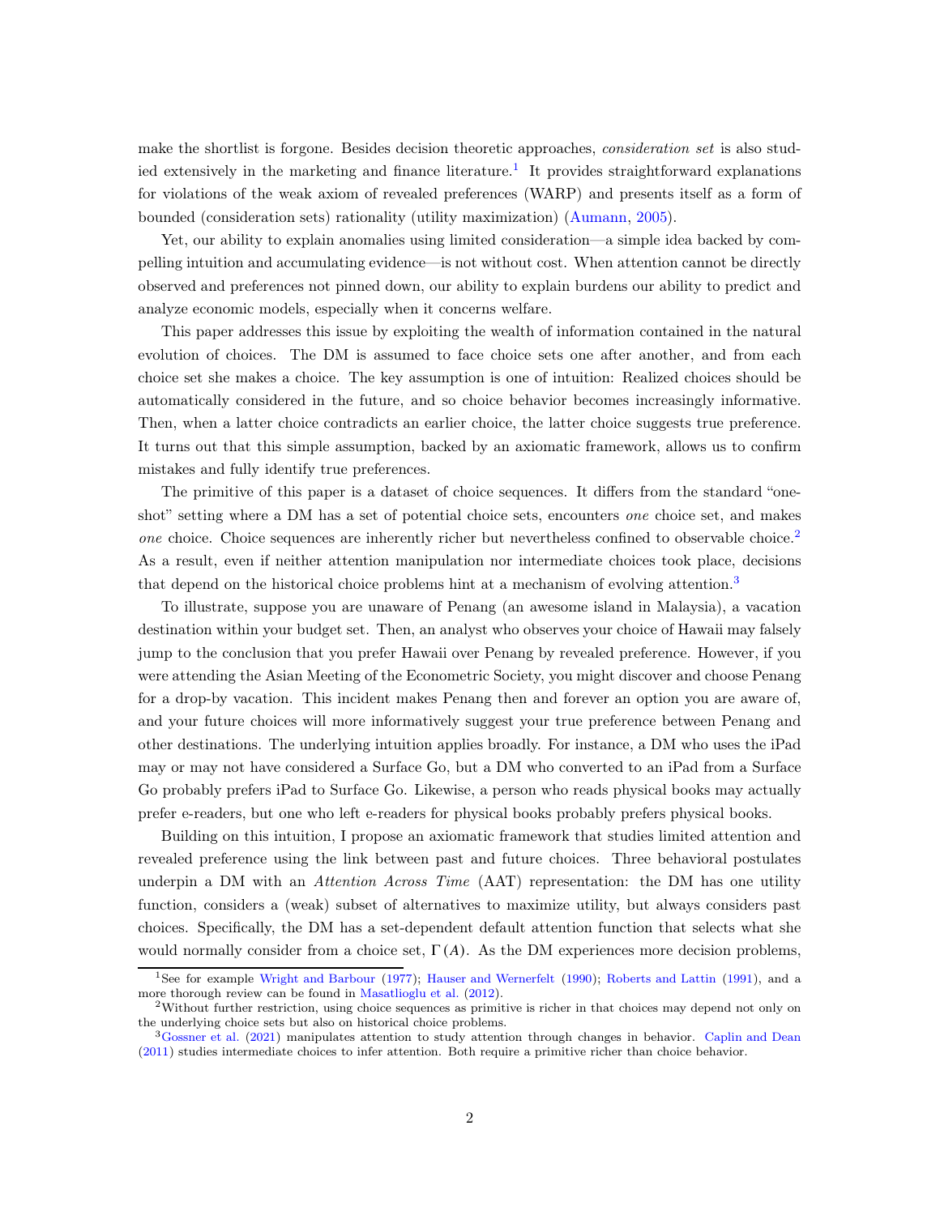make the shortlist is forgone. Besides decision theoretic approaches, *consideration set* is also studied extensively in the marketing and finance literature.[1] It provides straightforward explanations for violations of the weak axiom of revealed preferences (WARP) and presents itself as a form of bounded (consideration sets) rationality (utility maximization) (Aumann, 2005).

Yet, our ability to explain anomalies using limited consideration—a simple idea backed by compelling intuition and accumulating evidence—is not without cost. When attention cannot be directly observed and preferences not pinned down, our ability to explain burdens our ability to predict and analyze economic models, especially when it concerns welfare.

This paper addresses this issue by exploiting the wealth of information contained in the natural evolution of choices. The DM is assumed to face choice sets one after another, and from each choice set she makes a choice. The key assumption is one of intuition: Realized choices should be automatically considered in the future, and so choice behavior becomes increasingly informative. Then, when a latter choice contradicts an earlier choice, the latter choice suggests true preference. It turns out that this simple assumption, backed by an axiomatic framework, allows us to confirm mistakes and fully identify true preferences.

The primitive of this paper is a dataset of choice sequences. It differs from the standard "one-shot" setting where a DM has a set of potential choice sets, encounters *one* choice set, and makes *one* choice. Choice sequences are inherently richer but nevertheless confined to observable choice.[2] As a result, even if neither attention manipulation nor intermediate choices took place, decisions that depend on the historical choice problems hint at a mechanism of evolving attention.[3]

To illustrate, suppose you are unaware of Penang (an awesome island in Malaysia), a vacation destination within your budget set. Then, an analyst who observes your choice of Hawaii may falsely jump to the conclusion that you prefer Hawaii over Penang by revealed preference. However, if you were attending the Asian Meeting of the Econometric Society, you might discover and choose Penang for a drop-by vacation. This incident makes Penang then and forever an option you are aware of, and your future choices will more informatively suggest your true preference between Penang and other destinations. The underlying intuition applies broadly. For instance, a DM who uses the iPad may or may not have considered a Surface Go, but a DM who converted to an iPad from a Surface Go probably prefers iPad to Surface Go. Likewise, a person who reads physical books may actually prefer e-readers, but one who left e-readers for physical books probably prefers physical books.

Building on this intuition, I propose an axiomatic framework that studies limited attention and revealed preference using the link between past and future choices. Three behavioral postulates underpin a DM with an *Attention Across Time* (AAT) representation: the DM has one utility function, considers a (weak) subset of alternatives to maximize utility, but always considers past choices. Specifically, the DM has a set-dependent default attention function that selects what she would normally consider from a choice set, $\Gamma(A)$. As the DM experiences more decision problems,

---

[1] See for example Wright and Barbour (1977); Hauser and Wernerfelt (1990); Roberts and Lattin (1991), and a more thorough review can be found in Masatlioglu et al. (2012).

[2] Without further restriction, using choice sequences as primitive is richer in that choices may depend not only on the underlying choice sets but also on historical choice problems.

[3] Gossner et al. (2021) manipulates attention to study attention through changes in behavior. Caplin and Dean (2011) studies intermediate choices to infer attention. Both require a primitive richer than choice behavior.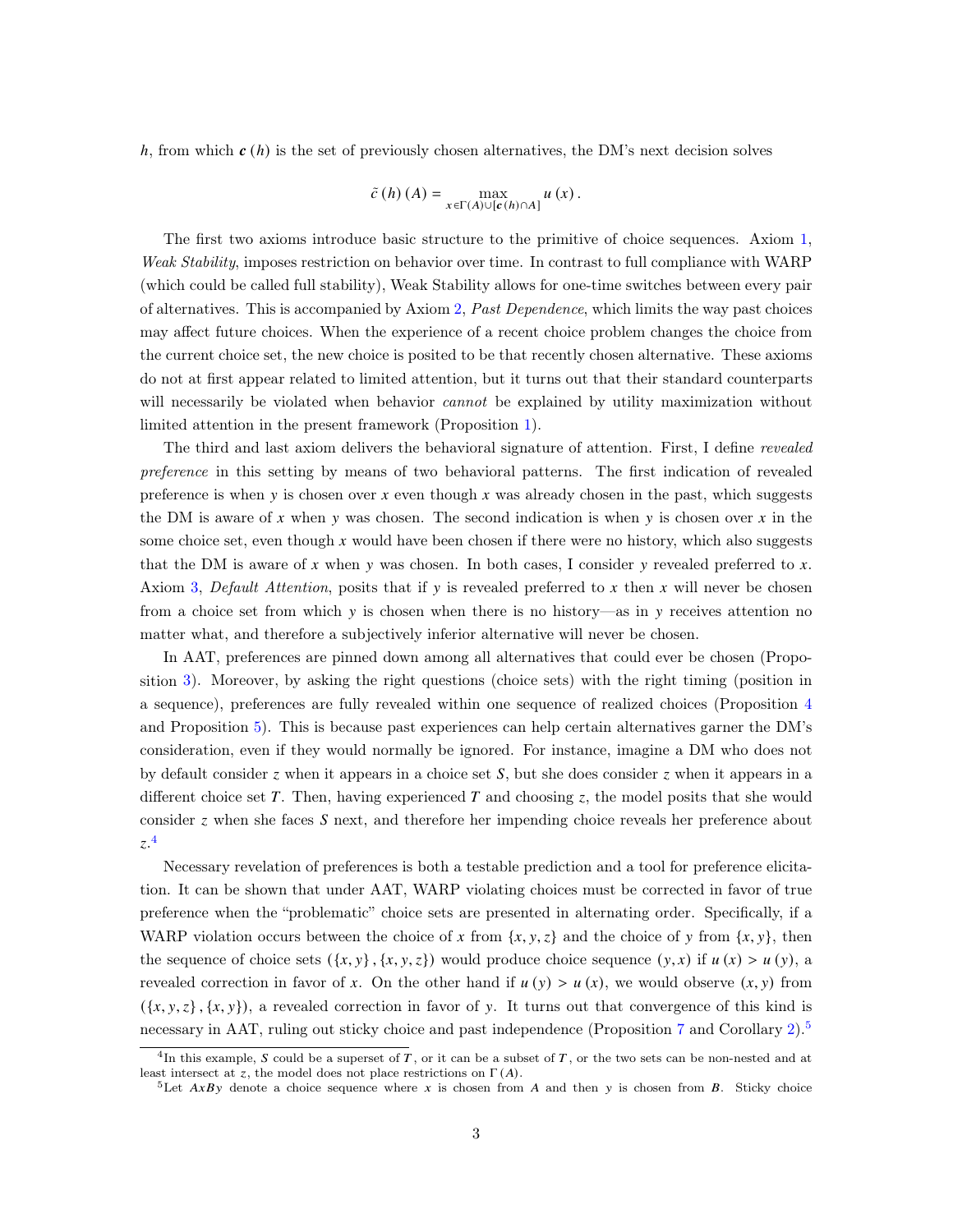$h$, from which $\boldsymbol{c}(h)$ is the set of previously chosen alternatives, the DM's next decision solves

$$\tilde{c}(h)(A) = \max_{x \in \Gamma(A) \cup [\boldsymbol{c}(h) \cap A]} u(x).$$

The first two axioms introduce basic structure to the primitive of choice sequences. Axiom 1, *Weak Stability*, imposes restriction on behavior over time. In contrast to full compliance with WARP (which could be called full stability), Weak Stability allows for one-time switches between every pair of alternatives. This is accompanied by Axiom 2, *Past Dependence*, which limits the way past choices may affect future choices. When the experience of a recent choice problem changes the choice from the current choice set, the new choice is posited to be that recently chosen alternative. These axioms do not at first appear related to limited attention, but it turns out that their standard counterparts will necessarily be violated when behavior *cannot* be explained by utility maximization without limited attention in the present framework (Proposition 1).

The third and last axiom delivers the behavioral signature of attention. First, I define *revealed preference* in this setting by means of two behavioral patterns. The first indication of revealed preference is when $y$ is chosen over $x$ even though $x$ was already chosen in the past, which suggests the DM is aware of $x$ when $y$ was chosen. The second indication is when $y$ is chosen over $x$ in the some choice set, even though $x$ would have been chosen if there were no history, which also suggests that the DM is aware of $x$ when $y$ was chosen. In both cases, I consider $y$ revealed preferred to $x$. Axiom 3, *Default Attention*, posits that if $y$ is revealed preferred to $x$ then $x$ will never be chosen from a choice set from which $y$ is chosen when there is no history—as in $y$ receives attention no matter what, and therefore a subjectively inferior alternative will never be chosen.

In AAT, preferences are pinned down among all alternatives that could ever be chosen (Proposition 3). Moreover, by asking the right questions (choice sets) with the right timing (position in a sequence), preferences are fully revealed within one sequence of realized choices (Proposition 4 and Proposition 5). This is because past experiences can help certain alternatives garner the DM's consideration, even if they would normally be ignored. For instance, imagine a DM who does not by default consider $z$ when it appears in a choice set $S$, but she does consider $z$ when it appears in a different choice set $T$. Then, having experienced $T$ and choosing $z$, the model posits that she would consider $z$ when she faces $S$ next, and therefore her impending choice reveals her preference about $z$.[4]

Necessary revelation of preferences is both a testable prediction and a tool for preference elicitation. It can be shown that under AAT, WARP violating choices must be corrected in favor of true preference when the "problematic" choice sets are presented in alternating order. Specifically, if a WARP violation occurs between the choice of $x$ from $\{x, y, z\}$ and the choice of $y$ from $\{x, y\}$, then the sequence of choice sets $(\{x, y\}, \{x, y, z\})$ would produce choice sequence $(y, x)$ if $u(x) > u(y)$, a revealed correction in favor of $x$. On the other hand if $u(y) > u(x)$, we would observe $(x, y)$ from $(\{x, y, z\}, \{x, y\})$, a revealed correction in favor of $y$. It turns out that convergence of this kind is necessary in AAT, ruling out sticky choice and past independence (Proposition 7 and Corollary 2).[5]

[4] In this example, $S$ could be a superset of $T$, or it can be a subset of $T$, or the two sets can be non-nested and at least intersect at $z$, the model does not place restrictions on $\Gamma(A)$.

[5] Let $AxBy$ denote a choice sequence where $x$ is chosen from $A$ and then $y$ is chosen from $B$. Sticky choice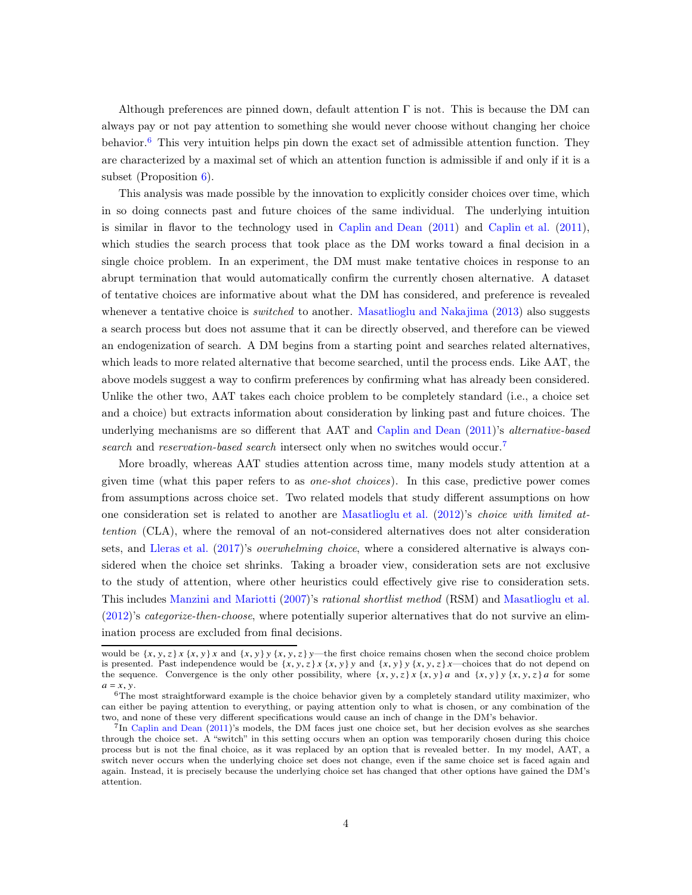Although preferences are pinned down, default attention $\Gamma$ is not. This is because the DM can always pay or not pay attention to something she would never choose without changing her choice behavior.[6] This very intuition helps pin down the exact set of admissible attention function. They are characterized by a maximal set of which an attention function is admissible if and only if it is a subset (Proposition 6).

This analysis was made possible by the innovation to explicitly consider choices over time, which in so doing connects past and future choices of the same individual. The underlying intuition is similar in flavor to the technology used in Caplin and Dean (2011) and Caplin et al. (2011), which studies the search process that took place as the DM works toward a final decision in a single choice problem. In an experiment, the DM must make tentative choices in response to an abrupt termination that would automatically confirm the currently chosen alternative. A dataset of tentative choices are informative about what the DM has considered, and preference is revealed whenever a tentative choice is *switched* to another. Masatlioglu and Nakajima (2013) also suggests a search process but does not assume that it can be directly observed, and therefore can be viewed an endogenization of search. A DM begins from a starting point and searches related alternatives, which leads to more related alternative that become searched, until the process ends. Like AAT, the above models suggest a way to confirm preferences by confirming what has already been considered. Unlike the other two, AAT takes each choice problem to be completely standard (i.e., a choice set and a choice) but extracts information about consideration by linking past and future choices. The underlying mechanisms are so different that AAT and Caplin and Dean (2011)'s *alternative-based search* and *reservation-based search* intersect only when no switches would occur.[7]

More broadly, whereas AAT studies attention across time, many models study attention at a given time (what this paper refers to as *one-shot choices*). In this case, predictive power comes from assumptions across choice set. Two related models that study different assumptions on how one consideration set is related to another are Masatlioglu et al. (2012)'s *choice with limited attention* (CLA), where the removal of an not-considered alternatives does not alter consideration sets, and Lleras et al. (2017)'s *overwhelming choice*, where a considered alternative is always considered when the choice set shrinks. Taking a broader view, consideration sets are not exclusive to the study of attention, where other heuristics could effectively give rise to consideration sets. This includes Manzini and Mariotti (2007)'s *rational shortlist method* (RSM) and Masatlioglu et al. (2012)'s *categorize-then-choose*, where potentially superior alternatives that do not survive an elimination process are excluded from final decisions.

---

would be $\{x, y, z\}\, x\, \{x, y\}\, x$ and $\{x, y\}\, y\, \{x, y, z\}\, y$—the first choice remains chosen when the second choice problem is presented. Past independence would be $\{x, y, z\}\, x\, \{x, y\}\, y$ and $\{x, y\}\, y\, \{x, y, z\}\, x$—choices that do not depend on the sequence. Convergence is the only other possibility, where $\{x, y, z\}\, x\, \{x, y\}\, a$ and $\{x, y\}\, y\, \{x, y, z\}\, a$ for some $a = x, y$.

[6] The most straightforward example is the choice behavior given by a completely standard utility maximizer, who can either be paying attention to everything, or paying attention only to what is chosen, or any combination of the two, and none of these very different specifications would cause an inch of change in the DM's behavior.

[7] In Caplin and Dean (2011)'s models, the DM faces just one choice set, but her decision evolves as she searches through the choice set. A "switch" in this setting occurs when an option was temporarily chosen during this choice process but is not the final choice, as it was replaced by an option that is revealed better. In my model, AAT, a switch never occurs when the underlying choice set does not change, even if the same choice set is faced again and again. Instead, it is precisely because the underlying choice set has changed that other options have gained the DM's attention.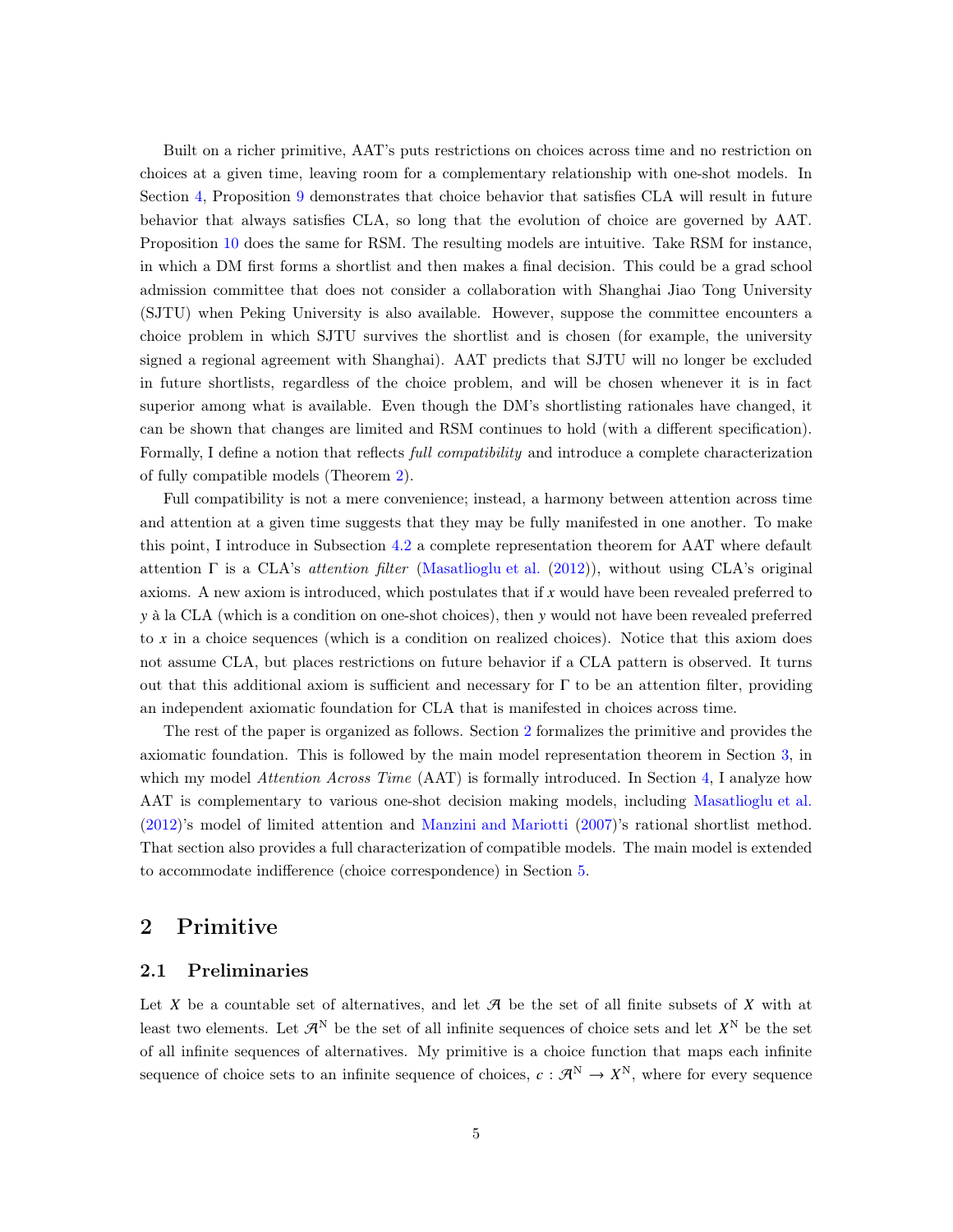Built on a richer primitive, AAT's puts restrictions on choices across time and no restriction on choices at a given time, leaving room for a complementary relationship with one-shot models. In Section 4, Proposition 9 demonstrates that choice behavior that satisfies CLA will result in future behavior that always satisfies CLA, so long that the evolution of choice are governed by AAT. Proposition 10 does the same for RSM. The resulting models are intuitive. Take RSM for instance, in which a DM first forms a shortlist and then makes a final decision. This could be a grad school admission committee that does not consider a collaboration with Shanghai Jiao Tong University (SJTU) when Peking University is also available. However, suppose the committee encounters a choice problem in which SJTU survives the shortlist and is chosen (for example, the university signed a regional agreement with Shanghai). AAT predicts that SJTU will no longer be excluded in future shortlists, regardless of the choice problem, and will be chosen whenever it is in fact superior among what is available. Even though the DM's shortlisting rationales have changed, it can be shown that changes are limited and RSM continues to hold (with a different specification). Formally, I define a notion that reflects *full compatibility* and introduce a complete characterization of fully compatible models (Theorem 2).

Full compatibility is not a mere convenience; instead, a harmony between attention across time and attention at a given time suggests that they may be fully manifested in one another. To make this point, I introduce in Subsection 4.2 a complete representation theorem for AAT where default attention $\Gamma$ is a CLA's *attention filter* (Masatlioglu et al. (2012)), without using CLA's original axioms. A new axiom is introduced, which postulates that if $x$ would have been revealed preferred to $y$ à la CLA (which is a condition on one-shot choices), then $y$ would not have been revealed preferred to $x$ in a choice sequences (which is a condition on realized choices). Notice that this axiom does not assume CLA, but places restrictions on future behavior if a CLA pattern is observed. It turns out that this additional axiom is sufficient and necessary for $\Gamma$ to be an attention filter, providing an independent axiomatic foundation for CLA that is manifested in choices across time.

The rest of the paper is organized as follows. Section 2 formalizes the primitive and provides the axiomatic foundation. This is followed by the main model representation theorem in Section 3, in which my model *Attention Across Time* (AAT) is formally introduced. In Section 4, I analyze how AAT is complementary to various one-shot decision making models, including Masatlioglu et al. (2012)'s model of limited attention and Manzini and Mariotti (2007)'s rational shortlist method. That section also provides a full characterization of compatible models. The main model is extended to accommodate indifference (choice correspondence) in Section 5.

## 2 Primitive

### 2.1 Preliminaries

Let $X$ be a countable set of alternatives, and let $\mathcal{A}$ be the set of all finite subsets of $X$ with at least two elements. Let $\mathcal{A}^{\mathbb{N}}$ be the set of all infinite sequences of choice sets and let $X^{\mathbb{N}}$ be the set of all infinite sequences of alternatives. My primitive is a choice function that maps each infinite sequence of choice sets to an infinite sequence of choices, $c : \mathcal{A}^{\mathbb{N}} \to X^{\mathbb{N}}$, where for every sequence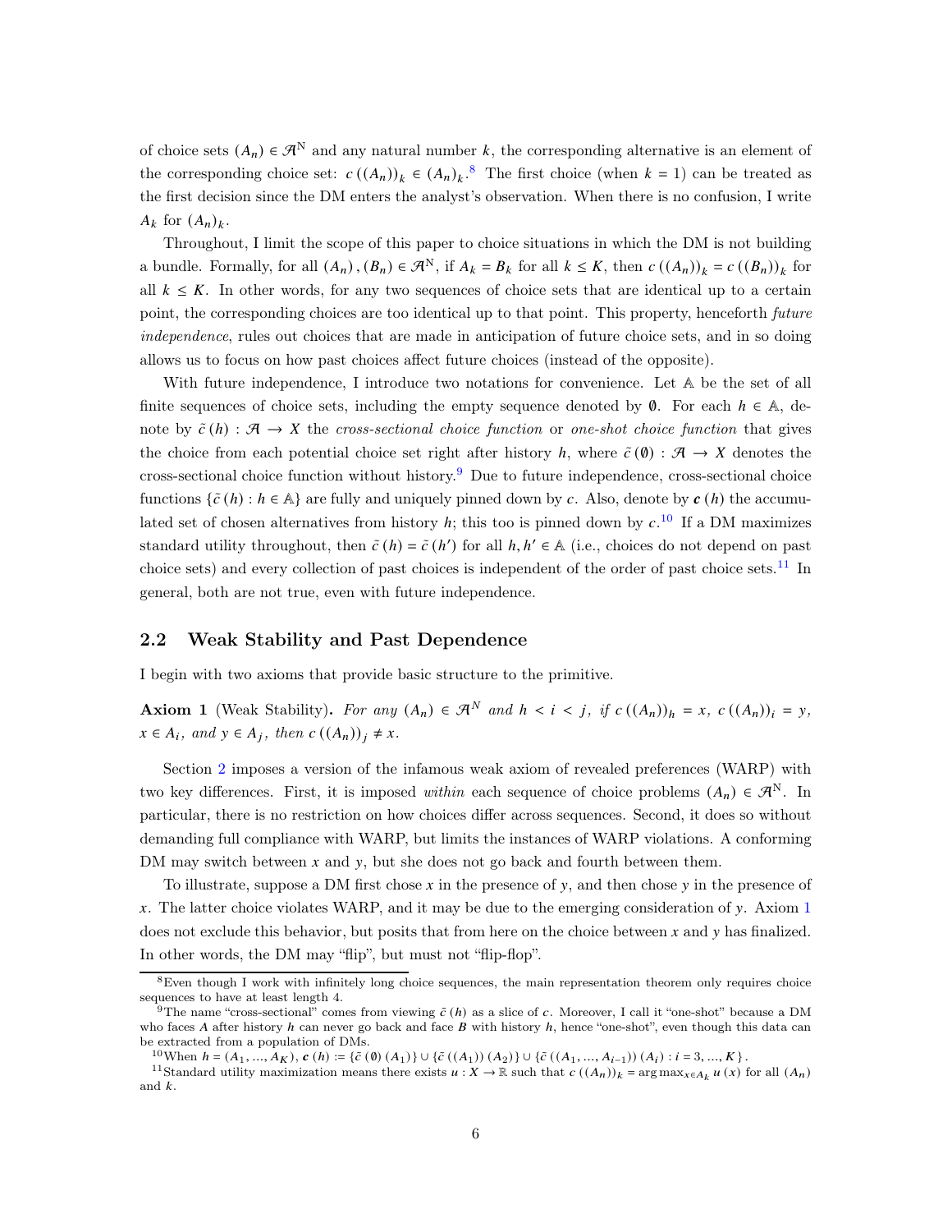of choice sets $(A_n) \in \mathcal{A}^{\mathbb{N}}$ and any natural number $k$, the corresponding alternative is an element of the corresponding choice set: $c((A_n))_k \in (A_n)_k$.[8] The first choice (when $k = 1$) can be treated as the first decision since the DM enters the analyst's observation. When there is no confusion, I write $A_k$ for $(A_n)_k$.

Throughout, I limit the scope of this paper to choice situations in which the DM is not building a bundle. Formally, for all $(A_n), (B_n) \in \mathcal{A}^{\mathbb{N}}$, if $A_k = B_k$ for all $k \leq K$, then $c((A_n))_k = c((B_n))_k$ for all $k \leq K$. In other words, for any two sequences of choice sets that are identical up to a certain point, the corresponding choices are too identical up to that point. This property, henceforth *future independence*, rules out choices that are made in anticipation of future choice sets, and in so doing allows us to focus on how past choices affect future choices (instead of the opposite).

With future independence, I introduce two notations for convenience. Let $\mathbb{A}$ be the set of all finite sequences of choice sets, including the empty sequence denoted by $\emptyset$. For each $h \in \mathbb{A}$, denote by $\tilde{c}(h) : \mathcal{A} \to X$ the *cross-sectional choice function* or *one-shot choice function* that gives the choice from each potential choice set right after history $h$, where $\tilde{c}(\emptyset) : \mathcal{A} \to X$ denotes the cross-sectional choice function without history.[9] Due to future independence, cross-sectional choice functions $\{\tilde{c}(h) : h \in \mathbb{A}\}$ are fully and uniquely pinned down by $c$. Also, denote by $\boldsymbol{c}(h)$ the accumulated set of chosen alternatives from history $h$; this too is pinned down by $c$.[10] If a DM maximizes standard utility throughout, then $\tilde{c}(h) = \tilde{c}(h')$ for all $h, h' \in \mathbb{A}$ (i.e., choices do not depend on past choice sets) and every collection of past choices is independent of the order of past choice sets.[11] In general, both are not true, even with future independence.

## 2.2 Weak Stability and Past Dependence

I begin with two axioms that provide basic structure to the primitive.

**Axiom 1** (Weak Stability)**.** *For any $(A_n) \in \mathcal{A}^N$ and $h < i < j$, if $c((A_n))_h = x$, $c((A_n))_i = y$, $x \in A_i$, and $y \in A_j$, then $c((A_n))_j \neq x$.*

Section 2 imposes a version of the infamous weak axiom of revealed preferences (WARP) with two key differences. First, it is imposed *within* each sequence of choice problems $(A_n) \in \mathcal{A}^{\mathbb{N}}$. In particular, there is no restriction on how choices differ across sequences. Second, it does so without demanding full compliance with WARP, but limits the instances of WARP violations. A conforming DM may switch between $x$ and $y$, but she does not go back and fourth between them.

To illustrate, suppose a DM first chose $x$ in the presence of $y$, and then chose $y$ in the presence of $x$. The latter choice violates WARP, and it may be due to the emerging consideration of $y$. Axiom 1 does not exclude this behavior, but posits that from here on the choice between $x$ and $y$ has finalized. In other words, the DM may "flip", but must not "flip-flop".

---

[8] Even though I work with infinitely long choice sequences, the main representation theorem only requires choice sequences to have at least length 4.

[9] The name "cross-sectional" comes from viewing $\tilde{c}(h)$ as a slice of $c$. Moreover, I call it "one-shot" because a DM who faces $A$ after history $h$ can never go back and face $B$ with history $h$, hence "one-shot", even though this data can be extracted from a population of DMs.

[10] When $h = (A_1, ..., A_K)$, $\boldsymbol{c}(h) := \{\tilde{c}(\emptyset)(A_1)\} \cup \{\tilde{c}((A_1))(A_2)\} \cup \{\tilde{c}((A_1, ..., A_{i-1}))(A_i) : i = 3, ..., K\}$.

[11] Standard utility maximization means there exists $u : X \to \mathbb{R}$ such that $c((A_n))_k = \arg\max_{x \in A_k} u(x)$ for all $(A_n)$ and $k$.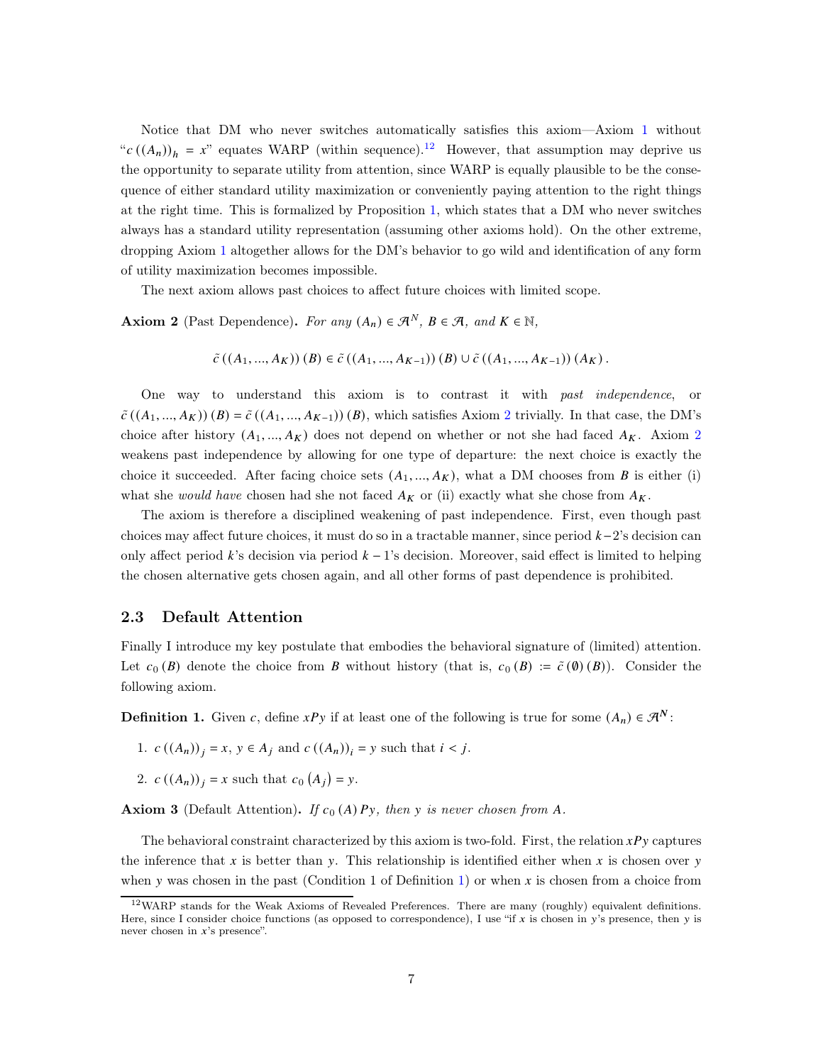Notice that DM who never switches automatically satisfies this axiom—Axiom 1 without "$c((A_n))_h = x$" equates WARP (within sequence).[12] However, that assumption may deprive us the opportunity to separate utility from attention, since WARP is equally plausible to be the consequence of either standard utility maximization or conveniently paying attention to the right things at the right time. This is formalized by Proposition 1, which states that a DM who never switches always has a standard utility representation (assuming other axioms hold). On the other extreme, dropping Axiom 1 altogether allows for the DM's behavior to go wild and identification of any form of utility maximization becomes impossible.

The next axiom allows past choices to affect future choices with limited scope.

**Axiom 2** (Past Dependence)**.** *For any $(A_n) \in \mathcal{A}^N$, $B \in \mathcal{A}$, and $K \in \mathbb{N}$,*

$$\tilde{c}((A_1, ..., A_K))(B) \in \tilde{c}((A_1, ..., A_{K-1}))(B) \cup \tilde{c}((A_1, ..., A_{K-1}))(A_K).$$

One way to understand this axiom is to contrast it with *past independence*, or $\tilde{c}((A_1, ..., A_K))(B) = \tilde{c}((A_1, ..., A_{K-1}))(B)$, which satisfies Axiom 2 trivially. In that case, the DM's choice after history $(A_1, ..., A_K)$ does not depend on whether or not she had faced $A_K$. Axiom 2 weakens past independence by allowing for one type of departure: the next choice is exactly the choice it succeeded. After facing choice sets $(A_1, ..., A_K)$, what a DM chooses from $B$ is either (i) what she *would have* chosen had she not faced $A_K$ or (ii) exactly what she chose from $A_K$.

The axiom is therefore a disciplined weakening of past independence. First, even though past choices may affect future choices, it must do so in a tractable manner, since period $k-2$'s decision can only affect period $k$'s decision via period $k-1$'s decision. Moreover, said effect is limited to helping the chosen alternative gets chosen again, and all other forms of past dependence is prohibited.

### 2.3 Default Attention

Finally I introduce my key postulate that embodies the behavioral signature of (limited) attention. Let $c_0(B)$ denote the choice from $B$ without history (that is, $c_0(B) := \tilde{c}(\emptyset)(B)$). Consider the following axiom.

**Definition 1.** Given $c$, define $xPy$ if at least one of the following is true for some $(A_n) \in \mathcal{A}^N$:

1. $c((A_n))_j = x$, $y \in A_j$ and $c((A_n))_i = y$ such that $i < j$.
2. $c((A_n))_j = x$ such that $c_0(A_j) = y$.

**Axiom 3** (Default Attention)**.** *If $c_0(A)Py$, then $y$ is never chosen from $A$.*

The behavioral constraint characterized by this axiom is two-fold. First, the relation $xPy$ captures the inference that $x$ is better than $y$. This relationship is identified either when $x$ is chosen over $y$ when $y$ was chosen in the past (Condition 1 of Definition 1) or when $x$ is chosen from a choice from

[12] WARP stands for the Weak Axioms of Revealed Preferences. There are many (roughly) equivalent definitions. Here, since I consider choice functions (as opposed to correspondence), I use "if $x$ is chosen in $y$'s presence, then $y$ is never chosen in $x$'s presence".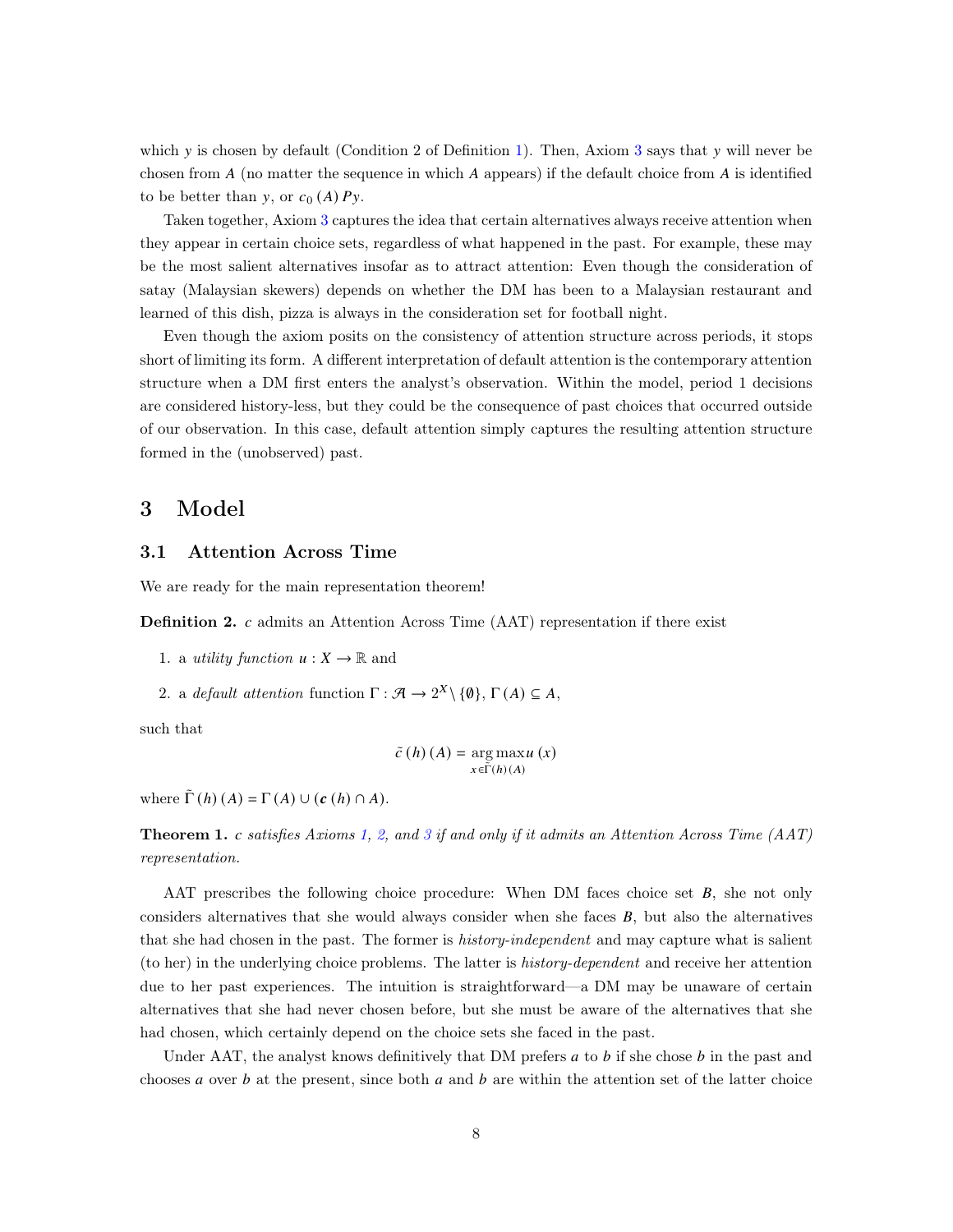which $y$ is chosen by default (Condition 2 of Definition 1). Then, Axiom 3 says that $y$ will never be chosen from $A$ (no matter the sequence in which $A$ appears) if the default choice from $A$ is identified to be better than $y$, or $c_0(A)\, P y$.

Taken together, Axiom 3 captures the idea that certain alternatives always receive attention when they appear in certain choice sets, regardless of what happened in the past. For example, these may be the most salient alternatives insofar as to attract attention: Even though the consideration of satay (Malaysian skewers) depends on whether the DM has been to a Malaysian restaurant and learned of this dish, pizza is always in the consideration set for football night.

Even though the axiom posits on the consistency of attention structure across periods, it stops short of limiting its form. A different interpretation of default attention is the contemporary attention structure when a DM first enters the analyst's observation. Within the model, period 1 decisions are considered history-less, but they could be the consequence of past choices that occurred outside of our observation. In this case, default attention simply captures the resulting attention structure formed in the (unobserved) past.

# 3 Model

## 3.1 Attention Across Time

We are ready for the main representation theorem!

**Definition 2.** $c$ admits an Attention Across Time (AAT) representation if there exist

1. a *utility function* $u : X \to \mathbb{R}$ and
2. a *default attention* function $\Gamma : \mathcal{A} \to 2^X \setminus \{\emptyset\}$, $\Gamma(A) \subseteq A$,

such that

$$\tilde{c}(h)(A) = \arg\max_{x \in \tilde{\Gamma}(h)(A)} u(x)$$

where $\tilde{\Gamma}(h)(A) = \Gamma(A) \cup (\boldsymbol{c}(h) \cap A)$.

**Theorem 1.** *$c$ satisfies Axioms 1, 2, and 3 if and only if it admits an Attention Across Time (AAT) representation.*

AAT prescribes the following choice procedure: When DM faces choice set $\boldsymbol{B}$, she not only considers alternatives that she would always consider when she faces $\boldsymbol{B}$, but also the alternatives that she had chosen in the past. The former is *history-independent* and may capture what is salient (to her) in the underlying choice problems. The latter is *history-dependent* and receive her attention due to her past experiences. The intuition is straightforward—a DM may be unaware of certain alternatives that she had never chosen before, but she must be aware of the alternatives that she had chosen, which certainly depend on the choice sets she faced in the past.

Under AAT, the analyst knows definitively that DM prefers $\boldsymbol{a}$ to $\boldsymbol{b}$ if she chose $\boldsymbol{b}$ in the past and chooses $\boldsymbol{a}$ over $\boldsymbol{b}$ at the present, since both $\boldsymbol{a}$ and $\boldsymbol{b}$ are within the attention set of the latter choice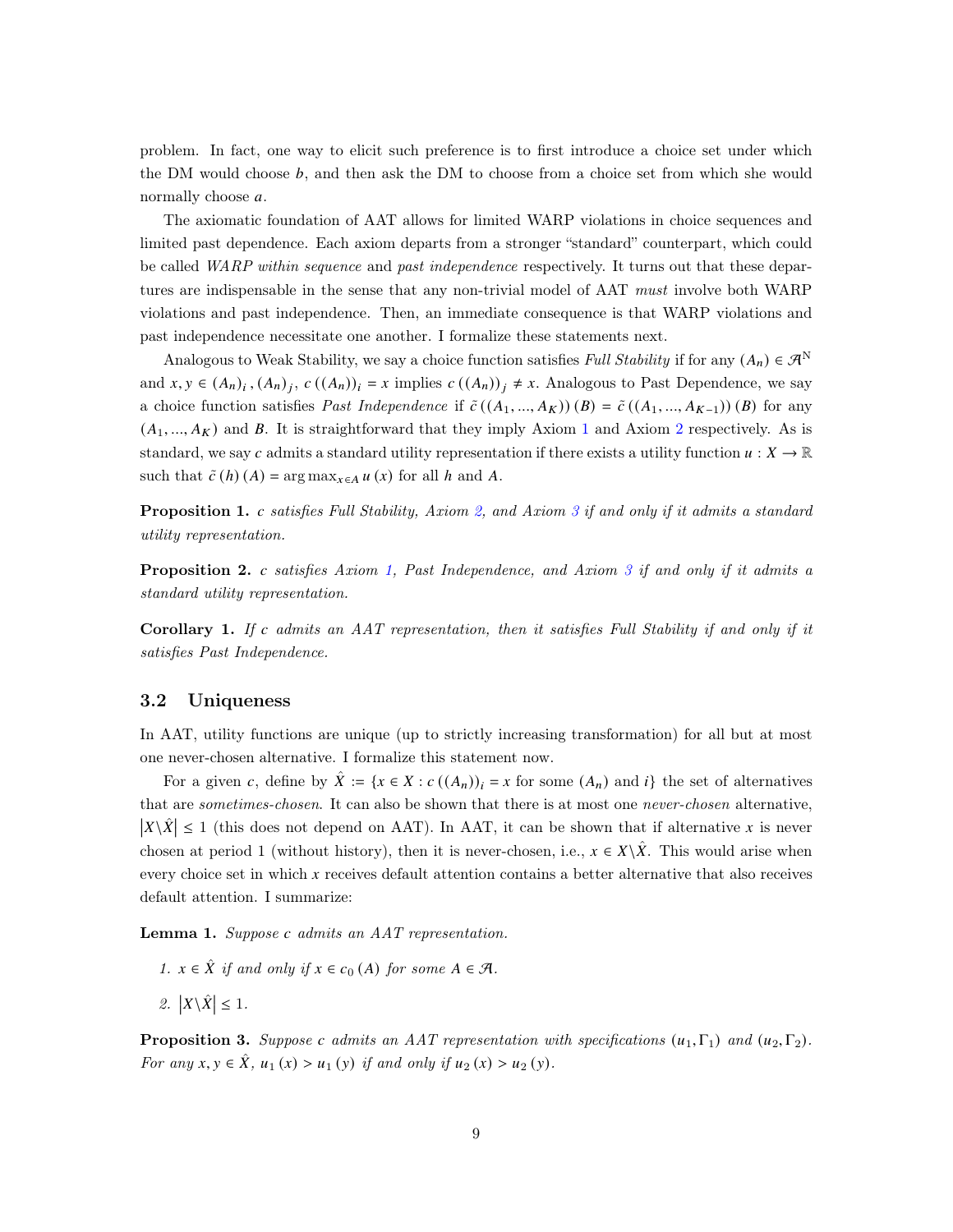problem. In fact, one way to elicit such preference is to first introduce a choice set under which the DM would choose $b$, and then ask the DM to choose from a choice set from which she would normally choose $a$.

The axiomatic foundation of AAT allows for limited WARP violations in choice sequences and limited past dependence. Each axiom departs from a stronger "standard" counterpart, which could be called *WARP within sequence* and *past independence* respectively. It turns out that these departures are indispensable in the sense that any non-trivial model of AAT *must* involve both WARP violations and past independence. Then, an immediate consequence is that WARP violations and past independence necessitate one another. I formalize these statements next.

Analogous to Weak Stability, we say a choice function satisfies *Full Stability* if for any $(A_n) \in \mathcal{A}^{\mathbb{N}}$ and $x, y \in (A_n)_i, (A_n)_j$, $c((A_n))_i = x$ implies $c((A_n))_j \neq x$. Analogous to Past Dependence, we say a choice function satisfies *Past Independence* if $\tilde{c}((A_1, ..., A_K))(B) = \tilde{c}((A_1, ..., A_{K-1}))(B)$ for any $(A_1, ..., A_K)$ and $B$. It is straightforward that they imply Axiom 1 and Axiom 2 respectively. As is standard, we say $c$ admits a standard utility representation if there exists a utility function $u : X \to \mathbb{R}$ such that $\tilde{c}(h)(A) = \arg\max_{x \in A} u(x)$ for all $h$ and $A$.

**Proposition 1.** *$c$ satisfies Full Stability, Axiom 2, and Axiom 3 if and only if it admits a standard utility representation.*

**Proposition 2.** *$c$ satisfies Axiom 1, Past Independence, and Axiom 3 if and only if it admits a standard utility representation.*

**Corollary 1.** *If $c$ admits an AAT representation, then it satisfies Full Stability if and only if it satisfies Past Independence.*

## 3.2 Uniqueness

In AAT, utility functions are unique (up to strictly increasing transformation) for all but at most one never-chosen alternative. I formalize this statement now.

For a given $c$, define by $\hat{X} := \{x \in X : c((A_n))_i = x \text{ for some } (A_n) \text{ and } i\}$ the set of alternatives that are *sometimes-chosen*. It can also be shown that there is at most one *never-chosen* alternative, $|X \backslash \hat{X}| \leq 1$ (this does not depend on AAT). In AAT, it can be shown that if alternative $x$ is never chosen at period 1 (without history), then it is never-chosen, i.e., $x \in X \backslash \hat{X}$. This would arise when every choice set in which $x$ receives default attention contains a better alternative that also receives default attention. I summarize:

**Lemma 1.** *Suppose $c$ admits an AAT representation.*

1. *$x \in \hat{X}$ if and only if $x \in c_0(A)$ for some $A \in \mathcal{A}$.*
2. *$|X \backslash \hat{X}| \leq 1$.*

**Proposition 3.** *Suppose $c$ admits an AAT representation with specifications $(u_1, \Gamma_1)$ and $(u_2, \Gamma_2)$. For any $x, y \in \hat{X}$, $u_1(x) > u_1(y)$ if and only if $u_2(x) > u_2(y)$.*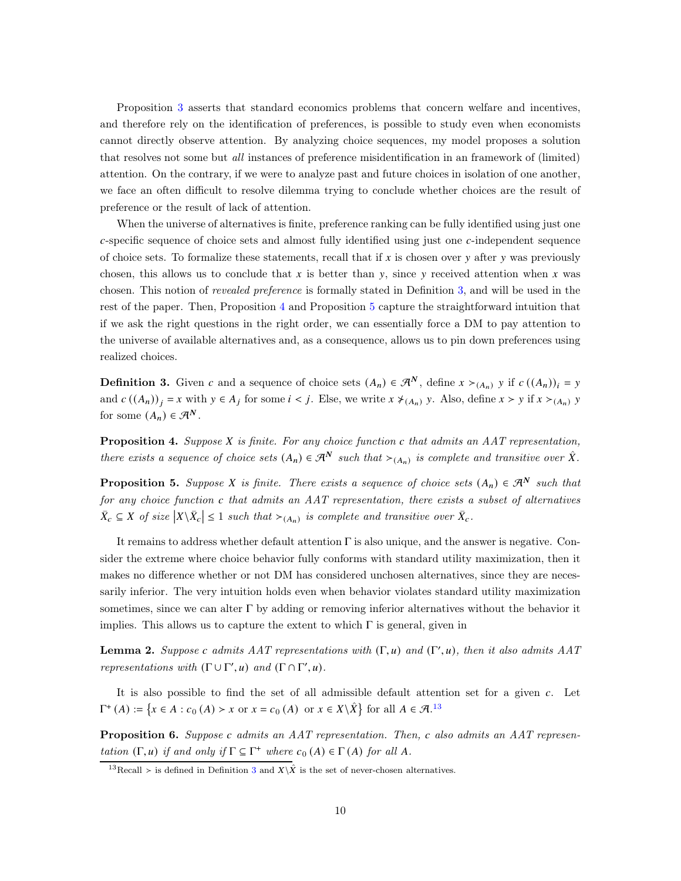Proposition 3 asserts that standard economics problems that concern welfare and incentives, and therefore rely on the identification of preferences, is possible to study even when economists cannot directly observe attention. By analyzing choice sequences, my model proposes a solution that resolves not some but *all* instances of preference misidentification in an framework of (limited) attention. On the contrary, if we were to analyze past and future choices in isolation of one another, we face an often difficult to resolve dilemma trying to conclude whether choices are the result of preference or the result of lack of attention.

When the universe of alternatives is finite, preference ranking can be fully identified using just one $c$-specific sequence of choice sets and almost fully identified using just one $c$-independent sequence of choice sets. To formalize these statements, recall that if $x$ is chosen over $y$ after $y$ was previously chosen, this allows us to conclude that $x$ is better than $y$, since $y$ received attention when $x$ was chosen. This notion of *revealed preference* is formally stated in Definition 3, and will be used in the rest of the paper. Then, Proposition 4 and Proposition 5 capture the straightforward intuition that if we ask the right questions in the right order, we can essentially force a DM to pay attention to the universe of available alternatives and, as a consequence, allows us to pin down preferences using realized choices.

**Definition 3.** Given $c$ and a sequence of choice sets $(A_n) \in \mathcal{A}^{\mathbf{N}}$, define $x \succ_{(A_n)} y$ if $c((A_n))_i = y$ and $c((A_n))_j = x$ with $y \in A_j$ for some $i < j$. Else, we write $x \nsucc_{(A_n)} y$. Also, define $x \succ y$ if $x \succ_{(A_n)} y$ for some $(A_n) \in \mathcal{A}^{\mathbf{N}}$.

**Proposition 4.** *Suppose $X$ is finite. For any choice function $c$ that admits an AAT representation, there exists a sequence of choice sets $(A_n) \in \mathcal{A}^{\mathbf{N}}$ such that $\succ_{(A_n)}$ is complete and transitive over $\hat{X}$.*

**Proposition 5.** *Suppose $X$ is finite. There exists a sequence of choice sets $(A_n) \in \mathcal{A}^{\mathbf{N}}$ such that for any choice function $c$ that admits an AAT representation, there exists a subset of alternatives $\bar{X}_c \subseteq X$ of size $|X \backslash \bar{X}_c| \leq 1$ such that $\succ_{(A_n)}$ is complete and transitive over $\bar{X}_c$.*

It remains to address whether default attention $\Gamma$ is also unique, and the answer is negative. Consider the extreme where choice behavior fully conforms with standard utility maximization, then it makes no difference whether or not DM has considered unchosen alternatives, since they are necessarily inferior. The very intuition holds even when behavior violates standard utility maximization sometimes, since we can alter $\Gamma$ by adding or removing inferior alternatives without the behavior it implies. This allows us to capture the extent to which $\Gamma$ is general, given in

**Lemma 2.** *Suppose $c$ admits AAT representations with $(\Gamma, u)$ and $(\Gamma', u)$, then it also admits AAT representations with $(\Gamma \cup \Gamma', u)$ and $(\Gamma \cap \Gamma', u)$.*

It is also possible to find the set of all admissible default attention set for a given $c$. Let $\Gamma^+(A) := \{x \in A : c_0(A) \succ x \text{ or } x = c_0(A) \text{ or } x \in X \backslash \hat{X}\}$ for all $A \in \mathcal{A}$.[13]

**Proposition 6.** *Suppose $c$ admits an AAT representation. Then, $c$ also admits an AAT representation $(\Gamma, u)$ if and only if $\Gamma \subseteq \Gamma^+$ where $c_0(A) \in \Gamma(A)$ for all $A$.*

[13] Recall $\succ$ is defined in Definition 3 and $X \backslash \hat{X}$ is the set of never-chosen alternatives.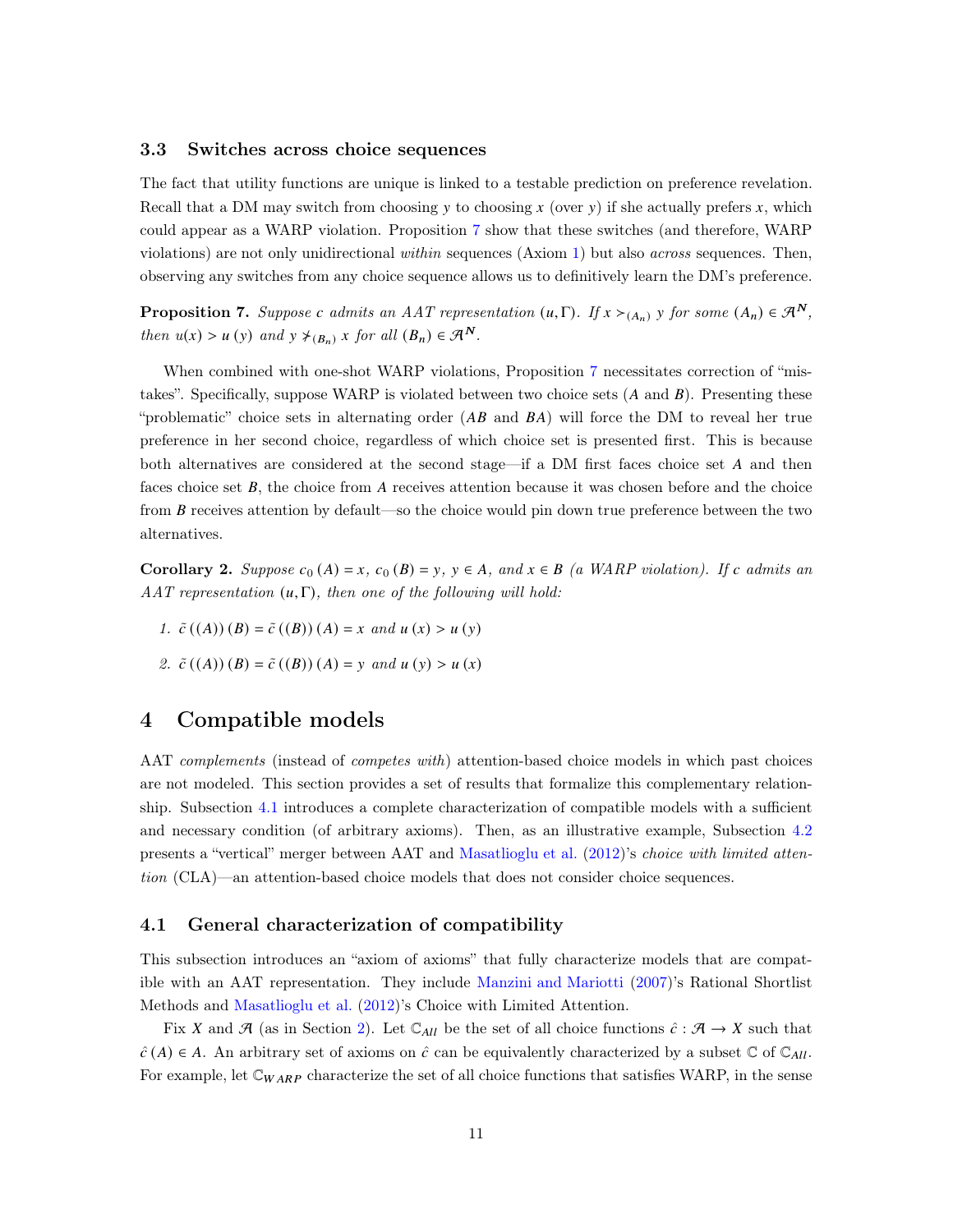### 3.3 Switches across choice sequences

The fact that utility functions are unique is linked to a testable prediction on preference revelation. Recall that a DM may switch from choosing $y$ to choosing $x$ (over $y$) if she actually prefers $x$, which could appear as a WARP violation. Proposition 7 show that these switches (and therefore, WARP violations) are not only unidirectional *within* sequences (Axiom 1) but also *across* sequences. Then, observing any switches from any choice sequence allows us to definitively learn the DM's preference.

**Proposition 7.** *Suppose $c$ admits an AAT representation $(u, \Gamma)$. If $x \succ_{(A_n)} y$ for some $(A_n) \in \mathcal{A}^{\mathbf{N}}$, then $u(x) > u(y)$ and $y \not\succ_{(B_n)} x$ for all $(B_n) \in \mathcal{A}^{\mathbf{N}}$.*

When combined with one-shot WARP violations, Proposition 7 necessitates correction of "mistakes". Specifically, suppose WARP is violated between two choice sets ($A$ and $B$). Presenting these "problematic" choice sets in alternating order ($AB$ and $BA$) will force the DM to reveal her true preference in her second choice, regardless of which choice set is presented first. This is because both alternatives are considered at the second stage—if a DM first faces choice set $A$ and then faces choice set $B$, the choice from $A$ receives attention because it was chosen before and the choice from $B$ receives attention by default—so the choice would pin down true preference between the two alternatives.

**Corollary 2.** *Suppose $c_0(A) = x$, $c_0(B) = y$, $y \in A$, and $x \in B$ (a WARP violation). If $c$ admits an AAT representation $(u, \Gamma)$, then one of the following will hold:*

1. $\tilde{c}((A))(B) = \tilde{c}((B))(A) = x$ *and* $u(x) > u(y)$
2. $\tilde{c}((A))(B) = \tilde{c}((B))(A) = y$ *and* $u(y) > u(x)$

# 4 Compatible models

AAT *complements* (instead of *competes with*) attention-based choice models in which past choices are not modeled. This section provides a set of results that formalize this complementary relationship. Subsection 4.1 introduces a complete characterization of compatible models with a sufficient and necessary condition (of arbitrary axioms). Then, as an illustrative example, Subsection 4.2 presents a "vertical" merger between AAT and Masatlioglu et al. (2012)'s *choice with limited attention* (CLA)—an attention-based choice models that does not consider choice sequences.

## 4.1 General characterization of compatibility

This subsection introduces an "axiom of axioms" that fully characterize models that are compatible with an AAT representation. They include Manzini and Mariotti (2007)'s Rational Shortlist Methods and Masatlioglu et al. (2012)'s Choice with Limited Attention.

Fix $X$ and $\mathcal{A}$ (as in Section 2). Let $\mathbb{C}_{All}$ be the set of all choice functions $\hat{c} : \mathcal{A} \to X$ such that $\hat{c}(A) \in A$. An arbitrary set of axioms on $\hat{c}$ can be equivalently characterized by a subset $\mathbb{C}$ of $\mathbb{C}_{All}$. For example, let $\mathbb{C}_{WARP}$ characterize the set of all choice functions that satisfies WARP, in the sense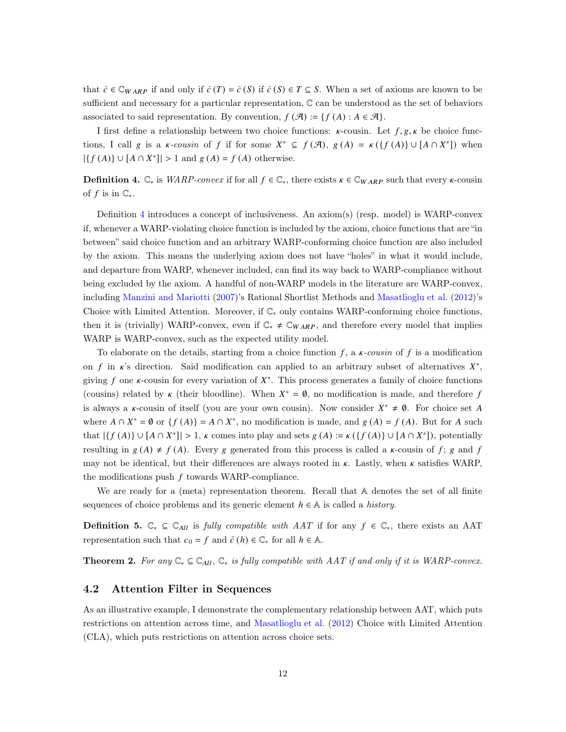that $\hat{c} \in \mathbb{C}_{WARP}$ if and only if $\hat{c}(T) = \hat{c}(S)$ if $\hat{c}(S) \in T \subseteq S$. When a set of axioms are known to be sufficient and necessary for a particular representation, $\mathbb{C}$ can be understood as the set of behaviors associated to said representation. By convention, $f(\mathcal{A}) := \{f(A) : A \in \mathcal{A}\}$.

I first define a relationship between two choice functions: $\kappa$-cousin. Let $f, g, \kappa$ be choice functions, I call $g$ is a *$\kappa$-cousin* of $f$ if for some $X^* \subseteq f(\mathcal{A})$, $g(A) = \kappa(\{f(A)\} \cup [A \cap X^*])$ when $|\{f(A)\} \cup [A \cap X^*]| > 1$ and $g(A) = f(A)$ otherwise.

**Definition 4.** $\mathbb{C}_*$ is *WARP-convex* if for all $f \in \mathbb{C}_*$, there exists $\kappa \in \mathbb{C}_{WARP}$ such that every $\kappa$-cousin of $f$ is in $\mathbb{C}_*$.

Definition 4 introduces a concept of inclusiveness. An axiom(s) (resp. model) is WARP-convex if, whenever a WARP-violating choice function is included by the axiom, choice functions that are "in between" said choice function and an arbitrary WARP-conforming choice function are also included by the axiom. This means the underlying axiom does not have "holes" in what it would include, and departure from WARP, whenever included, can find its way back to WARP-compliance without being excluded by the axiom. A handful of non-WARP models in the literature are WARP-convex, including Manzini and Mariotti (2007)'s Rational Shortlist Methods and Masatlioglu et al. (2012)'s Choice with Limited Attention. Moreover, if $\mathbb{C}_*$ only contains WARP-conforming choice functions, then it is (trivially) WARP-convex, even if $\mathbb{C}_* \neq \mathbb{C}_{WARP}$, and therefore every model that implies WARP is WARP-convex, such as the expected utility model.

To elaborate on the details, starting from a choice function $f$, a *$\kappa$-cousin* of $f$ is a modification on $f$ in $\kappa$'s direction. Said modification can applied to an arbitrary subset of alternatives $X^*$, giving $f$ one $\kappa$-cousin for every variation of $X^*$. This process generates a family of choice functions (cousins) related by $\kappa$ (their bloodline). When $X^* = \emptyset$, no modification is made, and therefore $f$ is always a $\kappa$-cousin of itself (you are your own cousin). Now consider $X^* \neq \emptyset$. For choice set $A$ where $A \cap X^* = \emptyset$ or $\{f(A)\} = A \cap X^*$, no modification is made, and $g(A) = f(A)$. But for $A$ such that $|\{f(A)\} \cup [A \cap X^*]| > 1$, $\kappa$ comes into play and sets $g(A) := \kappa(\{f(A)\} \cup [A \cap X^*])$, potentially resulting in $g(A) \neq f(A)$. Every $g$ generated from this process is called a $\kappa$-cousin of $f$; $g$ and $f$ may not be identical, but their differences are always rooted in $\kappa$. Lastly, when $\kappa$ satisfies WARP, the modifications push $f$ towards WARP-compliance.

We are ready for a (meta) representation theorem. Recall that $\mathbb{A}$ denotes the set of all finite sequences of choice problems and its generic element $h \in \mathbb{A}$ is called a *history*.

**Definition 5.** $\mathbb{C}_* \subseteq \mathbb{C}_{All}$ is *fully compatible with AAT* if for any $f \in \mathbb{C}_*$, there exists an AAT representation such that $c_0 = f$ and $\tilde{c}(h) \in \mathbb{C}_*$ for all $h \in \mathbb{A}$.

**Theorem 2.** *For any $\mathbb{C}_* \subseteq \mathbb{C}_{All}$, $\mathbb{C}_*$ is fully compatible with AAT if and only if it is WARP-convex.*

## 4.2 Attention Filter in Sequences

As an illustrative example, I demonstrate the complementary relationship between AAT, which puts restrictions on attention across time, and Masatlioglu et al. (2012) Choice with Limited Attention (CLA), which puts restrictions on attention across choice sets.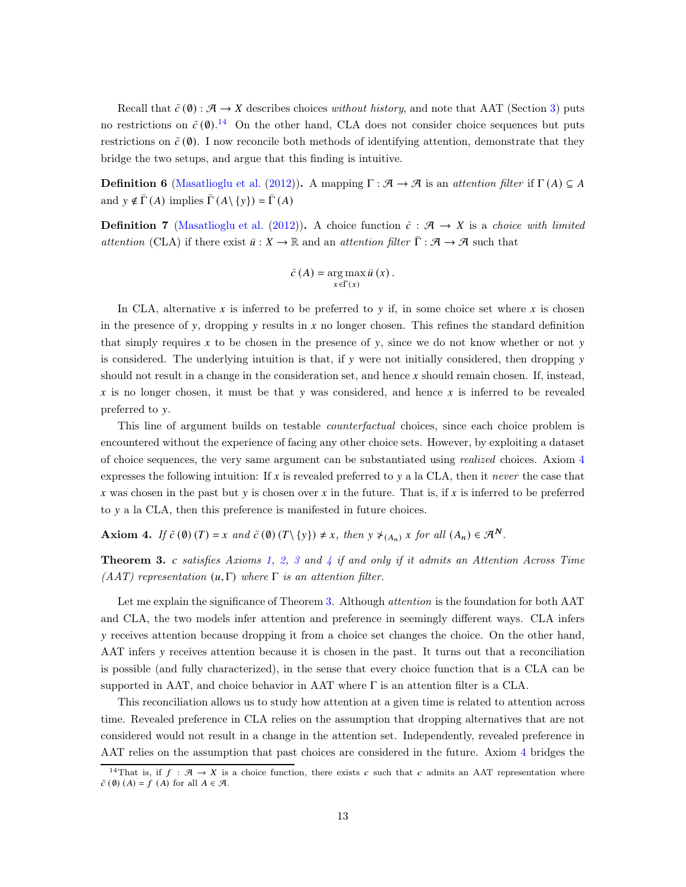Recall that $\tilde{c}(\emptyset) : \mathcal{A} \to X$ describes choices *without history*, and note that AAT (Section 3) puts no restrictions on $\tilde{c}(\emptyset)$.[14] On the other hand, CLA does not consider choice sequences but puts restrictions on $\tilde{c}(\emptyset)$. I now reconcile both methods of identifying attention, demonstrate that they bridge the two setups, and argue that this finding is intuitive.

**Definition 6** (Masatlioglu et al. (2012))**.** A mapping $\Gamma : \mathcal{A} \to \mathcal{A}$ is an *attention filter* if $\Gamma(A) \subseteq A$ and $y \notin \bar{\Gamma}(A)$ implies $\bar{\Gamma}(A \setminus \{y\}) = \bar{\Gamma}(A)$

**Definition 7** (Masatlioglu et al. (2012))**.** A choice function $\hat{c} : \mathcal{A} \to X$ is a *choice with limited attention* (CLA) if there exist $\bar{u} : X \to \mathbb{R}$ and an *attention filter* $\bar{\Gamma} : \mathcal{A} \to \mathcal{A}$ such that

$$\hat{c}(A) = \arg\max_{x \in \Gamma(x)} \bar{u}(x).$$

In CLA, alternative $x$ is inferred to be preferred to $y$ if, in some choice set where $x$ is chosen in the presence of $y$, dropping $y$ results in $x$ no longer chosen. This refines the standard definition that simply requires $x$ to be chosen in the presence of $y$, since we do not know whether or not $y$ is considered. The underlying intuition is that, if $y$ were not initially considered, then dropping $y$ should not result in a change in the consideration set, and hence $x$ should remain chosen. If, instead, $x$ is no longer chosen, it must be that $y$ was considered, and hence $x$ is inferred to be revealed preferred to $y$.

This line of argument builds on testable *counterfactual* choices, since each choice problem is encountered without the experience of facing any other choice sets. However, by exploiting a dataset of choice sequences, the very same argument can be substantiated using *realized* choices. Axiom 4 expresses the following intuition: If $x$ is revealed preferred to $y$ a la CLA, then it *never* the case that $x$ was chosen in the past but $y$ is chosen over $x$ in the future. That is, if $x$ is inferred to be preferred to $y$ a la CLA, then this preference is manifested in future choices.

**Axiom 4.** *If $\tilde{c}(\emptyset)(T) = x$ and $\tilde{c}(\emptyset)(T \setminus \{y\}) \neq x$, then $y \not\succ_{(A_n)} x$ for all $(A_n) \in \mathcal{A}^{\mathbf{N}}$.*

**Theorem 3.** *$c$ satisfies Axioms 1, 2, 3 and 4 if and only if it admits an Attention Across Time (AAT) representation $(u, \Gamma)$ where $\Gamma$ is an attention filter.*

Let me explain the significance of Theorem 3. Although *attention* is the foundation for both AAT and CLA, the two models infer attention and preference in seemingly different ways. CLA infers $y$ receives attention because dropping it from a choice set changes the choice. On the other hand, AAT infers $y$ receives attention because it is chosen in the past. It turns out that a reconciliation is possible (and fully characterized), in the sense that every choice function that is a CLA can be supported in AAT, and choice behavior in AAT where $\Gamma$ is an attention filter is a CLA.

This reconciliation allows us to study how attention at a given time is related to attention across time. Revealed preference in CLA relies on the assumption that dropping alternatives that are not considered would not result in a change in the attention set. Independently, revealed preference in AAT relies on the assumption that past choices are considered in the future. Axiom 4 bridges the

[14] That is, if $f : \mathcal{A} \to X$ is a choice function, there exists $c$ such that $c$ admits an AAT representation where $\tilde{c}(\emptyset)(A) = f(A)$ for all $A \in \mathcal{A}$.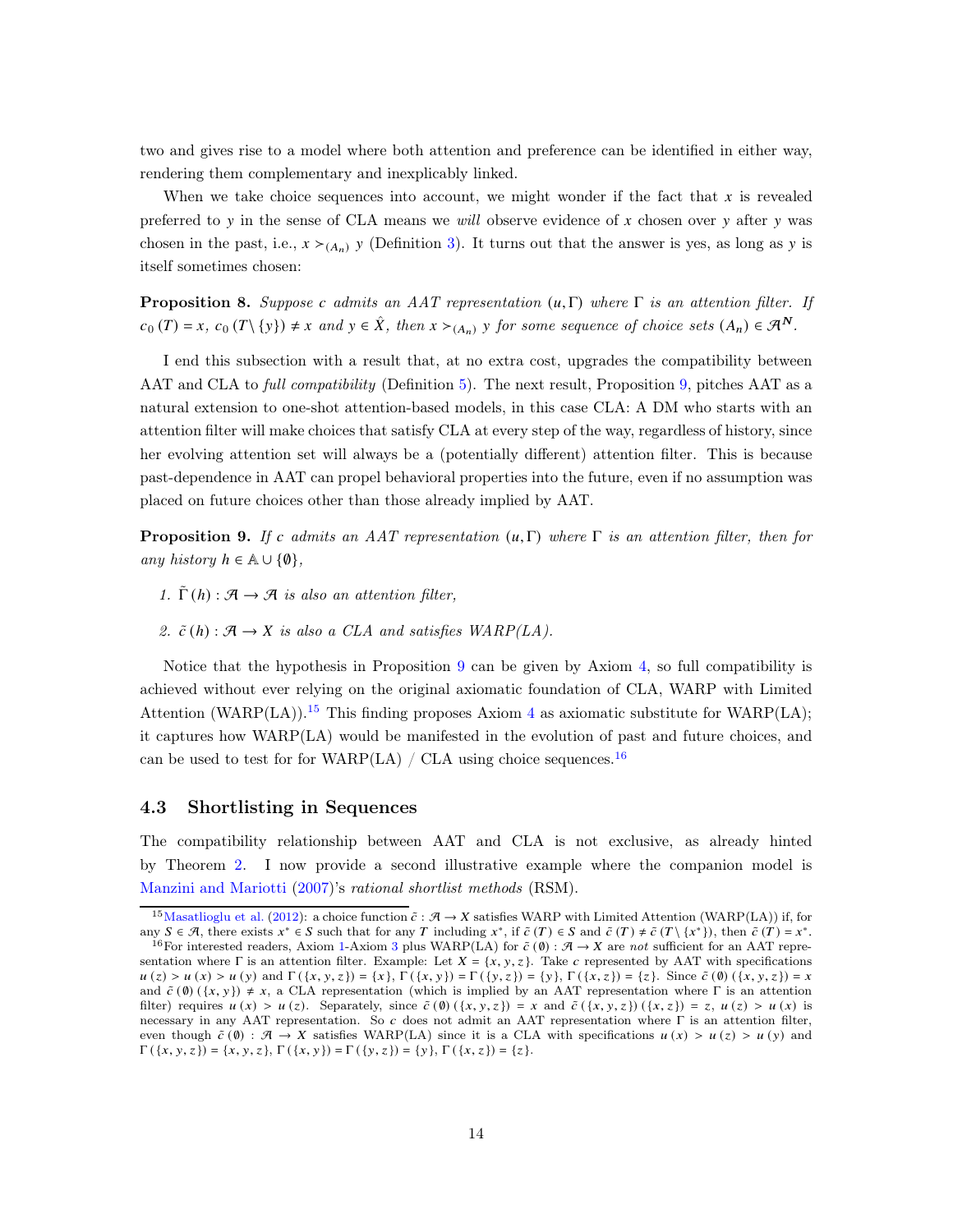two and gives rise to a model where both attention and preference can be identified in either way, rendering them complementary and inexplicably linked.

When we take choice sequences into account, we might wonder if the fact that $x$ is revealed preferred to $y$ in the sense of CLA means we *will* observe evidence of $x$ chosen over $y$ after $y$ was chosen in the past, i.e., $x \succ_{(A_n)} y$ (Definition 3). It turns out that the answer is yes, as long as $y$ is itself sometimes chosen:

**Proposition 8.** *Suppose $c$ admits an AAT representation $(u, \Gamma)$ where $\Gamma$ is an attention filter. If $c_0(T) = x$, $c_0(T \setminus \{y\}) \neq x$ and $y \in \hat{X}$, then $x \succ_{(A_n)} y$ for some sequence of choice sets $(A_n) \in \mathcal{A}^{\mathbf{N}}$.*

I end this subsection with a result that, at no extra cost, upgrades the compatibility between AAT and CLA to *full compatibility* (Definition 5). The next result, Proposition 9, pitches AAT as a natural extension to one-shot attention-based models, in this case CLA: A DM who starts with an attention filter will make choices that satisfy CLA at every step of the way, regardless of history, since her evolving attention set will always be a (potentially different) attention filter. This is because past-dependence in AAT can propel behavioral properties into the future, even if no assumption was placed on future choices other than those already implied by AAT.

**Proposition 9.** *If $c$ admits an AAT representation $(u, \Gamma)$ where $\Gamma$ is an attention filter, then for any history $h \in \mathbb{A} \cup \{\emptyset\}$,*

1. *$\tilde{\Gamma}(h) : \mathcal{A} \to \mathcal{A}$ is also an attention filter,*
2. *$\tilde{c}(h) : \mathcal{A} \to X$ is also a CLA and satisfies WARP(LA).*

Notice that the hypothesis in Proposition 9 can be given by Axiom 4, so full compatibility is achieved without ever relying on the original axiomatic foundation of CLA, WARP with Limited Attention (WARP(LA)).[15] This finding proposes Axiom 4 as axiomatic substitute for WARP(LA); it captures how WARP(LA) would be manifested in the evolution of past and future choices, and can be used to test for for WARP(LA) / CLA using choice sequences.[16]

### 4.3 Shortlisting in Sequences

The compatibility relationship between AAT and CLA is not exclusive, as already hinted by Theorem 2. I now provide a second illustrative example where the companion model is Manzini and Mariotti (2007)'s *rational shortlist methods* (RSM).

[15] Masatlioglu et al. (2012): a choice function $\tilde{c} : \mathcal{A} \to X$ satisfies WARP with Limited Attention (WARP(LA)) if, for any $S \in \mathcal{A}$, there exists $x^* \in S$ such that for any $T$ including $x^*$, if $\tilde{c}(T) \in S$ and $\tilde{c}(T) \neq \tilde{c}(T \setminus \{x^*\})$, then $\tilde{c}(T) = x^*$.

[16] For interested readers, Axiom 1-Axiom 3 plus WARP(LA) for $\tilde{c}(\emptyset) : \mathcal{A} \to X$ are *not* sufficient for an AAT representation where $\Gamma$ is an attention filter. Example: Let $X = \{x, y, z\}$. Take $c$ represented by AAT with specifications $u(z) > u(x) > u(y)$ and $\Gamma(\{x, y, z\}) = \{x\}$, $\Gamma(\{x, y\}) = \Gamma(\{y, z\}) = \{y\}$, $\Gamma(\{x, z\}) = \{z\}$. Since $\tilde{c}(\emptyset)(\{x, y, z\}) = x$ and $\tilde{c}(\emptyset)(\{x, y\}) \neq x$, a CLA representation (which is implied by an AAT representation where $\Gamma$ is an attention filter) requires $u(x) > u(z)$. Separately, since $\tilde{c}(\emptyset)(\{x, y, z\}) = x$ and $\tilde{c}(\{x, y, z\})(\{x, z\}) = z$, $u(z) > u(x)$ is necessary in any AAT representation. So $c$ does not admit an AAT representation where $\Gamma$ is an attention filter, even though $\tilde{c}(\emptyset) : \mathcal{A} \to X$ satisfies WARP(LA) since it is a CLA with specifications $u(x) > u(z) > u(y)$ and $\Gamma(\{x, y, z\}) = \{x, y, z\}$, $\Gamma(\{x, y\}) = \Gamma(\{y, z\}) = \{y\}$, $\Gamma(\{x, z\}) = \{z\}$.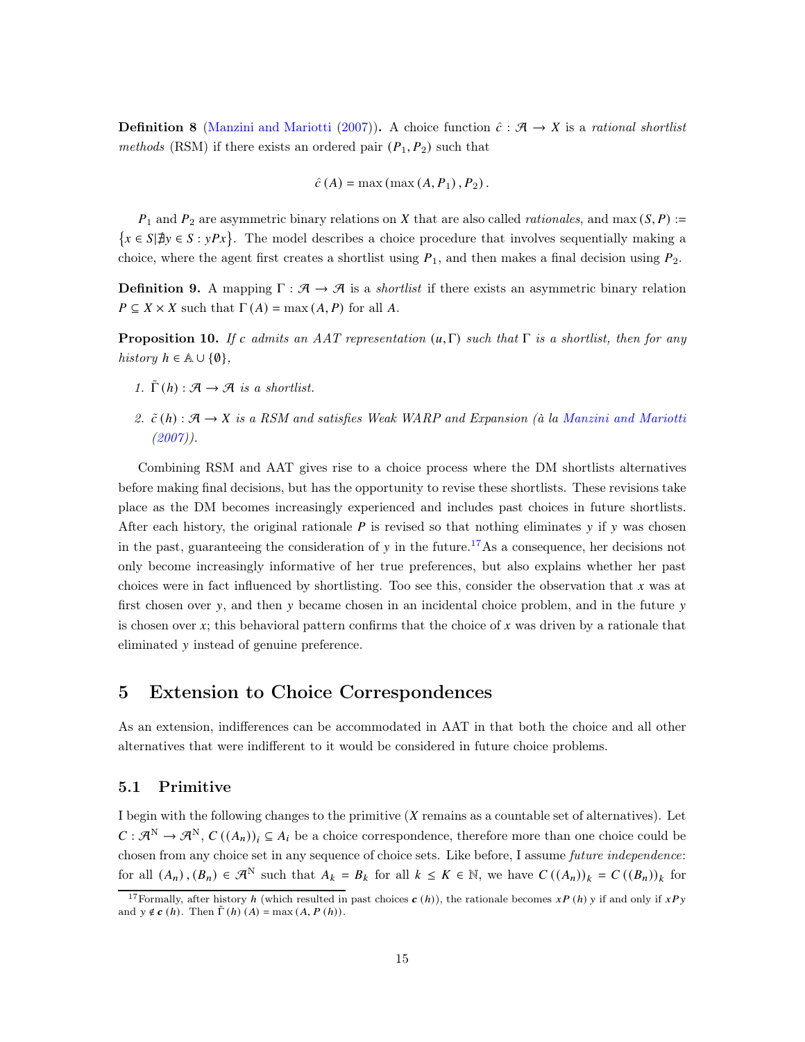**Definition 8** (Manzini and Mariotti (2007))**.** A choice function $\hat{c} : \mathcal{A} \to X$ is a *rational shortlist methods* (RSM) if there exists an ordered pair $(P_1, P_2)$ such that

$$\hat{c}(A) = \max(\max(A, P_1), P_2).$$

$P_1$ and $P_2$ are asymmetric binary relations on $X$ that are also called *rationales*, and $\max(S, P) := \{x \in S | \nexists y \in S : yPx\}$. The model describes a choice procedure that involves sequentially making a choice, where the agent first creates a shortlist using $P_1$, and then makes a final decision using $P_2$.

**Definition 9.** A mapping $\Gamma : \mathcal{A} \to \mathcal{A}$ is a *shortlist* if there exists an asymmetric binary relation $P \subseteq X \times X$ such that $\Gamma(A) = \max(A, P)$ for all $A$.

**Proposition 10.** *If $c$ admits an AAT representation $(u, \Gamma)$ such that $\Gamma$ is a shortlist, then for any history $h \in \mathbb{A} \cup \{\emptyset\}$,*

1. *$\tilde{\Gamma}(h) : \mathcal{A} \to \mathcal{A}$ is a shortlist.*
2. *$\tilde{c}(h) : \mathcal{A} \to X$ is a RSM and satisfies Weak WARP and Expansion (à la Manzini and Mariotti (2007)).*

Combining RSM and AAT gives rise to a choice process where the DM shortlists alternatives before making final decisions, but has the opportunity to revise these shortlists. These revisions take place as the DM becomes increasingly experienced and includes past choices in future shortlists. After each history, the original rationale $P$ is revised so that nothing eliminates $y$ if $y$ was chosen in the past, guaranteeing the consideration of $y$ in the future.[17] As a consequence, her decisions not only become increasingly informative of her true preferences, but also explains whether her past choices were in fact influenced by shortlisting. Too see this, consider the observation that $x$ was at first chosen over $y$, and then $y$ became chosen in an incidental choice problem, and in the future $y$ is chosen over $x$; this behavioral pattern confirms that the choice of $x$ was driven by a rationale that eliminated $y$ instead of genuine preference.

# 5 Extension to Choice Correspondences

As an extension, indifferences can be accommodated in AAT in that both the choice and all other alternatives that were indifferent to it would be considered in future choice problems.

## 5.1 Primitive

I begin with the following changes to the primitive ($X$ remains as a countable set of alternatives). Let $C : \mathcal{A}^{\mathbb{N}} \to \mathcal{A}^{\mathbb{N}}$, $C((A_n))_i \subseteq A_i$ be a choice correspondence, therefore more than one choice could be chosen from any choice set in any sequence of choice sets. Like before, I assume *future independence*: for all $(A_n), (B_n) \in \mathcal{A}^{\mathbb{N}}$ such that $A_k = B_k$ for all $k \leq K \in \mathbb{N}$, we have $C((A_n))_k = C((B_n))_k$ for

[17] Formally, after history $h$ (which resulted in past choices $\boldsymbol{c}(h)$), the rationale becomes $xP(h)y$ if and only if $xPy$ and $y \notin \boldsymbol{c}(h)$. Then $\tilde{\Gamma}(h)(A) = \max(A, P(h))$.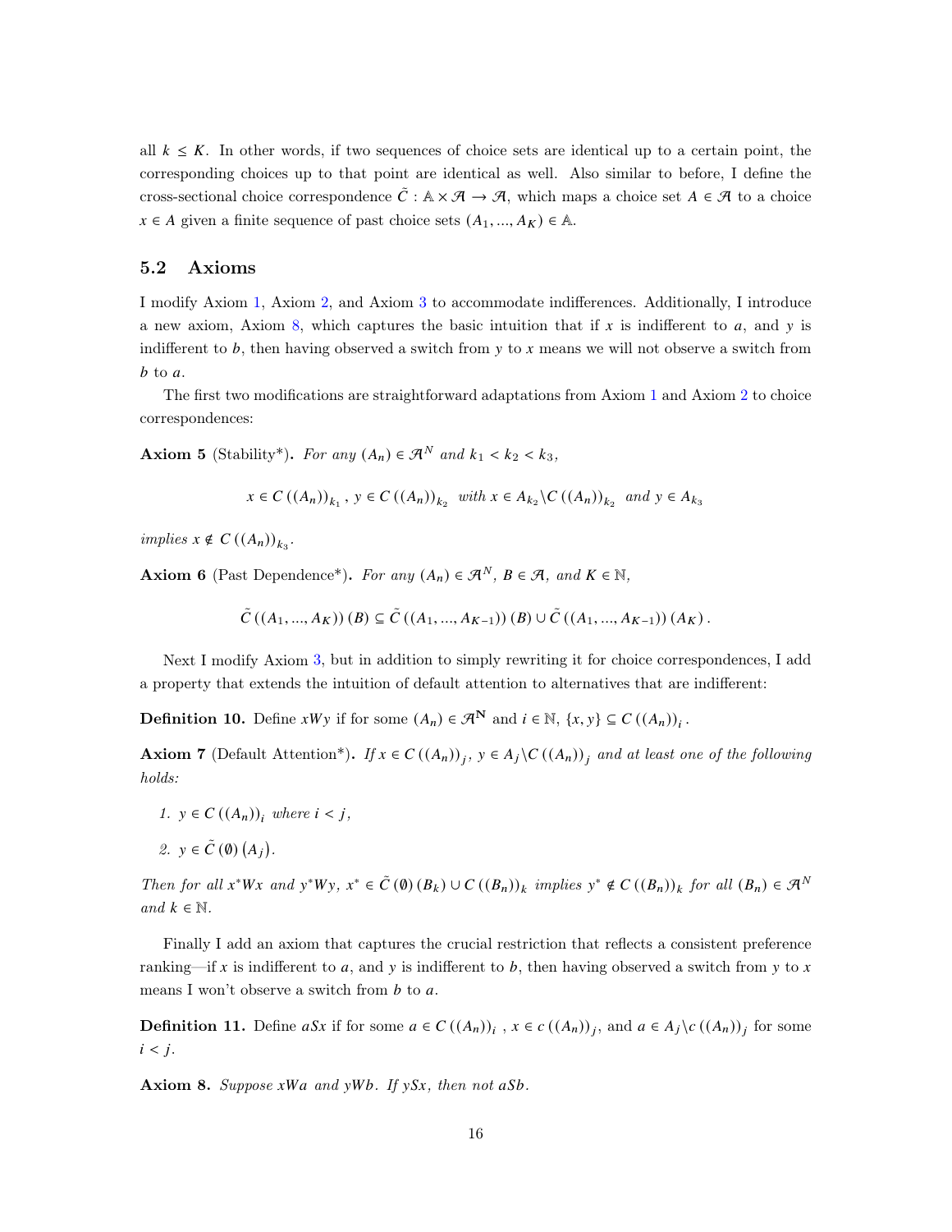all $k \leq K$. In other words, if two sequences of choice sets are identical up to a certain point, the corresponding choices up to that point are identical as well. Also similar to before, I define the cross-sectional choice correspondence $\tilde{C} : \mathbb{A} \times \mathcal{A} \rightarrow \mathcal{A}$, which maps a choice set $A \in \mathcal{A}$ to a choice $x \in A$ given a finite sequence of past choice sets $(A_1, ..., A_K) \in \mathbb{A}$.

## 5.2 Axioms

I modify Axiom 1, Axiom 2, and Axiom 3 to accommodate indifferences. Additionally, I introduce a new axiom, Axiom 8, which captures the basic intuition that if $x$ is indifferent to $a$, and $y$ is indifferent to $b$, then having observed a switch from $y$ to $x$ means we will not observe a switch from $b$ to $a$.

The first two modifications are straightforward adaptations from Axiom 1 and Axiom 2 to choice correspondences:

**Axiom 5** (Stability\*). *For any $(A_n) \in \mathcal{A}^N$ and $k_1 < k_2 < k_3$,*

$$x \in C\left((A_n)\right)_{k_1}, \; y \in C\left((A_n)\right)_{k_2} \;\; \text{with } x \in A_{k_2} \backslash C\left((A_n)\right)_{k_2} \;\; \text{and } y \in A_{k_3}$$

*implies $x \notin C\left((A_n)\right)_{k_3}$.*

**Axiom 6** (Past Dependence\*). *For any $(A_n) \in \mathcal{A}^N$, $B \in \mathcal{A}$, and $K \in \mathbb{N}$,*

$$\tilde{C}\left((A_1, ..., A_K)\right)(B) \subseteq \tilde{C}\left((A_1, ..., A_{K-1})\right)(B) \cup \tilde{C}\left((A_1, ..., A_{K-1})\right)(A_K).$$

Next I modify Axiom 3, but in addition to simply rewriting it for choice correspondences, I add a property that extends the intuition of default attention to alternatives that are indifferent:

**Definition 10.** Define $xWy$ if for some $(A_n) \in \mathcal{A}^{\mathbf{N}}$ and $i \in \mathbb{N}$, $\{x, y\} \subseteq C\left((A_n)\right)_i$.

**Axiom 7** (Default Attention\*). *If $x \in C\left((A_n)\right)_j$, $y \in A_j \backslash C\left((A_n)\right)_j$ and at least one of the following holds:*

1. *$y \in C\left((A_n)\right)_i$ where $i < j$,*
2. *$y \in \tilde{C}\left(\emptyset\right)\left(A_j\right)$.*

*Then for all $x^* Wx$ and $y^* Wy$, $x^* \in \tilde{C}\left(\emptyset\right)(B_k) \cup C\left((B_n)\right)_k$ implies $y^* \notin C\left((B_n)\right)_k$ for all $(B_n) \in \mathcal{A}^N$ and $k \in \mathbb{N}$.*

Finally I add an axiom that captures the crucial restriction that reflects a consistent preference ranking—if $x$ is indifferent to $a$, and $y$ is indifferent to $b$, then having observed a switch from $y$ to $x$ means I won't observe a switch from $b$ to $a$.

**Definition 11.** Define $aSx$ if for some $a \in C\left((A_n)\right)_i$, $x \in c\left((A_n)\right)_j$, and $a \in A_j \backslash c\left((A_n)\right)_j$ for some $i < j$.

**Axiom 8.** *Suppose $xWa$ and $yWb$. If $ySx$, then not $aSb$.*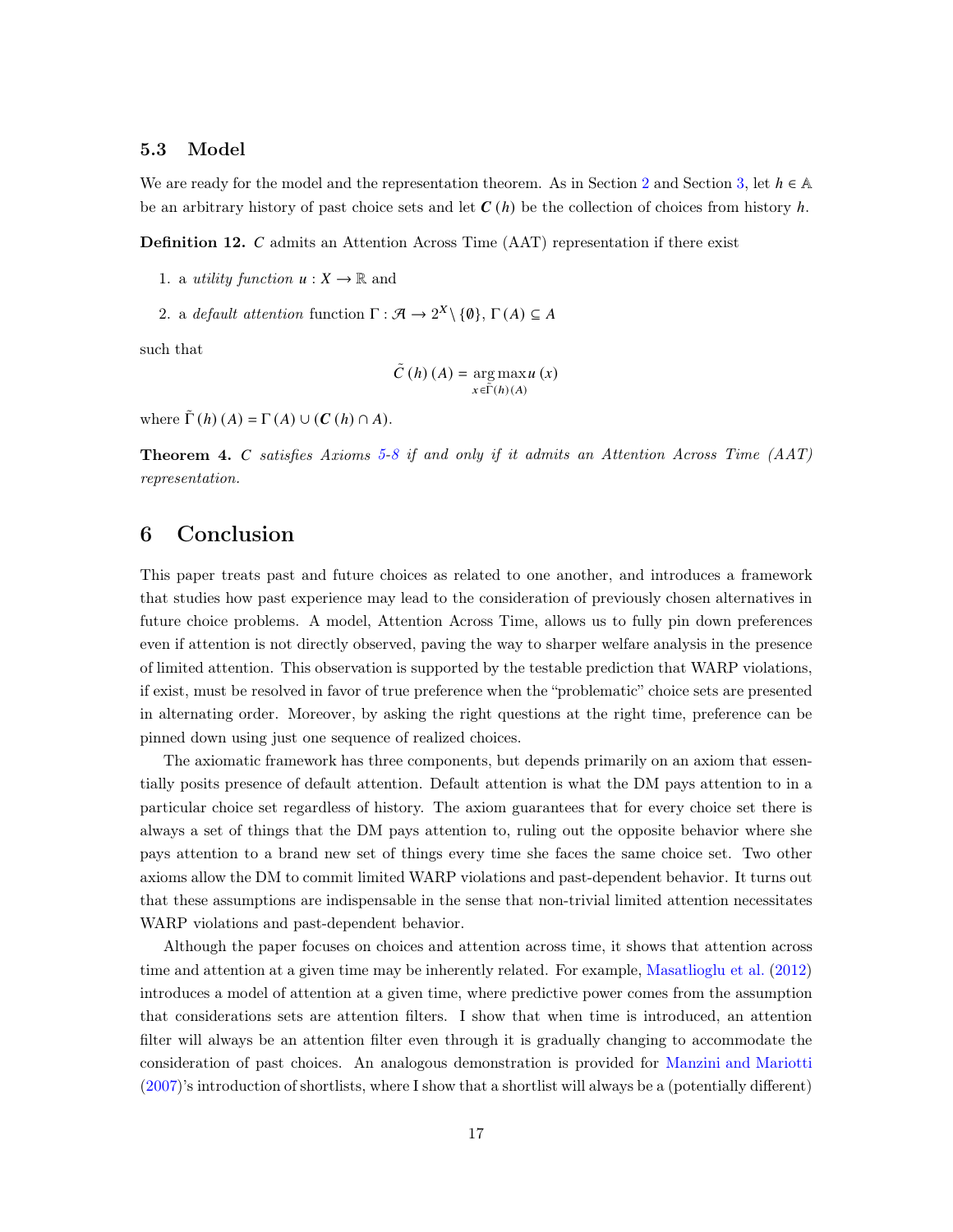### 5.3 Model

We are ready for the model and the representation theorem. As in Section 2 and Section 3, let $h \in \mathbb{A}$ be an arbitrary history of past choice sets and let $\boldsymbol{C}(h)$ be the collection of choices from history $h$.

**Definition 12.** $C$ admits an Attention Across Time (AAT) representation if there exist

1. a *utility function* $u : X \to \mathbb{R}$ and
2. a *default attention* function $\Gamma : \mathcal{A} \to 2^X \setminus \{\emptyset\}$, $\Gamma(A) \subseteq A$

such that

$$\tilde{C}(h)(A) = \underset{x \in \tilde{\Gamma}(h)(A)}{\arg\max}\, u(x)$$

where $\tilde{\Gamma}(h)(A) = \Gamma(A) \cup (\boldsymbol{C}(h) \cap A)$.

**Theorem 4.** *$C$ satisfies Axioms 5-8 if and only if it admits an Attention Across Time (AAT) representation.*

## 6 Conclusion

This paper treats past and future choices as related to one another, and introduces a framework that studies how past experience may lead to the consideration of previously chosen alternatives in future choice problems. A model, Attention Across Time, allows us to fully pin down preferences even if attention is not directly observed, paving the way to sharper welfare analysis in the presence of limited attention. This observation is supported by the testable prediction that WARP violations, if exist, must be resolved in favor of true preference when the "problematic" choice sets are presented in alternating order. Moreover, by asking the right questions at the right time, preference can be pinned down using just one sequence of realized choices.

The axiomatic framework has three components, but depends primarily on an axiom that essentially posits presence of default attention. Default attention is what the DM pays attention to in a particular choice set regardless of history. The axiom guarantees that for every choice set there is always a set of things that the DM pays attention to, ruling out the opposite behavior where she pays attention to a brand new set of things every time she faces the same choice set. Two other axioms allow the DM to commit limited WARP violations and past-dependent behavior. It turns out that these assumptions are indispensable in the sense that non-trivial limited attention necessitates WARP violations and past-dependent behavior.

Although the paper focuses on choices and attention across time, it shows that attention across time and attention at a given time may be inherently related. For example, Masatlioglu et al. (2012) introduces a model of attention at a given time, where predictive power comes from the assumption that considerations sets are attention filters. I show that when time is introduced, an attention filter will always be an attention filter even through it is gradually changing to accommodate the consideration of past choices. An analogous demonstration is provided for Manzini and Mariotti (2007)'s introduction of shortlists, where I show that a shortlist will always be a (potentially different)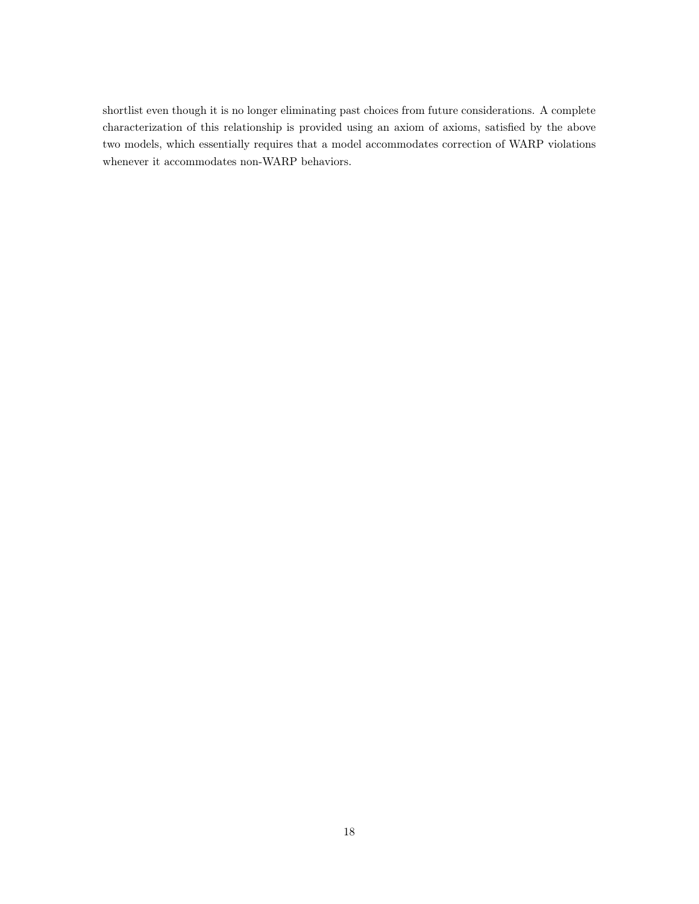shortlist even though it is no longer eliminating past choices from future considerations. A complete characterization of this relationship is provided using an axiom of axioms, satisfied by the above two models, which essentially requires that a model accommodates correction of WARP violations whenever it accommodates non-WARP behaviors.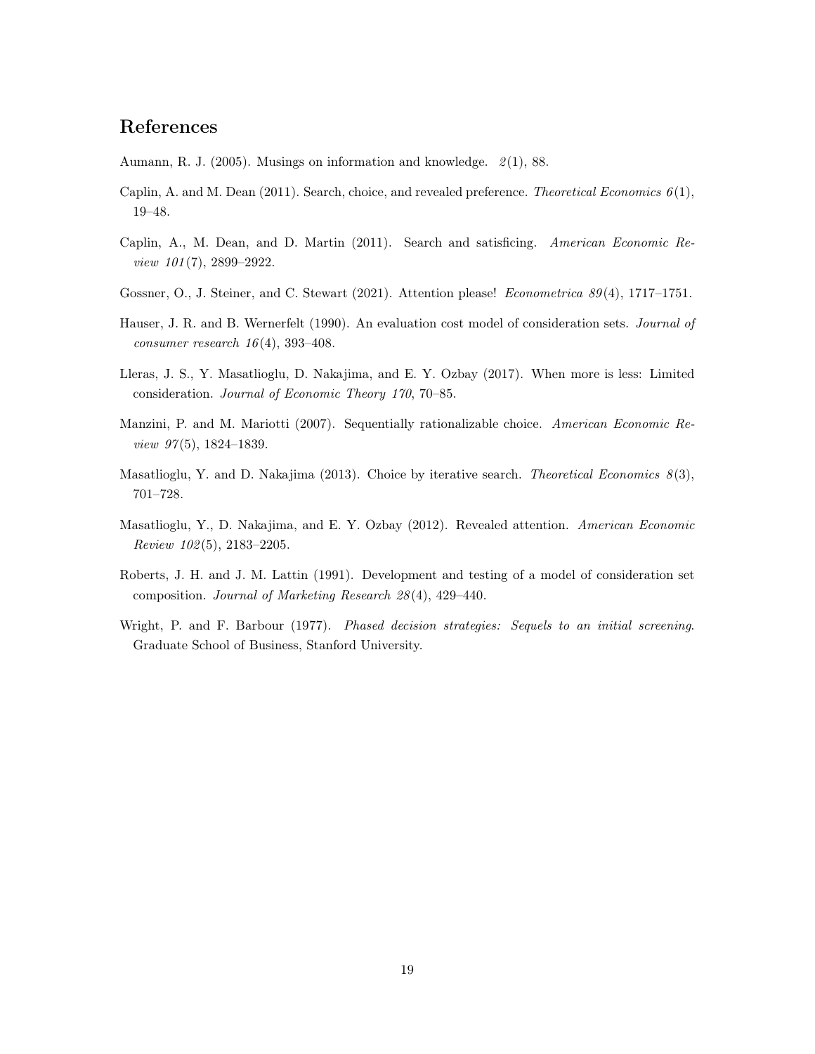## References

Aumann, R. J. (2005). Musings on information and knowledge. *2*(1), 88.

Caplin, A. and M. Dean (2011). Search, choice, and revealed preference. *Theoretical Economics 6*(1), 19–48.

Caplin, A., M. Dean, and D. Martin (2011). Search and satisficing. *American Economic Review 101*(7), 2899–2922.

Gossner, O., J. Steiner, and C. Stewart (2021). Attention please! *Econometrica 89*(4), 1717–1751.

Hauser, J. R. and B. Wernerfelt (1990). An evaluation cost model of consideration sets. *Journal of consumer research 16*(4), 393–408.

Lleras, J. S., Y. Masatlioglu, D. Nakajima, and E. Y. Ozbay (2017). When more is less: Limited consideration. *Journal of Economic Theory 170*, 70–85.

Manzini, P. and M. Mariotti (2007). Sequentially rationalizable choice. *American Economic Review 97*(5), 1824–1839.

Masatlioglu, Y. and D. Nakajima (2013). Choice by iterative search. *Theoretical Economics 8*(3), 701–728.

Masatlioglu, Y., D. Nakajima, and E. Y. Ozbay (2012). Revealed attention. *American Economic Review 102*(5), 2183–2205.

Roberts, J. H. and J. M. Lattin (1991). Development and testing of a model of consideration set composition. *Journal of Marketing Research 28*(4), 429–440.

Wright, P. and F. Barbour (1977). *Phased decision strategies: Sequels to an initial screening*. Graduate School of Business, Stanford University.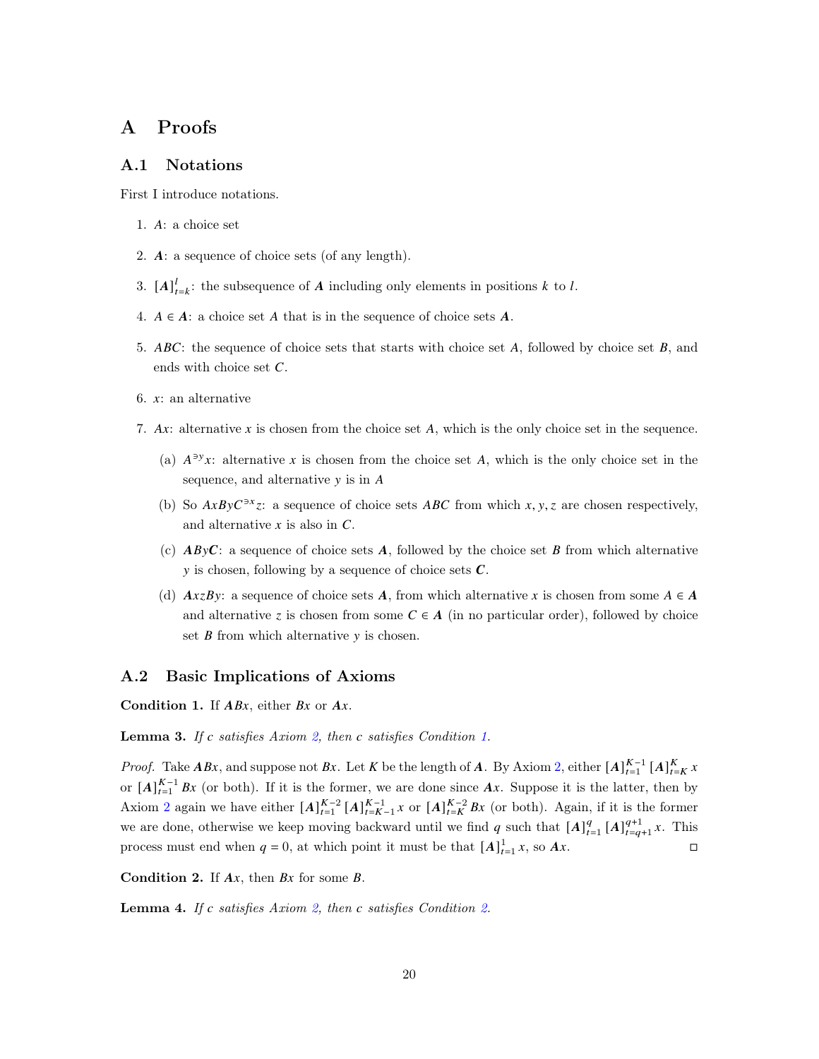# A Proofs

## A.1 Notations

First I introduce notations.

1. $A$: a choice set
2. $\boldsymbol{A}$: a sequence of choice sets (of any length).
3. $[\boldsymbol{A}]_{t=k}^{l}$: the subsequence of $\boldsymbol{A}$ including only elements in positions $k$ to $l$.
4. $A \in \boldsymbol{A}$: a choice set $A$ that is in the sequence of choice sets $\boldsymbol{A}$.
5. $ABC$: the sequence of choice sets that starts with choice set $A$, followed by choice set $B$, and ends with choice set $C$.
6. $x$: an alternative
7. $Ax$: alternative $x$ is chosen from the choice set $A$, which is the only choice set in the sequence.
   (a) $A^{\ni y}x$: alternative $x$ is chosen from the choice set $A$, which is the only choice set in the sequence, and alternative $y$ is in $A$
   (b) So $AxByC^{\ni x}z$: a sequence of choice sets $ABC$ from which $x, y, z$ are chosen respectively, and alternative $x$ is also in $C$.
   (c) $\boldsymbol{A}By\boldsymbol{C}$: a sequence of choice sets $\boldsymbol{A}$, followed by the choice set $B$ from which alternative $y$ is chosen, following by a sequence of choice sets $\boldsymbol{C}$.
   (d) $\boldsymbol{A}xzBy$: a sequence of choice sets $\boldsymbol{A}$, from which alternative $x$ is chosen from some $A \in \boldsymbol{A}$ and alternative $z$ is chosen from some $C \in \boldsymbol{A}$ (in no particular order), followed by choice set $B$ from which alternative $y$ is chosen.

## A.2 Basic Implications of Axioms

**Condition 1.** If $\boldsymbol{A}Bx$, either $Bx$ or $\boldsymbol{A}x$.

**Lemma 3.** *If $c$ satisfies Axiom 2, then $c$ satisfies Condition 1.*

*Proof.* Take $\boldsymbol{A}Bx$, and suppose not $Bx$. Let $K$ be the length of $\boldsymbol{A}$. By Axiom 2, either $[\boldsymbol{A}]_{t=1}^{K-1}\,[\boldsymbol{A}]_{t=K}^{K}\,x$ or $[\boldsymbol{A}]_{t=1}^{K-1}\,Bx$ (or both). If it is the former, we are done since $\boldsymbol{A}x$. Suppose it is the latter, then by Axiom 2 again we have either $[\boldsymbol{A}]_{t=1}^{K-2}\,[\boldsymbol{A}]_{t=K-1}^{K-1}\,x$ or $[\boldsymbol{A}]_{t=K}^{K-2}\,Bx$ (or both). Again, if it is the former we are done, otherwise we keep moving backward until we find $q$ such that $[\boldsymbol{A}]_{t=1}^{q}\,[\boldsymbol{A}]_{t=q+1}^{q+1}\,x$. This process must end when $q = 0$, at which point it must be that $[\boldsymbol{A}]_{t=1}^{1}\,x$, so $\boldsymbol{A}x$. ◻

**Condition 2.** If $\boldsymbol{A}x$, then $Bx$ for some $B$.

**Lemma 4.** *If $c$ satisfies Axiom 2, then $c$ satisfies Condition 2.*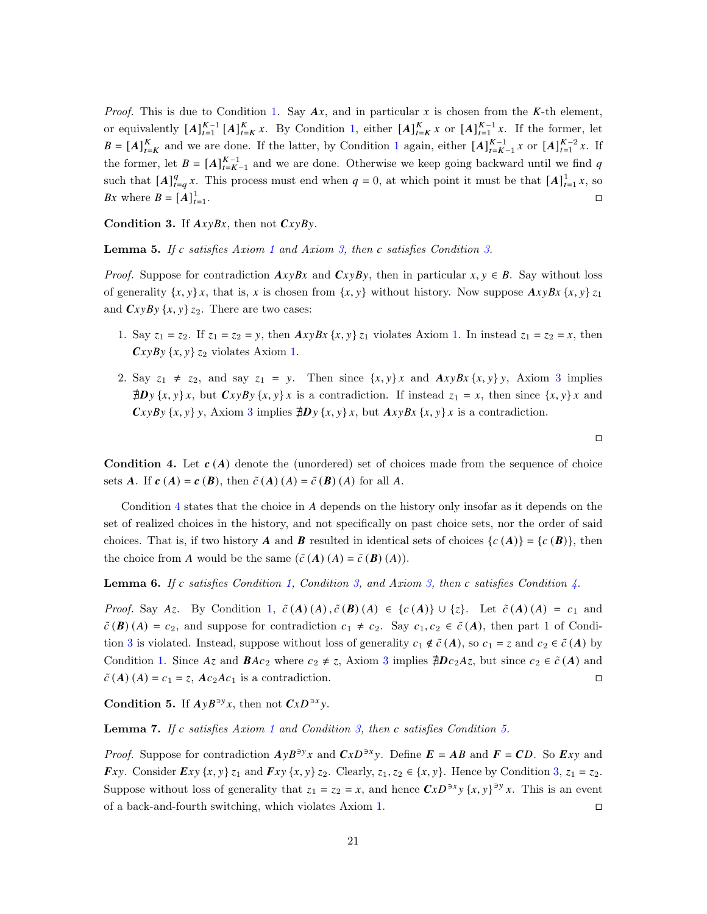*Proof.* This is due to Condition 1. Say $\boldsymbol{A}x$, and in particular $x$ is chosen from the $K$-th element, or equivalently $[\boldsymbol{A}]_{t=1}^{K-1}[\boldsymbol{A}]_{t=K}^{K}x$. By Condition 1, either $[\boldsymbol{A}]_{t=K}^{K}x$ or $[\boldsymbol{A}]_{t=1}^{K-1}x$. If the former, let $B = [\boldsymbol{A}]_{t=K}^{K}$ and we are done. If the latter, by Condition 1 again, either $[\boldsymbol{A}]_{t=K-1}^{K-1}x$ or $[\boldsymbol{A}]_{t=1}^{K-2}x$. If the former, let $B = [\boldsymbol{A}]_{t=K-1}^{K-1}$ and we are done. Otherwise we keep going backward until we find $q$ such that $[\boldsymbol{A}]_{t=q}^{q}x$. This process must end when $q = 0$, at which point it must be that $[\boldsymbol{A}]_{t=1}^{1}x$, so $Bx$ where $B = [\boldsymbol{A}]_{t=1}^{1}$. □

**Condition 3.** If $\boldsymbol{A}xyBx$, then not $\boldsymbol{C}xyBy$.

**Lemma 5.** *If $c$ satisfies Axiom 1 and Axiom 3, then $c$ satisfies Condition 3.*

*Proof.* Suppose for contradiction $\boldsymbol{A}xyBx$ and $\boldsymbol{C}xyBy$, then in particular $x, y \in B$. Say without loss of generality $\{x,y\}x$, that is, $x$ is chosen from $\{x,y\}$ without history. Now suppose $\boldsymbol{A}xyBx\{x,y\}z_1$ and $\boldsymbol{C}xyBy\{x,y\}z_2$. There are two cases:

1. Say $z_1 = z_2$. If $z_1 = z_2 = y$, then $\boldsymbol{A}xyBx\{x,y\}z_1$ violates Axiom 1. In instead $z_1 = z_2 = x$, then $\boldsymbol{C}xyBy\{x,y\}z_2$ violates Axiom 1.
2. Say $z_1 \neq z_2$, and say $z_1 = y$. Then since $\{x,y\}x$ and $\boldsymbol{A}xyBx\{x,y\}y$, Axiom 3 implies $\nexists \boldsymbol{D}y\{x,y\}x$, but $\boldsymbol{C}xyBy\{x,y\}x$ is a contradiction. If instead $z_1 = x$, then since $\{x,y\}x$ and $\boldsymbol{C}xyBy\{x,y\}y$, Axiom 3 implies $\nexists \boldsymbol{D}y\{x,y\}x$, but $\boldsymbol{A}xyBx\{x,y\}x$ is a contradiction.

□

**Condition 4.** Let $\boldsymbol{c}(\boldsymbol{A})$ denote the (unordered) set of choices made from the sequence of choice sets $\boldsymbol{A}$. If $\boldsymbol{c}(\boldsymbol{A}) = \boldsymbol{c}(\boldsymbol{B})$, then $\tilde{c}(\boldsymbol{A})(A) = \tilde{c}(\boldsymbol{B})(A)$ for all $A$.

Condition 4 states that the choice in $A$ depends on the history only insofar as it depends on the set of realized choices in the history, and not specifically on past choice sets, nor the order of said choices. That is, if two history $\boldsymbol{A}$ and $\boldsymbol{B}$ resulted in identical sets of choices $\{c(\boldsymbol{A})\} = \{c(\boldsymbol{B})\}$, then the choice from $A$ would be the same ($\tilde{c}(\boldsymbol{A})(A) = \tilde{c}(\boldsymbol{B})(A)$).

**Lemma 6.** *If $c$ satisfies Condition 1, Condition 3, and Axiom 3, then $c$ satisfies Condition 4.*

*Proof.* Say $Az$. By Condition 1, $\tilde{c}(\boldsymbol{A})(A), \tilde{c}(\boldsymbol{B})(A) \in \{c(\boldsymbol{A})\} \cup \{z\}$. Let $\tilde{c}(\boldsymbol{A})(A) = c_1$ and $\tilde{c}(\boldsymbol{B})(A) = c_2$, and suppose for contradiction $c_1 \neq c_2$. Say $c_1, c_2 \in \tilde{c}(\boldsymbol{A})$, then part 1 of Condition 3 is violated. Instead, suppose without loss of generality $c_1 \notin \tilde{c}(\boldsymbol{A})$, so $c_1 = z$ and $c_2 \in \tilde{c}(\boldsymbol{A})$ by Condition 1. Since $Az$ and $\boldsymbol{B}Ac_2$ where $c_2 \neq z$, Axiom 3 implies $\nexists \boldsymbol{D}c_2Az$, but since $c_2 \in \tilde{c}(\boldsymbol{A})$ and $\tilde{c}(\boldsymbol{A})(A) = c_1 = z$, $\boldsymbol{A}c_2Ac_1$ is a contradiction. □

**Condition 5.** If $\boldsymbol{A}yB^{\ni y}x$, then not $\boldsymbol{C}xD^{\ni x}y$.

**Lemma 7.** *If $c$ satisfies Axiom 1 and Condition 3, then $c$ satisfies Condition 5.*

*Proof.* Suppose for contradiction $\boldsymbol{A}yB^{\ni y}x$ and $\boldsymbol{C}xD^{\ni x}y$. Define $\boldsymbol{E} = \boldsymbol{A}B$ and $\boldsymbol{F} = \boldsymbol{C}D$. So $\boldsymbol{E}xy$ and $\boldsymbol{F}xy$. Consider $\boldsymbol{E}xy\{x,y\}z_1$ and $\boldsymbol{F}xy\{x,y\}z_2$. Clearly, $z_1, z_2 \in \{x,y\}$. Hence by Condition 3, $z_1 = z_2$. Suppose without loss of generality that $z_1 = z_2 = x$, and hence $\boldsymbol{C}xD^{\ni x}y\{x,y\}^{\ni y}x$. This is an event of a back-and-fourth switching, which violates Axiom 1. □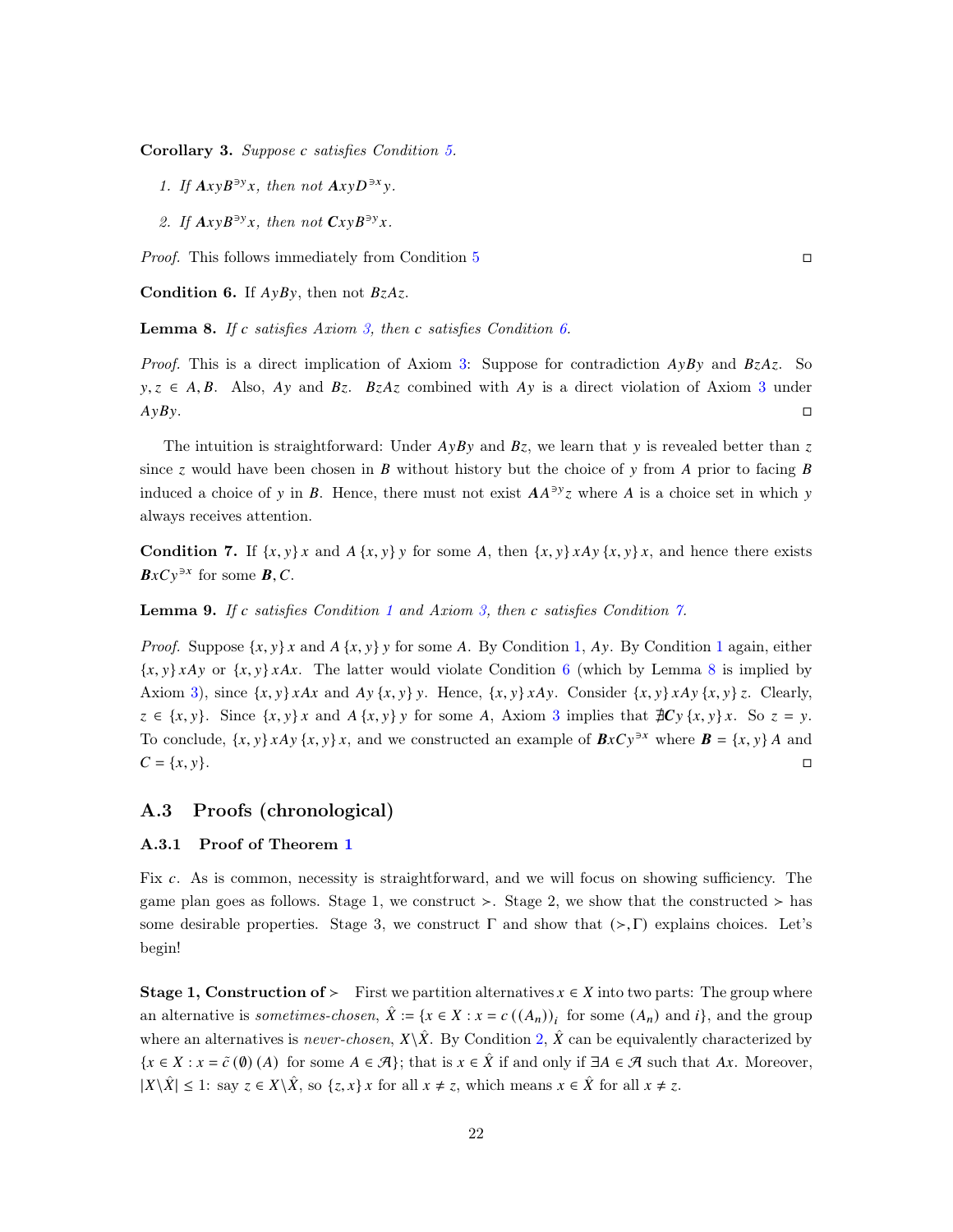**Corollary 3.** *Suppose $c$ satisfies Condition 5.*

1. *If $\boldsymbol{A}xyB^{\ni y}x$, then not $\boldsymbol{A}xyD^{\ni x}y$.*
2. *If $\boldsymbol{A}xyB^{\ni y}x$, then not $\boldsymbol{C}xyB^{\ni y}x$.*

*Proof.* This follows immediately from Condition 5 ◻

**Condition 6.** If $AyBy$, then not $BzAz$.

**Lemma 8.** *If $c$ satisfies Axiom 3, then $c$ satisfies Condition 6.*

*Proof.* This is a direct implication of Axiom 3: Suppose for contradiction $AyBy$ and $BzAz$. So $y, z \in A, B$. Also, $Ay$ and $Bz$. $BzAz$ combined with $Ay$ is a direct violation of Axiom 3 under $AyBy$. ◻

The intuition is straightforward: Under $AyBy$ and $Bz$, we learn that $y$ is revealed better than $z$ since $z$ would have been chosen in $B$ without history but the choice of $y$ from $A$ prior to facing $B$ induced a choice of $y$ in $B$. Hence, there must not exist $\boldsymbol{A}A^{\ni y}z$ where $A$ is a choice set in which $y$ always receives attention.

**Condition 7.** If $\{x, y\}\, x$ and $A\, \{x, y\}\, y$ for some $A$, then $\{x, y\}\, xAy\, \{x, y\}\, x$, and hence there exists $\boldsymbol{B}xCy^{\ni x}$ for some $\boldsymbol{B}, C$.

**Lemma 9.** *If $c$ satisfies Condition 1 and Axiom 3, then $c$ satisfies Condition 7.*

*Proof.* Suppose $\{x, y\}\, x$ and $A\, \{x, y\}\, y$ for some $A$. By Condition 1, $Ay$. By Condition 1 again, either $\{x, y\}\, xAy$ or $\{x, y\}\, xAx$. The latter would violate Condition 6 (which by Lemma 8 is implied by Axiom 3), since $\{x, y\}\, xAx$ and $Ay\, \{x, y\}\, y$. Hence, $\{x, y\}\, xAy$. Consider $\{x, y\}\, xAy\, \{x, y\}\, z$. Clearly, $z \in \{x, y\}$. Since $\{x, y\}\, x$ and $A\, \{x, y\}\, y$ for some $A$, Axiom 3 implies that $\nexists \boldsymbol{C}y\, \{x, y\}\, x$. So $z = y$. To conclude, $\{x, y\}\, xAy\, \{x, y\}\, x$, and we constructed an example of $\boldsymbol{B}xCy^{\ni x}$ where $\boldsymbol{B} = \{x, y\}\, A$ and $C = \{x, y\}$. ◻

## A.3 Proofs (chronological)

### A.3.1 Proof of Theorem 1

Fix $c$. As is common, necessity is straightforward, and we will focus on showing sufficiency. The game plan goes as follows. Stage 1, we construct $\succ$. Stage 2, we show that the constructed $\succ$ has some desirable properties. Stage 3, we construct $\Gamma$ and show that $(\succ, \Gamma)$ explains choices. Let's begin!

**Stage 1, Construction of $\succ$** First we partition alternatives $x \in X$ into two parts: The group where an alternative is *sometimes-chosen*, $\hat{X} := \{x \in X : x = c\left((A_n)\right)_i \text{ for some } (A_n) \text{ and } i\}$, and the group where an alternatives is *never-chosen*, $X \backslash \hat{X}$. By Condition 2, $\hat{X}$ can be equivalently characterized by $\{x \in X : x = \tilde{c}\,(\emptyset)\,(A) \text{ for some } A \in \mathcal{A}\}$; that is $x \in \hat{X}$ if and only if $\exists A \in \mathcal{A}$ such that $Ax$. Moreover, $|X \backslash \hat{X}| \leq 1$: say $z \in X \backslash \hat{X}$, so $\{z, x\}\, x$ for all $x \neq z$, which means $x \in \hat{X}$ for all $x \neq z$.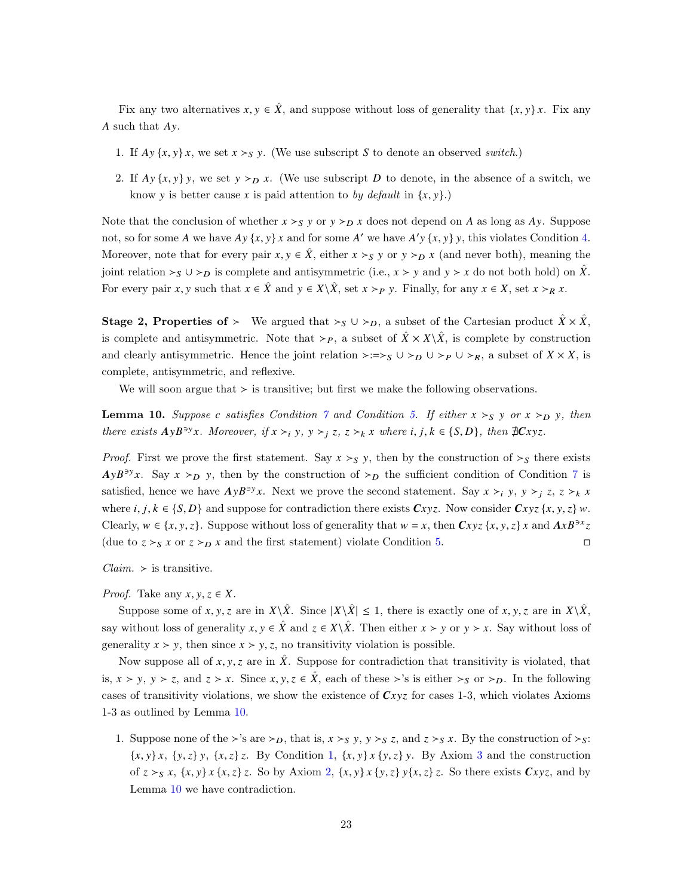Fix any two alternatives $x, y \in \hat{X}$, and suppose without loss of generality that $\{x, y\}\, x$. Fix any $A$ such that $Ay$.

1. If $Ay\,\{x, y\}\, x$, we set $x \succ_S y$. (We use subscript $S$ to denote an observed *switch*.)
2. If $Ay\,\{x, y\}\, y$, we set $y \succ_D x$. (We use subscript $D$ to denote, in the absence of a switch, we know $y$ is better cause $x$ is paid attention to *by default* in $\{x, y\}$.)

Note that the conclusion of whether $x \succ_S y$ or $y \succ_D x$ does not depend on $A$ as long as $Ay$. Suppose not, so for some $A$ we have $Ay\,\{x, y\}\, x$ and for some $A'$ we have $A'y\,\{x, y\}\, y$, this violates Condition 4. Moreover, note that for every pair $x, y \in \hat{X}$, either $x \succ_S y$ or $y \succ_D x$ (and never both), meaning the joint relation $\succ_S \cup \succ_D$ is complete and antisymmetric (i.e., $x \succ y$ and $y \succ x$ do not both hold) on $\hat{X}$. For every pair $x, y$ such that $x \in \hat{X}$ and $y \in X \backslash \hat{X}$, set $x \succ_P y$. Finally, for any $x \in X$, set $x \succ_R x$.

**Stage 2, Properties of $\succ$** We argued that $\succ_S \cup \succ_D$, a subset of the Cartesian product $\hat{X} \times \hat{X}$, is complete and antisymmetric. Note that $\succ_P$, a subset of $\hat{X} \times X \backslash \hat{X}$, is complete by construction and clearly antisymmetric. Hence the joint relation $\succ := \succ_S \cup \succ_D \cup \succ_P \cup \succ_R$, a subset of $X \times X$, is complete, antisymmetric, and reflexive.

We will soon argue that $\succ$ is transitive; but first we make the following observations.

**Lemma 10.** *Suppose $c$ satisfies Condition 7 and Condition 5. If either $x \succ_S y$ or $x \succ_D y$, then there exists $\boldsymbol{A}yB^{\ni y}x$. Moreover, if $x \succ_i y$, $y \succ_j z$, $z \succ_k x$ where $i, j, k \in \{S, D\}$, then $\nexists \boldsymbol{C}xyz$.*

*Proof.* First we prove the first statement. Say $x \succ_S y$, then by the construction of $\succ_S$ there exists $\boldsymbol{A}yB^{\ni y}x$. Say $x \succ_D y$, then by the construction of $\succ_D$ the sufficient condition of Condition 7 is satisfied, hence we have $\boldsymbol{A}yB^{\ni y}x$. Next we prove the second statement. Say $x \succ_i y$, $y \succ_j z$, $z \succ_k x$ where $i, j, k \in \{S, D\}$ and suppose for contradiction there exists $\boldsymbol{C}xyz$. Now consider $\boldsymbol{C}xyz\,\{x, y, z\}\, w$. Clearly, $w \in \{x, y, z\}$. Suppose without loss of generality that $w = x$, then $\boldsymbol{C}xyz\,\{x, y, z\}\, x$ and $\boldsymbol{A}xB^{\ni x}z$ (due to $z \succ_S x$ or $z \succ_D x$ and the first statement) violate Condition 5. ◻

*Claim.* $\succ$ is transitive.

*Proof.* Take any $x, y, z \in X$.

Suppose some of $x, y, z$ are in $X \backslash \hat{X}$. Since $|X \backslash \hat{X}| \leq 1$, there is exactly one of $x, y, z$ are in $X \backslash \hat{X}$, say without loss of generality $x, y \in \hat{X}$ and $z \in X \backslash \hat{X}$. Then either $x \succ y$ or $y \succ x$. Say without loss of generality $x \succ y$, then since $x \succ y, z$, no transitivity violation is possible.

Now suppose all of $x, y, z$ are in $\hat{X}$. Suppose for contradiction that transitivity is violated, that is, $x \succ y$, $y \succ z$, and $z \succ x$. Since $x, y, z \in \hat{X}$, each of these $\succ$'s is either $\succ_S$ or $\succ_D$. In the following cases of transitivity violations, we show the existence of $\boldsymbol{C}xyz$ for cases 1-3, which violates Axioms 1-3 as outlined by Lemma 10.

1. Suppose none of the $\succ$'s are $\succ_D$, that is, $x \succ_S y$, $y \succ_S z$, and $z \succ_S x$. By the construction of $\succ_S$: $\{x, y\}\, x$, $\{y, z\}\, y$, $\{x, z\}\, z$. By Condition 1, $\{x, y\}\, x\, \{y, z\}\, y$. By Axiom 3 and the construction of $z \succ_S x$, $\{x, y\}\, x\, \{x, z\}\, z$. So by Axiom 2, $\{x, y\}\, x\, \{y, z\}\, y \{x, z\}\, z$. So there exists $\boldsymbol{C}xyz$, and by Lemma 10 we have contradiction.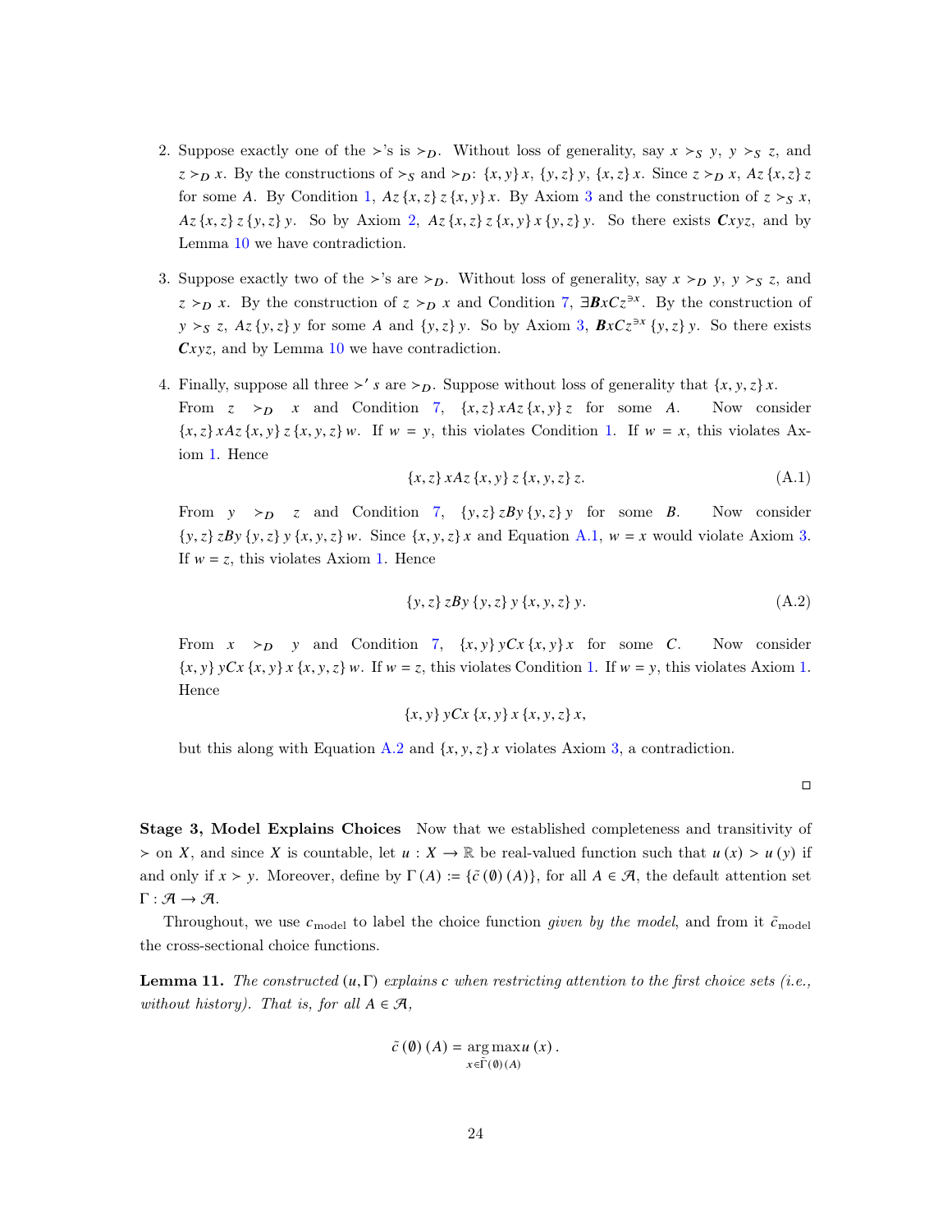2. Suppose exactly one of the $\succ$'s is $\succ_D$. Without loss of generality, say $x \succ_S y$, $y \succ_S z$, and $z \succ_D x$. By the constructions of $\succ_S$ and $\succ_D$: $\{x, y\}\, x$, $\{y, z\}\, y$, $\{x, z\}\, x$. Since $z \succ_D x$, $Az\, \{x, z\}\, z$ for some $A$. By Condition 1, $Az\, \{x, z\}\, z\, \{x, y\}\, x$. By Axiom 3 and the construction of $z \succ_S x$, $Az\, \{x, z\}\, z\, \{y, z\}\, y$. So by Axiom 2, $Az\, \{x, z\}\, z\, \{x, y\}\, x\, \{y, z\}\, y$. So there exists $\boldsymbol{C}xyz$, and by Lemma 10 we have contradiction.

3. Suppose exactly two of the $\succ$'s are $\succ_D$. Without loss of generality, say $x \succ_D y$, $y \succ_S z$, and $z \succ_D x$. By the construction of $z \succ_D x$ and Condition 7, $\exists \boldsymbol{B}xCz^{\ni x}$. By the construction of $y \succ_S z$, $Az\, \{y, z\}\, y$ for some $A$ and $\{y, z\}\, y$. So by Axiom 3, $\boldsymbol{B}xCz^{\ni x}\, \{y, z\}\, y$. So there exists $\boldsymbol{C}xyz$, and by Lemma 10 we have contradiction.

4. Finally, suppose all three $\succ' s$ are $\succ_D$. Suppose without loss of generality that $\{x, y, z\}\, x$.
   From $z \succ_D x$ and Condition 7, $\{x, z\}\, xAz\, \{x, y\}\, z$ for some $A$. Now consider $\{x, z\}\, xAz\, \{x, y\}\, z\, \{x, y, z\}\, w$. If $w = y$, this violates Condition 1. If $w = x$, this violates Axiom 1. Hence

$$\{x, z\}\, xAz\, \{x, y\}\, z\, \{x, y, z\}\, z. \tag{A.1}$$

   From $y \succ_D z$ and Condition 7, $\{y, z\}\, zBy\, \{y, z\}\, y$ for some $B$. Now consider $\{y, z\}\, zBy\, \{y, z\}\, y\, \{x, y, z\}\, w$. Since $\{x, y, z\}\, x$ and Equation A.1, $w = x$ would violate Axiom 3. If $w = z$, this violates Axiom 1. Hence

$$\{y, z\}\, zBy\, \{y, z\}\, y\, \{x, y, z\}\, y. \tag{A.2}$$

   From $x \succ_D y$ and Condition 7, $\{x, y\}\, yCx\, \{x, y\}\, x$ for some $C$. Now consider $\{x, y\}\, yCx\, \{x, y\}\, x\, \{x, y, z\}\, w$. If $w = z$, this violates Condition 1. If $w = y$, this violates Axiom 1. Hence

$$\{x, y\}\, yCx\, \{x, y\}\, x\, \{x, y, z\}\, x,$$

   but this along with Equation A.2 and $\{x, y, z\}\, x$ violates Axiom 3, a contradiction.

□

**Stage 3, Model Explains Choices** Now that we established completeness and transitivity of $\succ$ on $X$, and since $X$ is countable, let $u : X \to \mathbb{R}$ be real-valued function such that $u(x) > u(y)$ if and only if $x \succ y$. Moreover, define by $\Gamma(A) := \{\tilde{c}(\emptyset)(A)\}$, for all $A \in \mathcal{A}$, the default attention set $\Gamma : \mathcal{A} \to \mathcal{A}$.

Throughout, we use $c_{\text{model}}$ to label the choice function *given by the model*, and from it $\tilde{c}_{\text{model}}$ the cross-sectional choice functions.

**Lemma 11.** *The constructed* $(u, \Gamma)$ *explains* $c$ *when restricting attention to the first choice sets (i.e., without history). That is, for all* $A \in \mathcal{A}$,

$$\tilde{c}(\emptyset)(A) = \underset{x \in \Gamma(\emptyset)(A)}{\arg\max}\, u(x).$$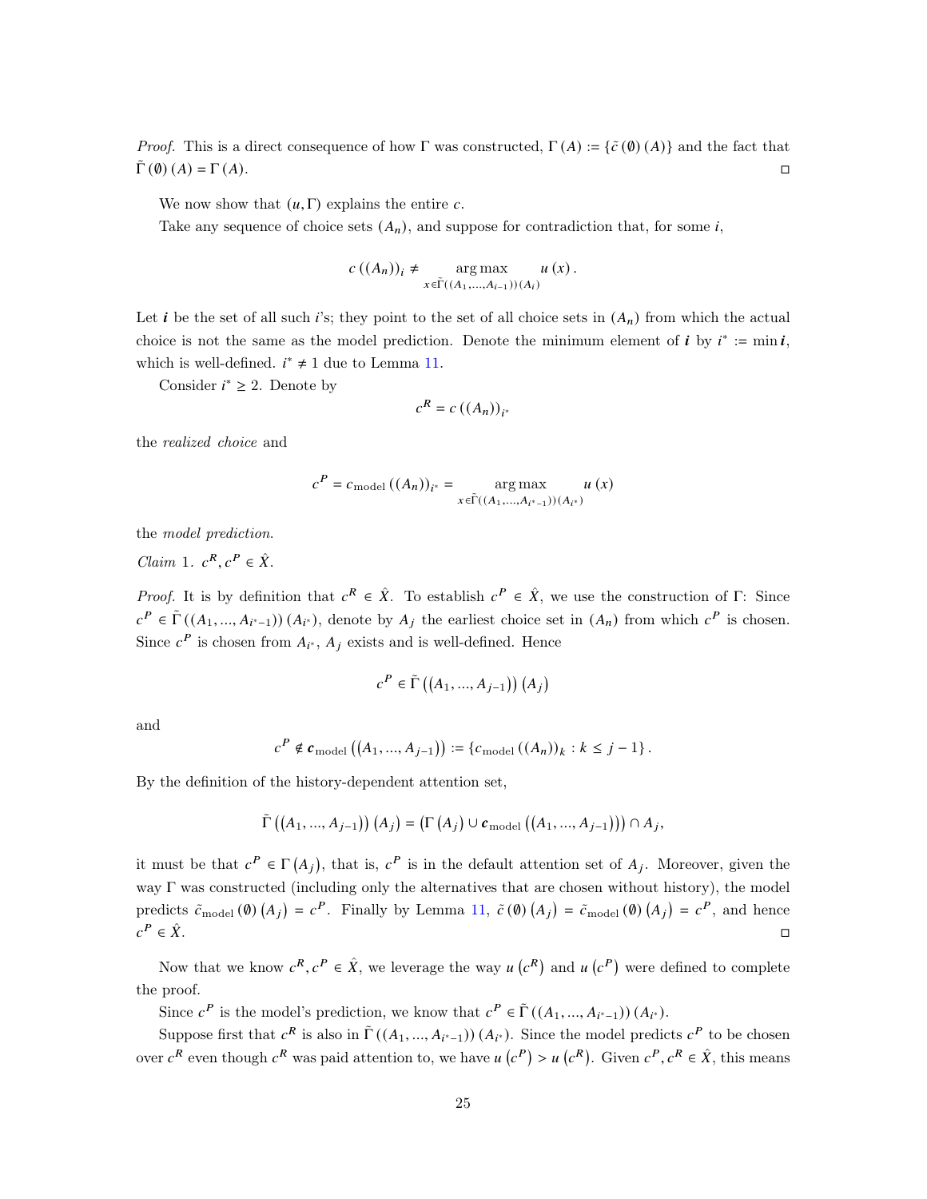*Proof.* This is a direct consequence of how $\Gamma$ was constructed, $\Gamma(A) := \{\tilde{c}(\emptyset)(A)\}$ and the fact that $\tilde{\Gamma}(\emptyset)(A) = \Gamma(A)$. $\square$

We now show that $(u, \Gamma)$ explains the entire $c$.

Take any sequence of choice sets $(A_n)$, and suppose for contradiction that, for some $i$,

$$c((A_n))_i \neq \underset{x \in \tilde{\Gamma}((A_1,...,A_{i-1}))(A_i)}{\arg\max} u(x).$$

Let $\boldsymbol{i}$ be the set of all such $i$'s; they point to the set of all choice sets in $(A_n)$ from which the actual choice is not the same as the model prediction. Denote the minimum element of $\boldsymbol{i}$ by $i^* := \min \boldsymbol{i}$, which is well-defined. $i^* \neq 1$ due to Lemma 11.

Consider $i^* \geq 2$. Denote by

$$c^R = c((A_n))_{i^*}$$

the *realized choice* and

$$c^P = c_{\text{model}}((A_n))_{i^*} = \underset{x \in \tilde{\Gamma}((A_1,...,A_{i^*-1}))(A_{i^*})}{\arg\max} u(x)$$

the *model prediction*.

*Claim* 1. $c^R, c^P \in \hat{X}$.

*Proof.* It is by definition that $c^R \in \hat{X}$. To establish $c^P \in \hat{X}$, we use the construction of $\Gamma$: Since $c^P \in \tilde{\Gamma}((A_1,...,A_{i^*-1}))(A_{i^*})$, denote by $A_j$ the earliest choice set in $(A_n)$ from which $c^P$ is chosen. Since $c^P$ is chosen from $A_{i^*}$, $A_j$ exists and is well-defined. Hence

$$c^P \in \tilde{\Gamma}\left((A_1,...,A_{j-1})\right)(A_j)$$

and

$$c^P \notin \boldsymbol{c}_{\text{model}}\left((A_1,...,A_{j-1})\right) := \{c_{\text{model}}((A_n))_k : k \leq j-1\}.$$

By the definition of the history-dependent attention set,

$$\tilde{\Gamma}\left((A_1,...,A_{j-1})\right)(A_j) = \left(\Gamma(A_j) \cup \boldsymbol{c}_{\text{model}}\left((A_1,...,A_{j-1})\right)\right) \cap A_j,$$

it must be that $c^P \in \Gamma(A_j)$, that is, $c^P$ is in the default attention set of $A_j$. Moreover, given the way $\Gamma$ was constructed (including only the alternatives that are chosen without history), the model predicts $\tilde{c}_{\text{model}}(\emptyset)(A_j) = c^P$. Finally by Lemma 11, $\tilde{c}(\emptyset)(A_j) = \tilde{c}_{\text{model}}(\emptyset)(A_j) = c^P$, and hence $c^P \in \hat{X}$. $\square$

Now that we know $c^R, c^P \in \hat{X}$, we leverage the way $u(c^R)$ and $u(c^P)$ were defined to complete the proof.

Since $c^P$ is the model's prediction, we know that $c^P \in \tilde{\Gamma}((A_1,...,A_{i^*-1}))(A_{i^*})$.

Suppose first that $c^R$ is also in $\tilde{\Gamma}((A_1,...,A_{i^*-1}))(A_{i^*})$. Since the model predicts $c^P$ to be chosen over $c^R$ even though $c^R$ was paid attention to, we have $u(c^P) > u(c^R)$. Given $c^P, c^R \in \hat{X}$, this means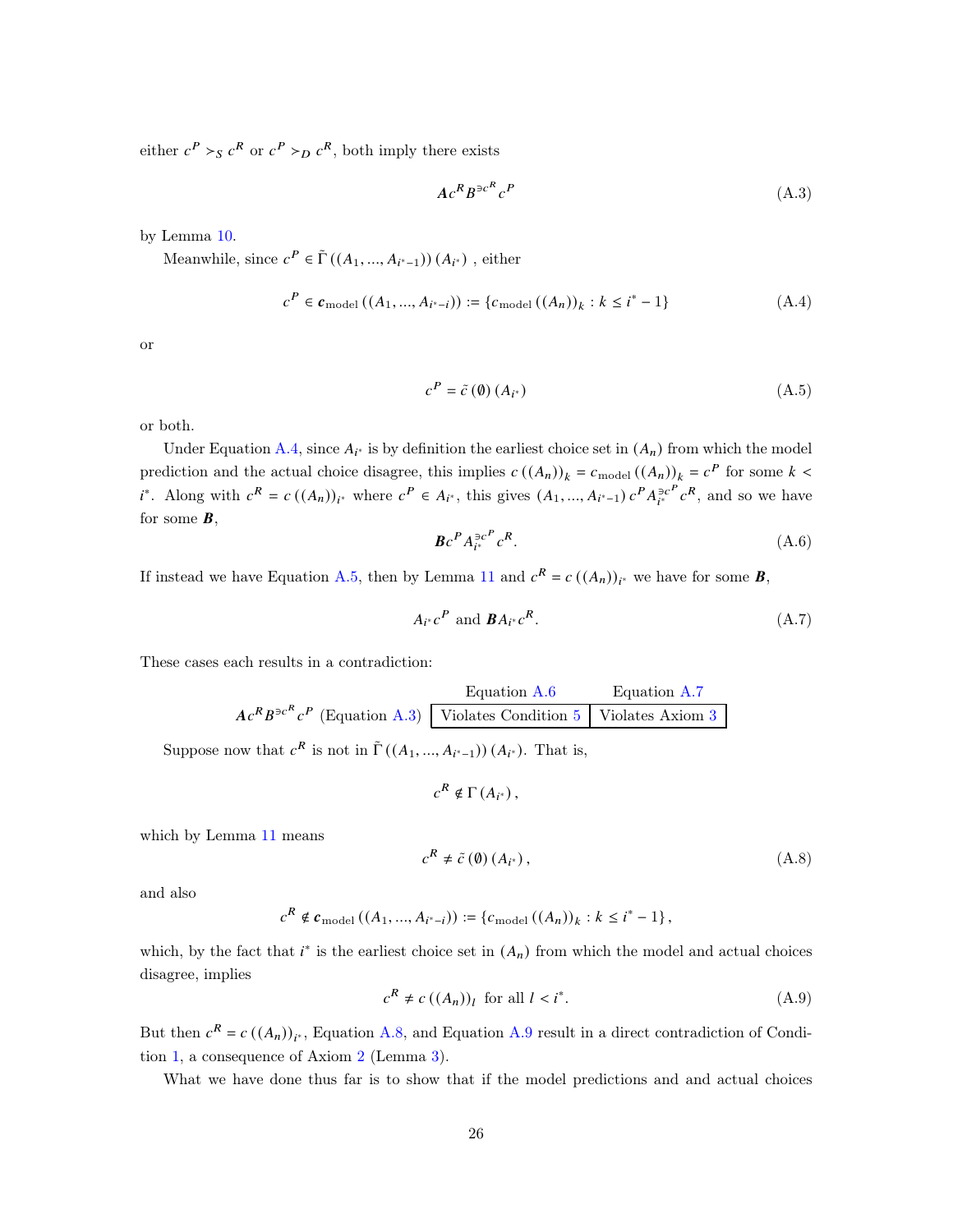either $c^P \succ_S c^R$ or $c^P \succ_D c^R$, both imply there exists

$$\boldsymbol{A} c^R B^{\ni c^R} c^P \tag{A.3}$$

by Lemma 10.

Meanwhile, since $c^P \in \tilde{\Gamma}((A_1, ..., A_{i^*-1}))(A_{i^*})$ , either

$$c^P \in \boldsymbol{c}_{\text{model}}((A_1, ..., A_{i^*-i})) := \{c_{\text{model}}((A_n))_k : k \leq i^* - 1\} \tag{A.4}$$

or

$$c^P = \tilde{c}(\emptyset)(A_{i^*}) \tag{A.5}$$

or both.

Under Equation A.4, since $A_{i^*}$ is by definition the earliest choice set in $(A_n)$ from which the model prediction and the actual choice disagree, this implies $c((A_n))_k = c_{\text{model}}((A_n))_k = c^P$ for some $k < i^*$. Along with $c^R = c((A_n))_{i^*}$ where $c^P \in A_{i^*}$, this gives $(A_1, ..., A_{i^*-1}) c^P A_{i^*}^{\ni c^P} c^R$, and so we have for some $\boldsymbol{B}$,

$$\boldsymbol{B} c^P A_{i^*}^{\ni c^P} c^R. \tag{A.6}$$

If instead we have Equation A.5, then by Lemma 11 and $c^R = c((A_n))_{i^*}$ we have for some $\boldsymbol{B}$,

$$A_{i^*} c^P \text{ and } \boldsymbol{B} A_{i^*} c^R. \tag{A.7}$$

These cases each results in a contradiction:

| | Equation A.6 | Equation A.7 |
|---|---|---|
| $\boldsymbol{A} c^R B^{\ni c^R} c^P$ (Equation A.3) | Violates Condition 5 | Violates Axiom 3 |

Suppose now that $c^R$ is not in $\tilde{\Gamma}((A_1, ..., A_{i^*-1}))(A_{i^*})$. That is,

$$c^R \notin \Gamma(A_{i^*}),$$

which by Lemma 11 means

$$c^R \neq \tilde{c}(\emptyset)(A_{i^*}), \tag{A.8}$$

and also

$$c^R \notin \boldsymbol{c}_{\text{model}}((A_1, ..., A_{i^*-i})) := \{c_{\text{model}}((A_n))_k : k \leq i^* - 1\},$$

which, by the fact that $i^*$ is the earliest choice set in $(A_n)$ from which the model and actual choices disagree, implies

$$c^R \neq c((A_n))_l \text{ for all } l < i^*. \tag{A.9}$$

But then $c^R = c((A_n))_{i^*}$, Equation A.8, and Equation A.9 result in a direct contradiction of Condition 1, a consequence of Axiom 2 (Lemma 3).

What we have done thus far is to show that if the model predictions and and actual choices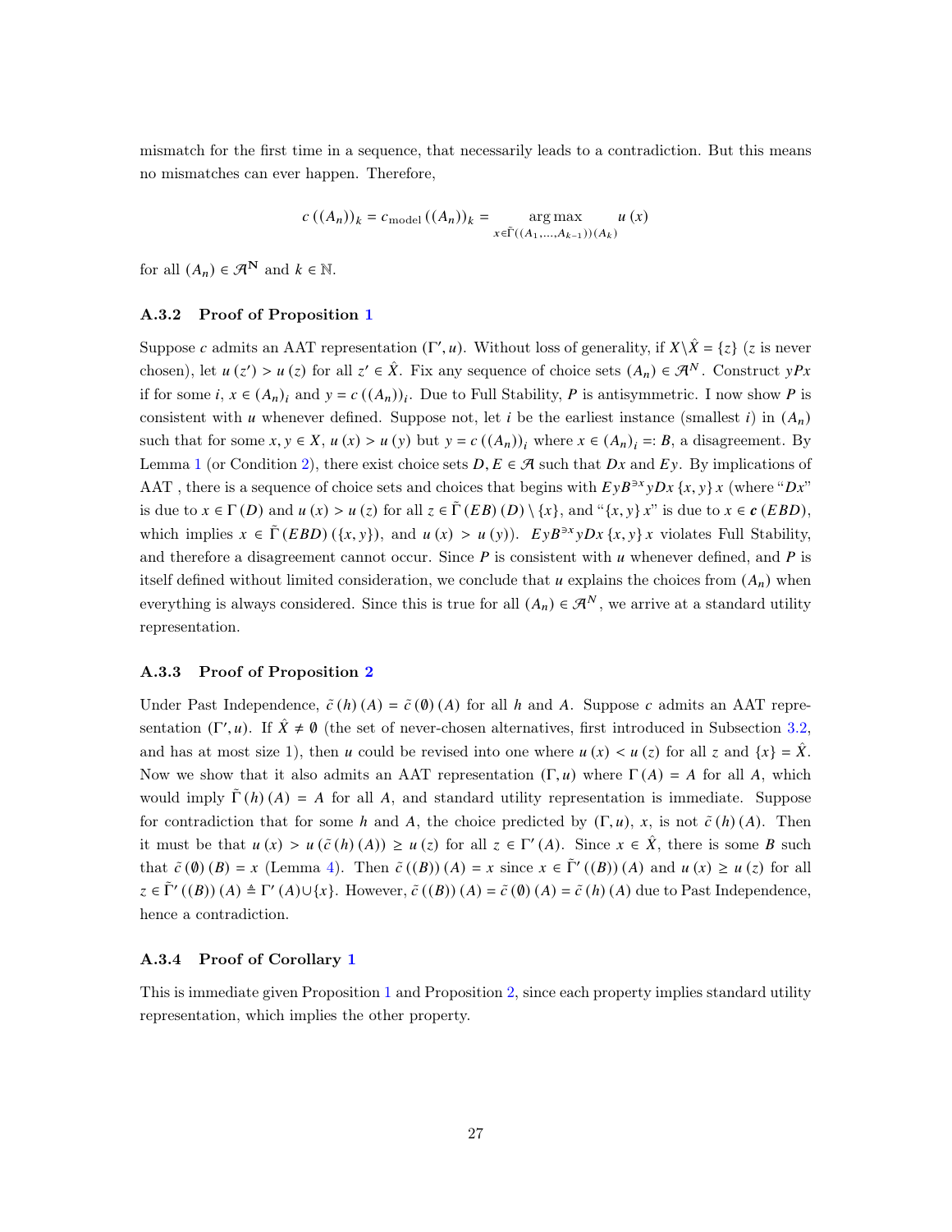mismatch for the first time in a sequence, that necessarily leads to a contradiction. But this means no mismatches can ever happen. Therefore,

$$c\left((A_n)\right)_k = c_{\text{model}}\left((A_n)\right)_k = \underset{x \in \tilde{\Gamma}((A_1,\ldots,A_{k-1}))(A_k)}{\arg\max} u(x)$$

for all $(A_n) \in \mathcal{A}^{\mathbf{N}}$ and $k \in \mathbb{N}$.

### A.3.2 Proof of Proposition 1

Suppose $c$ admits an AAT representation $(\Gamma', u)$. Without loss of generality, if $X \backslash \hat{X} = \{z\}$ ($z$ is never chosen), let $u(z') > u(z)$ for all $z' \in \hat{X}$. Fix any sequence of choice sets $(A_n) \in \mathcal{A}^N$. Construct $yPx$ if for some $i$, $x \in (A_n)_i$ and $y = c((A_n))_i$. Due to Full Stability, $P$ is antisymmetric. I now show $P$ is consistent with $u$ whenever defined. Suppose not, let $i$ be the earliest instance (smallest $i$) in $(A_n)$ such that for some $x, y \in X$, $u(x) > u(y)$ but $y = c((A_n))_i$ where $x \in (A_n)_i =: B$, a disagreement. By Lemma 1 (or Condition 2), there exist choice sets $D, E \in \mathcal{A}$ such that $Dx$ and $Ey$. By implications of AAT , there is a sequence of choice sets and choices that begins with $EyB^{\ni x}yDx\{x,y\}x$ (where "$Dx$" is due to $x \in \Gamma(D)$ and $u(x) > u(z)$ for all $z \in \tilde{\Gamma}(EB)(D) \setminus \{x\}$, and "$\{x, y\}x$" is due to $x \in \boldsymbol{c}(EBD)$, which implies $x \in \tilde{\Gamma}(EBD)(\{x,y\})$, and $u(x) > u(y)$). $EyB^{\ni x}yDx\{x,y\}x$ violates Full Stability, and therefore a disagreement cannot occur. Since $P$ is consistent with $u$ whenever defined, and $P$ is itself defined without limited consideration, we conclude that $u$ explains the choices from $(A_n)$ when everything is always considered. Since this is true for all $(A_n) \in \mathcal{A}^N$, we arrive at a standard utility representation.

### A.3.3 Proof of Proposition 2

Under Past Independence, $\tilde{c}(h)(A) = \tilde{c}(\emptyset)(A)$ for all $h$ and $A$. Suppose $c$ admits an AAT representation $(\Gamma', u)$. If $\hat{X} \neq \emptyset$ (the set of never-chosen alternatives, first introduced in Subsection 3.2, and has at most size 1), then $u$ could be revised into one where $u(x) < u(z)$ for all $z$ and $\{x\} = \hat{X}$. Now we show that it also admits an AAT representation $(\Gamma, u)$ where $\Gamma(A) = A$ for all $A$, which would imply $\tilde{\Gamma}(h)(A) = A$ for all $A$, and standard utility representation is immediate. Suppose for contradiction that for some $h$ and $A$, the choice predicted by $(\Gamma, u)$, $x$, is not $\tilde{c}(h)(A)$. Then it must be that $u(x) > u(\tilde{c}(h)(A)) \geq u(z)$ for all $z \in \Gamma'(A)$. Since $x \in \hat{X}$, there is some $B$ such that $\tilde{c}(\emptyset)(B) = x$ (Lemma 4). Then $\tilde{c}((B))(A) = x$ since $x \in \tilde{\Gamma}'((B))(A)$ and $u(x) \geq u(z)$ for all $z \in \tilde{\Gamma}'((B))(A) \triangleq \Gamma'(A) \cup \{x\}$. However, $\tilde{c}((B))(A) = \tilde{c}(\emptyset)(A) = \tilde{c}(h)(A)$ due to Past Independence, hence a contradiction.

### A.3.4 Proof of Corollary 1

This is immediate given Proposition 1 and Proposition 2, since each property implies standard utility representation, which implies the other property.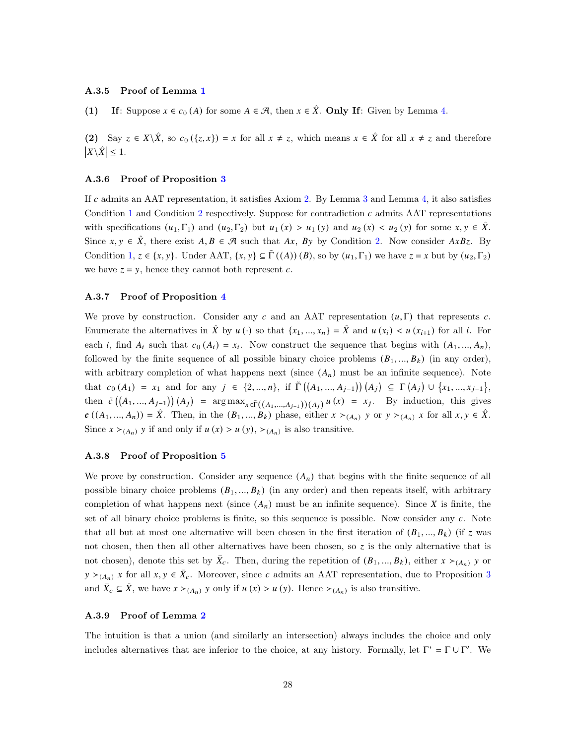### A.3.5 Proof of Lemma 1

**(1)** **If**: Suppose $x \in c_0(A)$ for some $A \in \mathcal{A}$, then $x \in \hat{X}$. **Only If**: Given by Lemma 4.

**(2)** Say $z \in X \backslash \hat{X}$, so $c_0(\{z, x\}) = x$ for all $x \neq z$, which means $x \in \hat{X}$ for all $x \neq z$ and therefore $\left|X \backslash \hat{X}\right| \leq 1$.

### A.3.6 Proof of Proposition 3

If $c$ admits an AAT representation, it satisfies Axiom 2. By Lemma 3 and Lemma 4, it also satisfies Condition 1 and Condition 2 respectively. Suppose for contradiction $c$ admits AAT representations with specifications $(u_1, \Gamma_1)$ and $(u_2, \Gamma_2)$ but $u_1(x) > u_1(y)$ and $u_2(x) < u_2(y)$ for some $x, y \in \hat{X}$. Since $x, y \in \hat{X}$, there exist $A, B \in \mathcal{A}$ such that $Ax$, $By$ by Condition 2. Now consider $AxBz$. By Condition 1, $z \in \{x, y\}$. Under AAT, $\{x, y\} \subseteq \tilde{\Gamma}((A))(B)$, so by $(u_1, \Gamma_1)$ we have $z = x$ but by $(u_2, \Gamma_2)$ we have $z = y$, hence they cannot both represent $c$.

### A.3.7 Proof of Proposition 4

We prove by construction. Consider any $c$ and an AAT representation $(u, \Gamma)$ that represents $c$. Enumerate the alternatives in $\hat{X}$ by $u(\cdot)$ so that $\{x_1, ..., x_n\} = \hat{X}$ and $u(x_i) < u(x_{i+1})$ for all $i$. For each $i$, find $A_i$ such that $c_0(A_i) = x_i$. Now construct the sequence that begins with $(A_1, ..., A_n)$, followed by the finite sequence of all possible binary choice problems $(B_1, ..., B_k)$ (in any order), with arbitrary completion of what happens next (since $(A_n)$ must be an infinite sequence). Note that $c_0(A_1) = x_1$ and for any $j \in \{2, ..., n\}$, if $\tilde{\Gamma}((A_1, ..., A_{j-1}))(A_j) \subseteq \Gamma(A_j) \cup \{x_1, ..., x_{j-1}\}$, then $\tilde{c}((A_1, ..., A_{j-1}))(A_j) = \arg\max_{x \in \tilde{\Gamma}((A_1, ..., A_{j-1}))(A_j)} u(x) = x_j$. By induction, this gives $\boldsymbol{c}((A_1, ..., A_n)) = \hat{X}$. Then, in the $(B_1, ..., B_k)$ phase, either $x \succ_{(A_n)} y$ or $y \succ_{(A_n)} x$ for all $x, y \in \hat{X}$. Since $x \succ_{(A_n)} y$ if and only if $u(x) > u(y)$, $\succ_{(A_n)}$ is also transitive.

### A.3.8 Proof of Proposition 5

We prove by construction. Consider any sequence $(A_n)$ that begins with the finite sequence of all possible binary choice problems $(B_1, ..., B_k)$ (in any order) and then repeats itself, with arbitrary completion of what happens next (since $(A_n)$ must be an infinite sequence). Since $X$ is finite, the set of all binary choice problems is finite, so this sequence is possible. Now consider any $c$. Note that all but at most one alternative will been chosen in the first iteration of $(B_1, ..., B_k)$ (if $z$ was not chosen, then then all other alternatives have been chosen, so $z$ is the only alternative that is not chosen), denote this set by $\bar{X}_c$. Then, during the repetition of $(B_1, ..., B_k)$, either $x \succ_{(A_n)} y$ or $y \succ_{(A_n)} x$ for all $x, y \in \bar{X}_c$. Moreover, since $c$ admits an AAT representation, due to Proposition 3 and $\bar{X}_c \subseteq \hat{X}$, we have $x \succ_{(A_n)} y$ only if $u(x) > u(y)$. Hence $\succ_{(A_n)}$ is also transitive.

### A.3.9 Proof of Lemma 2

The intuition is that a union (and similarly an intersection) always includes the choice and only includes alternatives that are inferior to the choice, at any history. Formally, let $\Gamma^* = \Gamma \cup \Gamma'$. We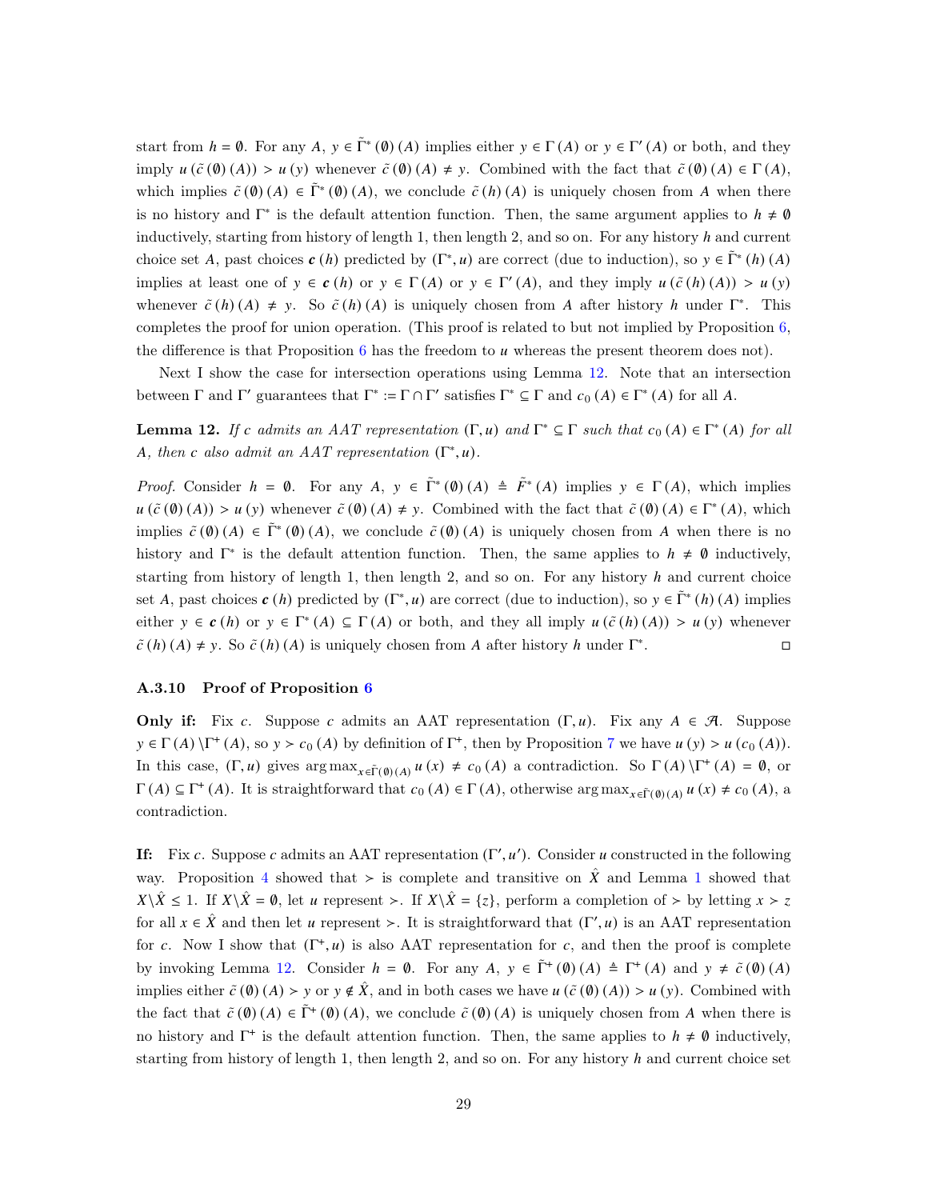start from $h = \emptyset$. For any $A$, $y \in \tilde{\Gamma}^* (\emptyset)(A)$ implies either $y \in \Gamma(A)$ or $y \in \Gamma'(A)$ or both, and they imply $u(\tilde{c}(\emptyset)(A)) > u(y)$ whenever $\tilde{c}(\emptyset)(A) \neq y$. Combined with the fact that $\tilde{c}(\emptyset)(A) \in \Gamma(A)$, which implies $\tilde{c}(\emptyset)(A) \in \tilde{\Gamma}^*(\emptyset)(A)$, we conclude $\tilde{c}(h)(A)$ is uniquely chosen from $A$ when there is no history and $\Gamma^*$ is the default attention function. Then, the same argument applies to $h \neq \emptyset$ inductively, starting from history of length 1, then length 2, and so on. For any history $h$ and current choice set $A$, past choices $\boldsymbol{c}(h)$ predicted by $(\Gamma^*, u)$ are correct (due to induction), so $y \in \tilde{\Gamma}^*(h)(A)$ implies at least one of $y \in \boldsymbol{c}(h)$ or $y \in \Gamma(A)$ or $y \in \Gamma'(A)$, and they imply $u(\tilde{c}(h)(A)) > u(y)$ whenever $\tilde{c}(h)(A) \neq y$. So $\tilde{c}(h)(A)$ is uniquely chosen from $A$ after history $h$ under $\Gamma^*$. This completes the proof for union operation. (This proof is related to but not implied by Proposition 6, the difference is that Proposition 6 has the freedom to $u$ whereas the present theorem does not).

Next I show the case for intersection operations using Lemma 12. Note that an intersection between $\Gamma$ and $\Gamma'$ guarantees that $\Gamma^* := \Gamma \cap \Gamma'$ satisfies $\Gamma^* \subseteq \Gamma$ and $c_0(A) \in \Gamma^*(A)$ for all $A$.

**Lemma 12.** *If $c$ admits an AAT representation $(\Gamma, u)$ and $\Gamma^* \subseteq \Gamma$ such that $c_0(A) \in \Gamma^*(A)$ for all $A$, then $c$ also admit an AAT representation $(\Gamma^*, u)$.*

*Proof.* Consider $h = \emptyset$. For any $A$, $y \in \tilde{\Gamma}^*(\emptyset)(A) \triangleq \tilde{F}^*(A)$ implies $y \in \Gamma(A)$, which implies $u(\tilde{c}(\emptyset)(A)) > u(y)$ whenever $\tilde{c}(\emptyset)(A) \neq y$. Combined with the fact that $\tilde{c}(\emptyset)(A) \in \Gamma^*(A)$, which implies $\tilde{c}(\emptyset)(A) \in \tilde{\Gamma}^*(\emptyset)(A)$, we conclude $\tilde{c}(\emptyset)(A)$ is uniquely chosen from $A$ when there is no history and $\Gamma^*$ is the default attention function. Then, the same applies to $h \neq \emptyset$ inductively, starting from history of length 1, then length 2, and so on. For any history $h$ and current choice set $A$, past choices $\boldsymbol{c}(h)$ predicted by $(\Gamma^*, u)$ are correct (due to induction), so $y \in \tilde{\Gamma}^*(h)(A)$ implies either $y \in \boldsymbol{c}(h)$ or $y \in \Gamma^*(A) \subseteq \Gamma(A)$ or both, and they all imply $u(\tilde{c}(h)(A)) > u(y)$ whenever $\tilde{c}(h)(A) \neq y$. So $\tilde{c}(h)(A)$ is uniquely chosen from $A$ after history $h$ under $\Gamma^*$. ◻

### A.3.10 Proof of Proposition 6

**Only if:** Fix $c$. Suppose $c$ admits an AAT representation $(\Gamma, u)$. Fix any $A \in \mathcal{A}$. Suppose $y \in \Gamma(A) \setminus \Gamma^+(A)$, so $y \succ c_0(A)$ by definition of $\Gamma^+$, then by Proposition 7 we have $u(y) > u(c_0(A))$. In this case, $(\Gamma, u)$ gives $\arg\max_{x \in \tilde{\Gamma}(\emptyset)(A)} u(x) \neq c_0(A)$ a contradiction. So $\Gamma(A) \setminus \Gamma^+(A) = \emptyset$, or $\Gamma(A) \subseteq \Gamma^+(A)$. It is straightforward that $c_0(A) \in \Gamma(A)$, otherwise $\arg\max_{x \in \tilde{\Gamma}(\emptyset)(A)} u(x) \neq c_0(A)$, a contradiction.

**If:** Fix $c$. Suppose $c$ admits an AAT representation $(\Gamma', u')$. Consider $u$ constructed in the following way. Proposition 4 showed that $\succ$ is complete and transitive on $\hat{X}$ and Lemma 1 showed that $X \setminus \hat{X} \leq 1$. If $X \setminus \hat{X} = \emptyset$, let $u$ represent $\succ$. If $X \setminus \hat{X} = \{z\}$, perform a completion of $\succ$ by letting $x \succ z$ for all $x \in \hat{X}$ and then let $u$ represent $\succ$. It is straightforward that $(\Gamma', u)$ is an AAT representation for $c$. Now I show that $(\Gamma^+, u)$ is also AAT representation for $c$, and then the proof is complete by invoking Lemma 12. Consider $h = \emptyset$. For any $A$, $y \in \tilde{\Gamma}^+(\emptyset)(A) \triangleq \Gamma^+(A)$ and $y \neq \tilde{c}(\emptyset)(A)$ implies either $\tilde{c}(\emptyset)(A) \succ y$ or $y \notin \hat{X}$, and in both cases we have $u(\tilde{c}(\emptyset)(A)) > u(y)$. Combined with the fact that $\tilde{c}(\emptyset)(A) \in \tilde{\Gamma}^+(\emptyset)(A)$, we conclude $\tilde{c}(\emptyset)(A)$ is uniquely chosen from $A$ when there is no history and $\Gamma^+$ is the default attention function. Then, the same applies to $h \neq \emptyset$ inductively, starting from history of length 1, then length 2, and so on. For any history $h$ and current choice set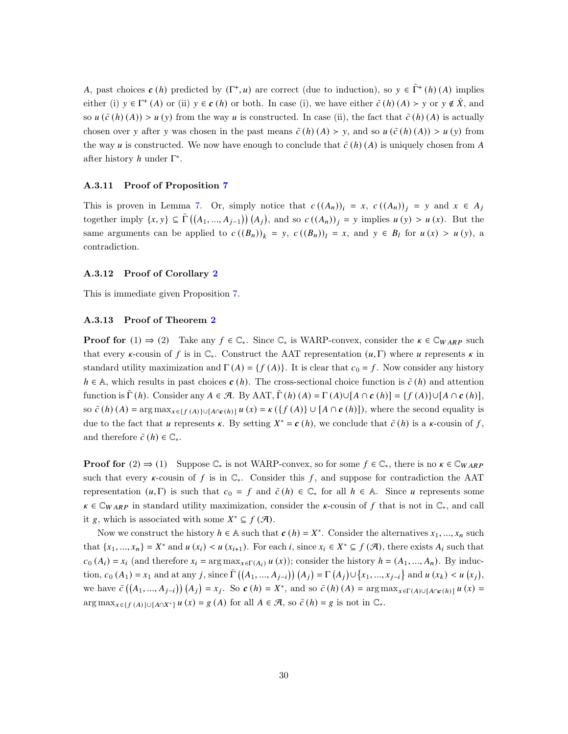$A$, past choices $\boldsymbol{c}(h)$ predicted by $(\Gamma^{+}, u)$ are correct (due to induction), so $y \in \tilde{\Gamma}^{+}(h)(A)$ implies either (i) $y \in \Gamma^{+}(A)$ or (ii) $y \in \boldsymbol{c}(h)$ or both. In case (i), we have either $\tilde{c}(h)(A) \succ y$ or $y \notin \hat{X}$, and so $u(\tilde{c}(h)(A)) > u(y)$ from the way $u$ is constructed. In case (ii), the fact that $\tilde{c}(h)(A)$ is actually chosen over $y$ after $y$ was chosen in the past means $\tilde{c}(h)(A) \succ y$, and so $u(\tilde{c}(h)(A)) > u(y)$ from the way $u$ is constructed. We now have enough to conclude that $\tilde{c}(h)(A)$ is uniquely chosen from $A$ after history $h$ under $\Gamma^{*}$.

#### A.3.11 Proof of Proposition 7

This is proven in Lemma 7. Or, simply notice that $c((A_n))_i = x$, $c((A_n))_j = y$ and $x \in A_j$ together imply $\{x, y\} \subseteq \tilde{\Gamma}((A_1, ..., A_{j-1}))(A_j)$, and so $c((A_n))_j = y$ implies $u(y) > u(x)$. But the same arguments can be applied to $c((B_n))_k = y$, $c((B_n))_l = x$, and $y \in B_l$ for $u(x) > u(y)$, a contradiction.

#### A.3.12 Proof of Corollary 2

This is immediate given Proposition 7.

#### A.3.13 Proof of Theorem 2

**Proof for** $(1) \Rightarrow (2)$ Take any $f \in \mathbb{C}_{*}$. Since $\mathbb{C}_{*}$ is WARP-convex, consider the $\kappa \in \mathbb{C}_{WARP}$ such that every $\kappa$-cousin of $f$ is in $\mathbb{C}_{*}$. Construct the AAT representation $(u, \Gamma)$ where $u$ represents $\kappa$ in standard utility maximization and $\Gamma(A) = \{f(A)\}$. It is clear that $c_0 = f$. Now consider any history $h \in \mathbb{A}$, which results in past choices $\boldsymbol{c}(h)$. The cross-sectional choice function is $\tilde{c}(h)$ and attention function is $\tilde{\Gamma}(h)$. Consider any $A \in \mathcal{A}$. By AAT, $\tilde{\Gamma}(h)(A) = \Gamma(A) \cup [A \cap \boldsymbol{c}(h)] = \{f(A)\} \cup [A \cap \boldsymbol{c}(h)]$, so $\tilde{c}(h)(A) = \arg\max_{x \in \{f(A)\} \cup [A \cap \boldsymbol{c}(h)]} u(x) = \kappa(\{f(A)\} \cup [A \cap \boldsymbol{c}(h)])$, where the second equality is due to the fact that $u$ represents $\kappa$. By setting $X^{*} = \boldsymbol{c}(h)$, we conclude that $\tilde{c}(h)$ is a $\kappa$-cousin of $f$, and therefore $\tilde{c}(h) \in \mathbb{C}_{*}$.

**Proof for** $(2) \Rightarrow (1)$ Suppose $\mathbb{C}_{*}$ is not WARP-convex, so for some $f \in \mathbb{C}_{*}$, there is no $\kappa \in \mathbb{C}_{WARP}$ such that every $\kappa$-cousin of $f$ is in $\mathbb{C}_{*}$. Consider this $f$, and suppose for contradiction the AAT representation $(u, \Gamma)$ is such that $c_0 = f$ and $\tilde{c}(h) \in \mathbb{C}_{*}$ for all $h \in \mathbb{A}$. Since $u$ represents some $\kappa \in \mathbb{C}_{WARP}$ in standard utility maximization, consider the $\kappa$-cousin of $f$ that is not in $\mathbb{C}_{*}$, and call it $g$, which is associated with some $X^{*} \subseteq f(\mathcal{A})$.

Now we construct the history $h \in \mathbb{A}$ such that $\boldsymbol{c}(h) = X^{*}$. Consider the alternatives $x_1, ..., x_n$ such that $\{x_1, ..., x_n\} = X^{*}$ and $u(x_i) < u(x_{i+1})$. For each $i$, since $x_i \in X^{*} \subseteq f(\mathcal{A})$, there exists $A_i$ such that $c_0(A_i) = x_i$ (and therefore $x_i = \arg\max_{x \in \Gamma(A_i)} u(x)$); consider the history $h = (A_1, ..., A_n)$. By induction, $c_0(A_1) = x_1$ and at any $j$, since $\tilde{\Gamma}((A_1, ..., A_{j-i}))(A_j) = \Gamma(A_j) \cup \{x_1, ..., x_{j-i}\}$ and $u(x_k) < u(x_j)$, we have $\tilde{c}((A_1, ..., A_{j-i}))(A_j) = x_j$. So $\boldsymbol{c}(h) = X^{*}$, and so $\tilde{c}(h)(A) = \arg\max_{x \in \Gamma(A) \cup [A \cap \boldsymbol{c}(h)]} u(x) = \arg\max_{x \in \{f(A)\} \cup [A \cap X^{*}]} u(x) = g(A)$ for all $A \in \mathcal{A}$, so $\tilde{c}(h) = g$ is not in $\mathbb{C}_{*}$.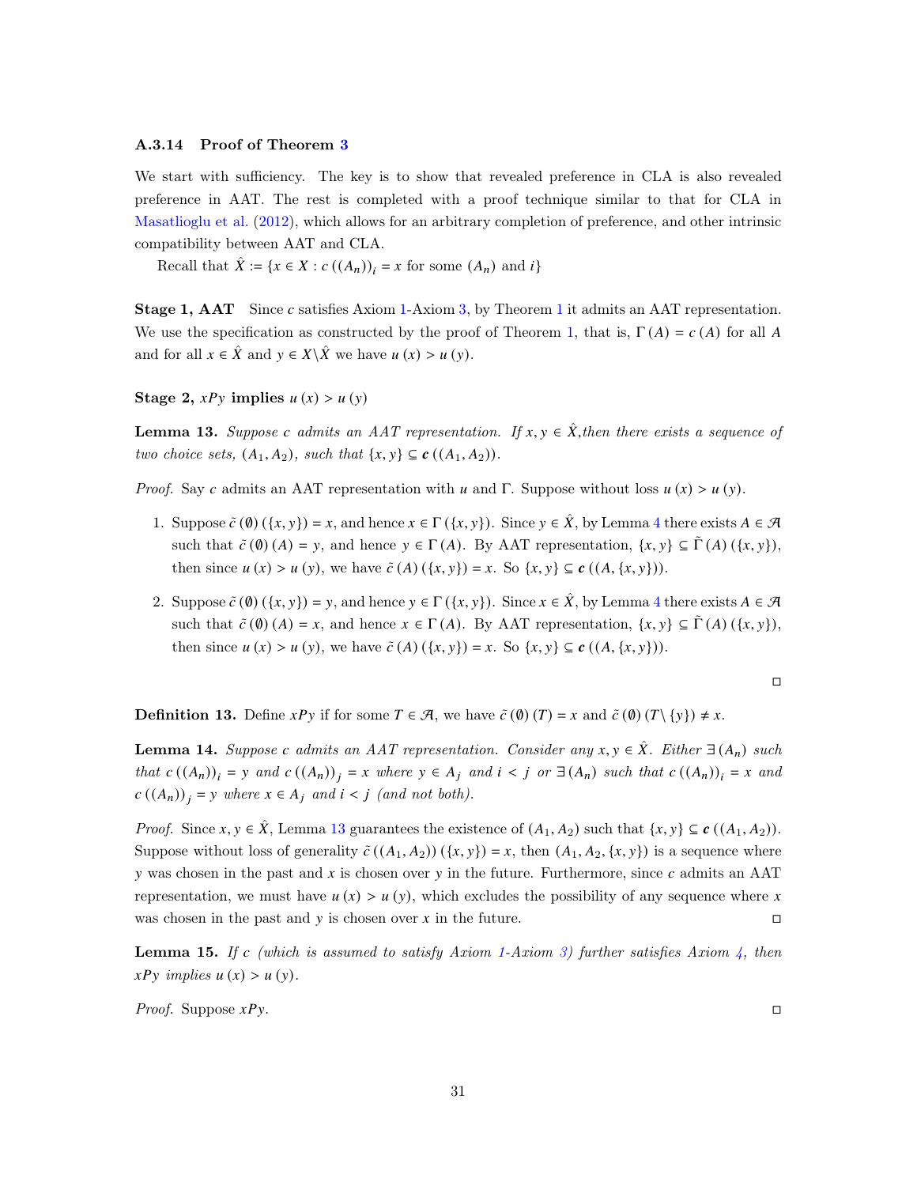### A.3.14 Proof of Theorem 3

We start with sufficiency. The key is to show that revealed preference in CLA is also revealed preference in AAT. The rest is completed with a proof technique similar to that for CLA in Masatlioglu et al. (2012), which allows for an arbitrary completion of preference, and other intrinsic compatibility between AAT and CLA.

Recall that $\hat{X} := \{x \in X : c((A_n))_i = x \text{ for some } (A_n) \text{ and } i\}$

**Stage 1, AAT** Since $c$ satisfies Axiom 1-Axiom 3, by Theorem 1 it admits an AAT representation. We use the specification as constructed by the proof of Theorem 1, that is, $\Gamma(A) = c(A)$ for all $A$ and for all $x \in \hat{X}$ and $y \in X \backslash \hat{X}$ we have $u(x) > u(y)$.

**Stage 2, $xPy$ implies $u(x) > u(y)$**

**Lemma 13.** *Suppose $c$ admits an AAT representation. If $x, y \in \hat{X}$, then there exists a sequence of two choice sets, $(A_1, A_2)$, such that $\{x, y\} \subseteq \boldsymbol{c}((A_1, A_2))$.*

*Proof.* Say $c$ admits an AAT representation with $u$ and $\Gamma$. Suppose without loss $u(x) > u(y)$.

1. Suppose $\tilde{c}(\emptyset)(\{x, y\}) = x$, and hence $x \in \Gamma(\{x, y\})$. Since $y \in \hat{X}$, by Lemma 4 there exists $A \in \mathcal{A}$ such that $\tilde{c}(\emptyset)(A) = y$, and hence $y \in \Gamma(A)$. By AAT representation, $\{x, y\} \subseteq \tilde{\Gamma}(A)(\{x, y\})$, then since $u(x) > u(y)$, we have $\tilde{c}(A)(\{x, y\}) = x$. So $\{x, y\} \subseteq \boldsymbol{c}((A, \{x, y\}))$.

2. Suppose $\tilde{c}(\emptyset)(\{x, y\}) = y$, and hence $y \in \Gamma(\{x, y\})$. Since $x \in \hat{X}$, by Lemma 4 there exists $A \in \mathcal{A}$ such that $\tilde{c}(\emptyset)(A) = x$, and hence $x \in \Gamma(A)$. By AAT representation, $\{x, y\} \subseteq \tilde{\Gamma}(A)(\{x, y\})$, then since $u(x) > u(y)$, we have $\tilde{c}(A)(\{x, y\}) = x$. So $\{x, y\} \subseteq \boldsymbol{c}((A, \{x, y\}))$.

$\square$

**Definition 13.** Define $xPy$ if for some $T \in \mathcal{A}$, we have $\tilde{c}(\emptyset)(T) = x$ and $\tilde{c}(\emptyset)(T \backslash \{y\}) \neq x$.

**Lemma 14.** *Suppose $c$ admits an AAT representation. Consider any $x, y \in \hat{X}$. Either $\exists (A_n)$ such that $c((A_n))_i = y$ and $c((A_n))_j = x$ where $y \in A_j$ and $i < j$ or $\exists (A_n)$ such that $c((A_n))_i = x$ and $c((A_n))_j = y$ where $x \in A_j$ and $i < j$ (and not both).*

*Proof.* Since $x, y \in \hat{X}$, Lemma 13 guarantees the existence of $(A_1, A_2)$ such that $\{x, y\} \subseteq \boldsymbol{c}((A_1, A_2))$. Suppose without loss of generality $\tilde{c}((A_1, A_2))(\{x, y\}) = x$, then $(A_1, A_2, \{x, y\})$ is a sequence where $y$ was chosen in the past and $x$ is chosen over $y$ in the future. Furthermore, since $c$ admits an AAT representation, we must have $u(x) > u(y)$, which excludes the possibility of any sequence where $x$ was chosen in the past and $y$ is chosen over $x$ in the future. $\square$

**Lemma 15.** *If $c$ (which is assumed to satisfy Axiom 1-Axiom 3) further satisfies Axiom 4, then $xPy$ implies $u(x) > u(y)$.*

*Proof.* Suppose $xPy$. $\square$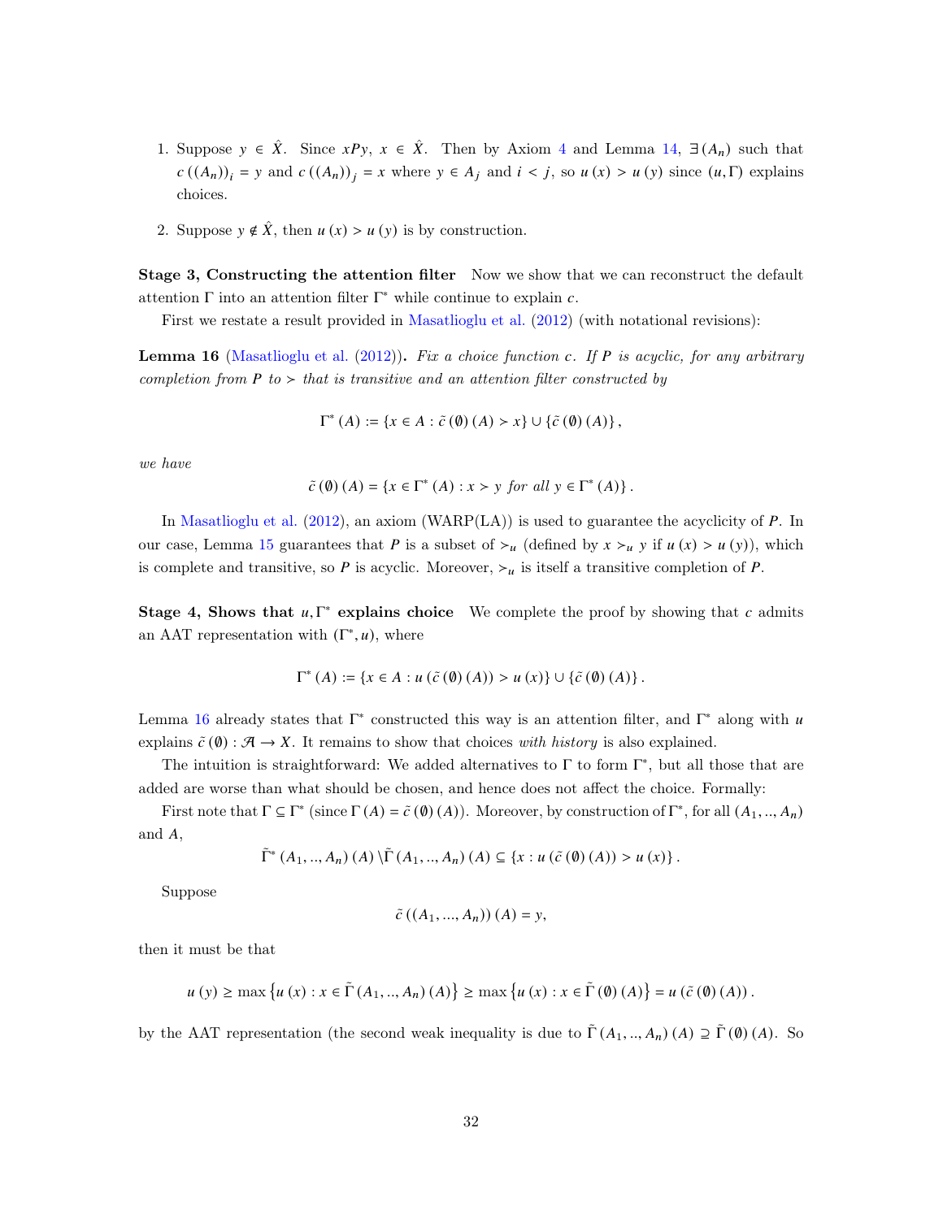1. Suppose $y \in \hat{X}$. Since $xPy$, $x \in \hat{X}$. Then by Axiom 4 and Lemma 14, $\exists (A_n)$ such that $c((A_n))_i = y$ and $c((A_n))_j = x$ where $y \in A_j$ and $i < j$, so $u(x) > u(y)$ since $(u, \Gamma)$ explains choices.

2. Suppose $y \notin \hat{X}$, then $u(x) > u(y)$ is by construction.

**Stage 3, Constructing the attention filter** Now we show that we can reconstruct the default attention $\Gamma$ into an attention filter $\Gamma^*$ while continue to explain $c$.

First we restate a result provided in Masatlioglu et al. (2012) (with notational revisions):

**Lemma 16** (Masatlioglu et al. (2012))**.** *Fix a choice function $c$. If $P$ is acyclic, for any arbitrary completion from $P$ to $\succ$ that is transitive and an attention filter constructed by*

$$\Gamma^*(A) := \{x \in A : \tilde{c}(\emptyset)(A) \succ x\} \cup \{\tilde{c}(\emptyset)(A)\},$$

*we have*

$$\tilde{c}(\emptyset)(A) = \{x \in \Gamma^*(A) : x \succ y \text{ for all } y \in \Gamma^*(A)\}.$$

In Masatlioglu et al. (2012), an axiom (WARP(LA)) is used to guarantee the acyclicity of $P$. In our case, Lemma 15 guarantees that $P$ is a subset of $\succ_u$ (defined by $x \succ_u y$ if $u(x) > u(y)$), which is complete and transitive, so $P$ is acyclic. Moreover, $\succ_u$ is itself a transitive completion of $P$.

**Stage 4, Shows that $u, \Gamma^*$ explains choice** We complete the proof by showing that $c$ admits an AAT representation with $(\Gamma^*, u)$, where

$$\Gamma^*(A) := \{x \in A : u(\tilde{c}(\emptyset)(A)) > u(x)\} \cup \{\tilde{c}(\emptyset)(A)\}.$$

Lemma 16 already states that $\Gamma^*$ constructed this way is an attention filter, and $\Gamma^*$ along with $u$ explains $\tilde{c}(\emptyset) : \mathcal{A} \to X$. It remains to show that choices *with history* is also explained.

The intuition is straightforward: We added alternatives to $\Gamma$ to form $\Gamma^*$, but all those that are added are worse than what should be chosen, and hence does not affect the choice. Formally:

First note that $\Gamma \subseteq \Gamma^*$ (since $\Gamma(A) = \tilde{c}(\emptyset)(A)$). Moreover, by construction of $\Gamma^*$, for all $(A_1, .., A_n)$ and $A$,

$$\tilde{\Gamma}^*(A_1, .., A_n)(A) \setminus \tilde{\Gamma}(A_1, .., A_n)(A) \subseteq \{x : u(\tilde{c}(\emptyset)(A)) > u(x)\}.$$

Suppose

$$\tilde{c}((A_1, ..., A_n))(A) = y,$$

then it must be that

$$u(y) \geq \max\{u(x) : x \in \tilde{\Gamma}(A_1, .., A_n)(A)\} \geq \max\{u(x) : x \in \tilde{\Gamma}(\emptyset)(A)\} = u(\tilde{c}(\emptyset)(A)).$$

by the AAT representation (the second weak inequality is due to $\tilde{\Gamma}(A_1, .., A_n)(A) \supseteq \tilde{\Gamma}(\emptyset)(A)$. So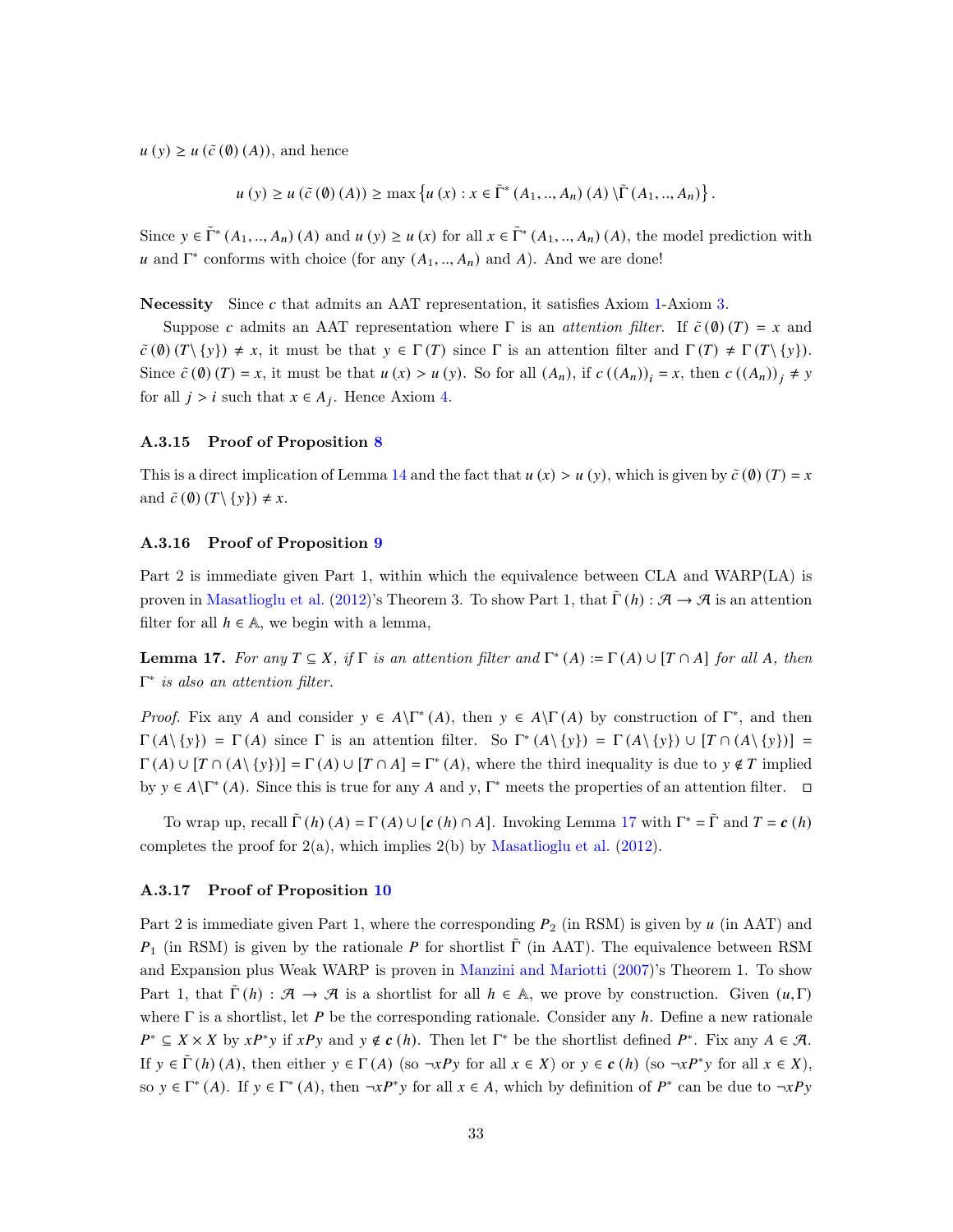$u(y) \geq u(\tilde{c}(\emptyset)(A))$, and hence

$$u(y) \geq u(\tilde{c}(\emptyset)(A)) \geq \max\left\{u(x) : x \in \tilde{\Gamma}^*(A_1, .., A_n)(A) \setminus \tilde{\Gamma}(A_1, .., A_n)\right\}.$$

Since $y \in \tilde{\Gamma}^*(A_1, .., A_n)(A)$ and $u(y) \geq u(x)$ for all $x \in \tilde{\Gamma}^*(A_1, .., A_n)(A)$, the model prediction with $u$ and $\Gamma^*$ conforms with choice (for any $(A_1, .., A_n)$ and $A$). And we are done!

**Necessity** Since $c$ that admits an AAT representation, it satisfies Axiom 1-Axiom 3.

Suppose $c$ admits an AAT representation where $\Gamma$ is an *attention filter*. If $\tilde{c}(\emptyset)(T) = x$ and $\tilde{c}(\emptyset)(T \setminus \{y\}) \neq x$, it must be that $y \in \Gamma(T)$ since $\Gamma$ is an attention filter and $\Gamma(T) \neq \Gamma(T \setminus \{y\})$. Since $\tilde{c}(\emptyset)(T) = x$, it must be that $u(x) > u(y)$. So for all $(A_n)$, if $c((A_n))_i = x$, then $c((A_n))_j \neq y$ for all $j > i$ such that $x \in A_j$. Hence Axiom 4.

### A.3.15 Proof of Proposition 8

This is a direct implication of Lemma 14 and the fact that $u(x) > u(y)$, which is given by $\tilde{c}(\emptyset)(T) = x$ and $\tilde{c}(\emptyset)(T \setminus \{y\}) \neq x$.

### A.3.16 Proof of Proposition 9

Part 2 is immediate given Part 1, within which the equivalence between CLA and WARP(LA) is proven in Masatlioglu et al. (2012)'s Theorem 3. To show Part 1, that $\tilde{\Gamma}(h) : \mathcal{A} \to \mathcal{A}$ is an attention filter for all $h \in \mathbb{A}$, we begin with a lemma,

**Lemma 17.** *For any $T \subseteq X$, if $\Gamma$ is an attention filter and $\Gamma^*(A) := \Gamma(A) \cup [T \cap A]$ for all $A$, then $\Gamma^*$ is also an attention filter.*

*Proof.* Fix any $A$ and consider $y \in A \setminus \Gamma^*(A)$, then $y \in A \setminus \Gamma(A)$ by construction of $\Gamma^*$, and then $\Gamma(A \setminus \{y\}) = \Gamma(A)$ since $\Gamma$ is an attention filter. So $\Gamma^*(A \setminus \{y\}) = \Gamma(A \setminus \{y\}) \cup [T \cap (A \setminus \{y\})] = \Gamma(A) \cup [T \cap (A \setminus \{y\})] = \Gamma(A) \cup [T \cap A] = \Gamma^*(A)$, where the third inequality is due to $y \notin T$ implied by $y \in A \setminus \Gamma^*(A)$. Since this is true for any $A$ and $y$, $\Gamma^*$ meets the properties of an attention filter. ◻

To wrap up, recall $\tilde{\Gamma}(h)(A) = \Gamma(A) \cup [\boldsymbol{c}(h) \cap A]$. Invoking Lemma 17 with $\Gamma^* = \tilde{\Gamma}$ and $T = \boldsymbol{c}(h)$ completes the proof for 2(a), which implies 2(b) by Masatlioglu et al. (2012).

### A.3.17 Proof of Proposition 10

Part 2 is immediate given Part 1, where the corresponding $P_2$ (in RSM) is given by $u$ (in AAT) and $P_1$ (in RSM) is given by the rationale $P$ for shortlist $\tilde{\Gamma}$ (in AAT). The equivalence between RSM and Expansion plus Weak WARP is proven in Manzini and Mariotti (2007)'s Theorem 1. To show Part 1, that $\tilde{\Gamma}(h) : \mathcal{A} \to \mathcal{A}$ is a shortlist for all $h \in \mathbb{A}$, we prove by construction. Given $(u, \Gamma)$ where $\Gamma$ is a shortlist, let $P$ be the corresponding rationale. Consider any $h$. Define a new rationale $P^* \subseteq X \times X$ by $xP^*y$ if $xPy$ and $y \notin \boldsymbol{c}(h)$. Then let $\Gamma^*$ be the shortlist defined $P^*$. Fix any $A \in \mathcal{A}$. If $y \in \tilde{\Gamma}(h)(A)$, then either $y \in \Gamma(A)$ (so $\neg xPy$ for all $x \in X$) or $y \in \boldsymbol{c}(h)$ (so $\neg xP^*y$ for all $x \in X$), so $y \in \Gamma^*(A)$. If $y \in \Gamma^*(A)$, then $\neg xP^*y$ for all $x \in A$, which by definition of $P^*$ can be due to $\neg xPy$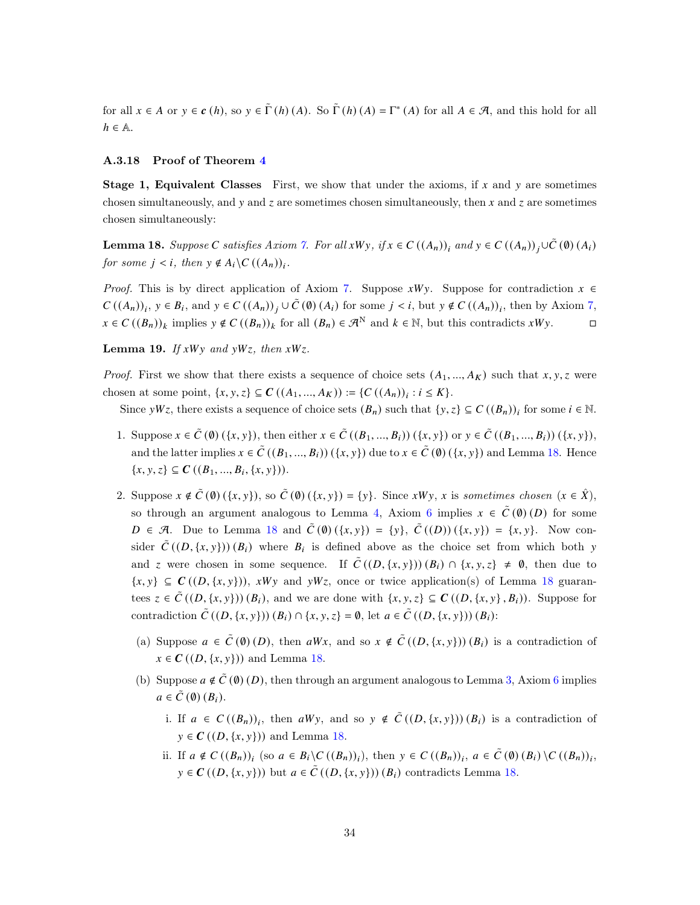for all $x \in A$ or $y \in \boldsymbol{c}(h)$, so $y \in \tilde{\Gamma}(h)(A)$. So $\tilde{\Gamma}(h)(A) = \Gamma^*(A)$ for all $A \in \mathcal{A}$, and this hold for all $h \in \mathbb{A}$.

### A.3.18 Proof of Theorem 4

**Stage 1, Equivalent Classes** First, we show that under the axioms, if $x$ and $y$ are sometimes chosen simultaneously, and $y$ and $z$ are sometimes chosen simultaneously, then $x$ and $z$ are sometimes chosen simultaneously:

**Lemma 18.** *Suppose $C$ satisfies Axiom 7. For all $xWy$, if $x \in C((A_n))_i$ and $y \in C((A_n))_j \cup \tilde{C}(\emptyset)(A_i)$ for some $j < i$, then $y \notin A_i \backslash C((A_n))_i$.*

*Proof.* This is by direct application of Axiom 7. Suppose $xWy$. Suppose for contradiction $x \in C((A_n))_i$, $y \in B_i$, and $y \in C((A_n))_j \cup \tilde{C}(\emptyset)(A_i)$ for some $j < i$, but $y \notin C((A_n))_i$, then by Axiom 7, $x \in C((B_n))_k$ implies $y \notin C((B_n))_k$ for all $(B_n) \in \mathcal{A}^{\mathbb{N}}$ and $k \in \mathbb{N}$, but this contradicts $xWy$. ◻

**Lemma 19.** *If $xWy$ and $yWz$, then $xWz$.*

*Proof.* First we show that there exists a sequence of choice sets $(A_1, ..., A_K)$ such that $x, y, z$ were chosen at some point, $\{x, y, z\} \subseteq \boldsymbol{C}((A_1, ..., A_K)) := \{C((A_n))_i : i \leq K\}$.

Since $yWz$, there exists a sequence of choice sets $(B_n)$ such that $\{y, z\} \subseteq C((B_n))_i$ for some $i \in \mathbb{N}$.

1. Suppose $x \in \tilde{C}(\emptyset)(\{x, y\})$, then either $x \in \tilde{C}((B_1, ..., B_i))(\{x, y\})$ or $y \in \tilde{C}((B_1, ..., B_i))(\{x, y\})$, and the latter implies $x \in \tilde{C}((B_1, ..., B_i))(\{x, y\})$ due to $x \in \tilde{C}(\emptyset)(\{x, y\})$ and Lemma 18. Hence $\{x, y, z\} \subseteq \boldsymbol{C}((B_1, ..., B_i, \{x, y\}))$.

2. Suppose $x \notin \tilde{C}(\emptyset)(\{x, y\})$, so $\tilde{C}(\emptyset)(\{x, y\}) = \{y\}$. Since $xWy$, $x$ is *sometimes chosen* ($x \in \hat{X}$), so through an argument analogous to Lemma 4, Axiom 6 implies $x \in \tilde{C}(\emptyset)(D)$ for some $D \in \mathcal{A}$. Due to Lemma 18 and $\tilde{C}(\emptyset)(\{x, y\}) = \{y\}$, $\tilde{C}((D))(\{x, y\}) = \{x, y\}$. Now consider $\tilde{C}((D, \{x, y\}))(B_i)$ where $B_i$ is defined above as the choice set from which both $y$ and $z$ were chosen in some sequence. If $\tilde{C}((D, \{x, y\}))(B_i) \cap \{x, y, z\} \neq \emptyset$, then due to $\{x, y\} \subseteq \boldsymbol{C}((D, \{x, y\}))$, $xWy$ and $yWz$, once or twice application(s) of Lemma 18 guarantees $z \in \tilde{C}((D, \{x, y\}))(B_i)$, and we are done with $\{x, y, z\} \subseteq \boldsymbol{C}((D, \{x, y\}, B_i))$. Suppose for contradiction $\tilde{C}((D, \{x, y\}))(B_i) \cap \{x, y, z\} = \emptyset$, let $a \in \tilde{C}((D, \{x, y\}))(B_i)$:

   (a) Suppose $a \in \tilde{C}(\emptyset)(D)$, then $aWx$, and so $x \notin \tilde{C}((D, \{x, y\}))(B_i)$ is a contradiction of $x \in \boldsymbol{C}((D, \{x, y\}))$ and Lemma 18.

   (b) Suppose $a \notin \tilde{C}(\emptyset)(D)$, then through an argument analogous to Lemma 3, Axiom 6 implies $a \in \tilde{C}(\emptyset)(B_i)$.

      i. If $a \in C((B_n))_i$, then $aWy$, and so $y \notin \tilde{C}((D, \{x, y\}))(B_i)$ is a contradiction of $y \in \boldsymbol{C}((D, \{x, y\}))$ and Lemma 18.

      ii. If $a \notin C((B_n))_i$ (so $a \in B_i \backslash C((B_n))_i$), then $y \in C((B_n))_i$, $a \in \tilde{C}(\emptyset)(B_i) \backslash C((B_n))_i$, $y \in \boldsymbol{C}((D, \{x, y\}))$ but $a \in \tilde{C}((D, \{x, y\}))(B_i)$ contradicts Lemma 18.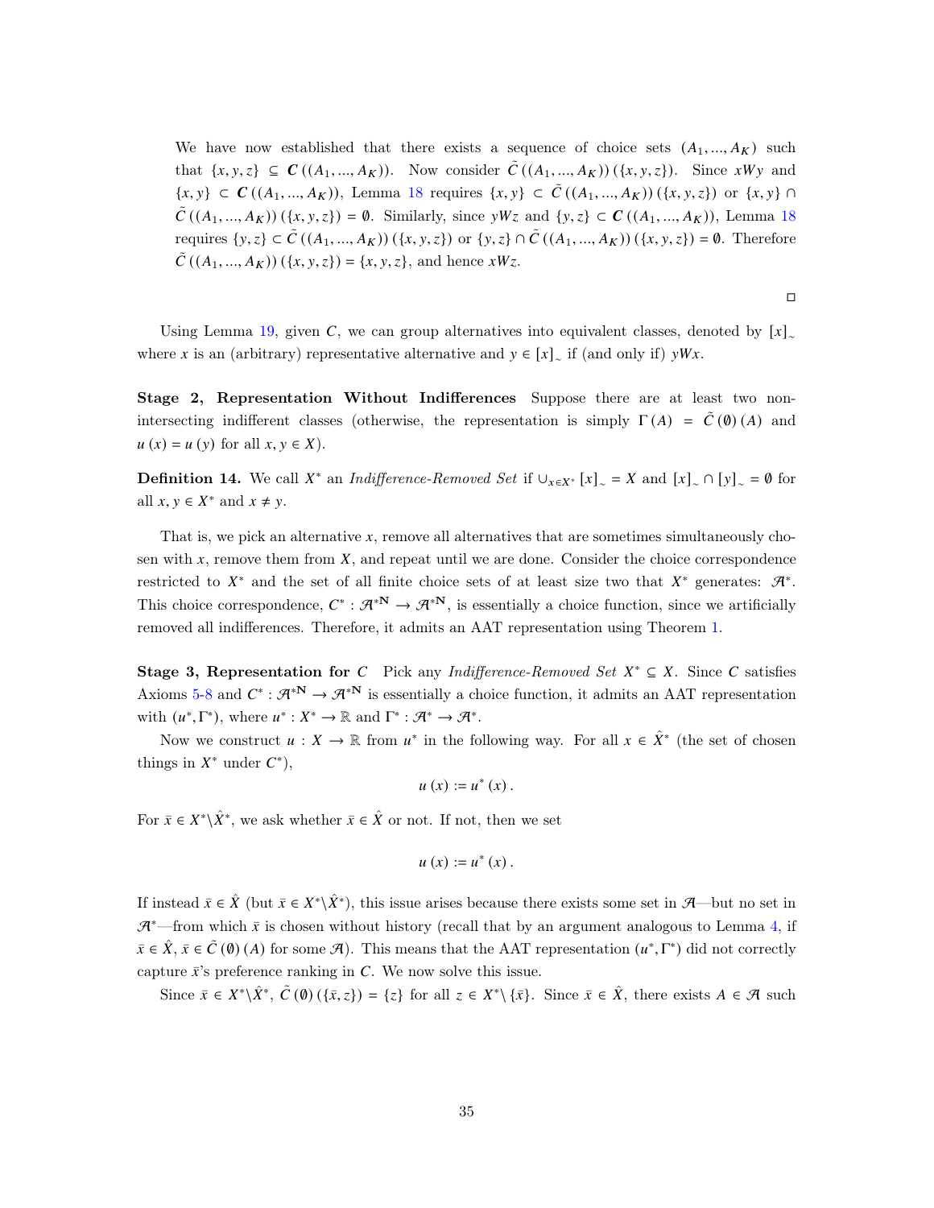We have now established that there exists a sequence of choice sets $(A_1, ..., A_K)$ such that $\{x, y, z\} \subseteq \boldsymbol{C}((A_1, ..., A_K))$. Now consider $\tilde{C}((A_1, ..., A_K))(\{x, y, z\})$. Since $xWy$ and $\{x, y\} \subset \boldsymbol{C}((A_1, ..., A_K))$, Lemma 18 requires $\{x, y\} \subset \tilde{C}((A_1, ..., A_K))(\{x, y, z\})$ or $\{x, y\} \cap \tilde{C}((A_1, ..., A_K))(\{x, y, z\}) = \emptyset$. Similarly, since $yWz$ and $\{y, z\} \subset \boldsymbol{C}((A_1, ..., A_K))$, Lemma 18 requires $\{y, z\} \subset \tilde{C}((A_1, ..., A_K))(\{x, y, z\})$ or $\{y, z\} \cap \tilde{C}((A_1, ..., A_K))(\{x, y, z\}) = \emptyset$. Therefore $\tilde{C}((A_1, ..., A_K))(\{x, y, z\}) = \{x, y, z\}$, and hence $xWz$.

□

Using Lemma 19, given $C$, we can group alternatives into equivalent classes, denoted by $[x]_\sim$ where $x$ is an (arbitrary) representative alternative and $y \in [x]_\sim$ if (and only if) $yWx$.

**Stage 2, Representation Without Indifferences** Suppose there are at least two non-intersecting indifferent classes (otherwise, the representation is simply $\Gamma(A) = \tilde{C}(\emptyset)(A)$ and $u(x) = u(y)$ for all $x, y \in X$).

**Definition 14.** We call $X^*$ an *Indifference-Removed Set* if $\cup_{x \in X^*} [x]_\sim = X$ and $[x]_\sim \cap [y]_\sim = \emptyset$ for all $x, y \in X^*$ and $x \neq y$.

That is, we pick an alternative $x$, remove all alternatives that are sometimes simultaneously chosen with $x$, remove them from $X$, and repeat until we are done. Consider the choice correspondence restricted to $X^*$ and the set of all finite choice sets of at least size two that $X^*$ generates: $\mathcal{A}^*$. This choice correspondence, $C^* : \mathcal{A}^{*\mathbf{N}} \to \mathcal{A}^{*\mathbf{N}}$, is essentially a choice function, since we artificially removed all indifferences. Therefore, it admits an AAT representation using Theorem 1.

**Stage 3, Representation for $C$** Pick any *Indifference-Removed Set* $X^* \subseteq X$. Since $C$ satisfies Axioms 5-8 and $C^* : \mathcal{A}^{*\mathbf{N}} \to \mathcal{A}^{*\mathbf{N}}$ is essentially a choice function, it admits an AAT representation with $(u^*, \Gamma^*)$, where $u^* : X^* \to \mathbb{R}$ and $\Gamma^* : \mathcal{A}^* \to \mathcal{A}^*$.

Now we construct $u : X \to \mathbb{R}$ from $u^*$ in the following way. For all $x \in \hat{X}^*$ (the set of chosen things in $X^*$ under $C^*$),

$$u(x) := u^*(x).$$

For $\bar{x} \in X^* \backslash \hat{X}^*$, we ask whether $\bar{x} \in \hat{X}$ or not. If not, then we set

$$u(x) := u^*(x).$$

If instead $\bar{x} \in \hat{X}$ (but $\bar{x} \in X^* \backslash \hat{X}^*$), this issue arises because there exists some set in $\mathcal{A}$—but no set in $\mathcal{A}^*$—from which $\bar{x}$ is chosen without history (recall that by an argument analogous to Lemma 4, if $\bar{x} \in \hat{X}$, $\bar{x} \in \tilde{C}(\emptyset)(A)$ for some $\mathcal{A}$). This means that the AAT representation $(u^*, \Gamma^*)$ did not correctly capture $\bar{x}$'s preference ranking in $C$. We now solve this issue.

Since $\bar{x} \in X^* \backslash \hat{X}^*$, $\tilde{C}(\emptyset)(\{\bar{x}, z\}) = \{z\}$ for all $z \in X^* \backslash \{\bar{x}\}$. Since $\bar{x} \in \hat{X}$, there exists $A \in \mathcal{A}$ such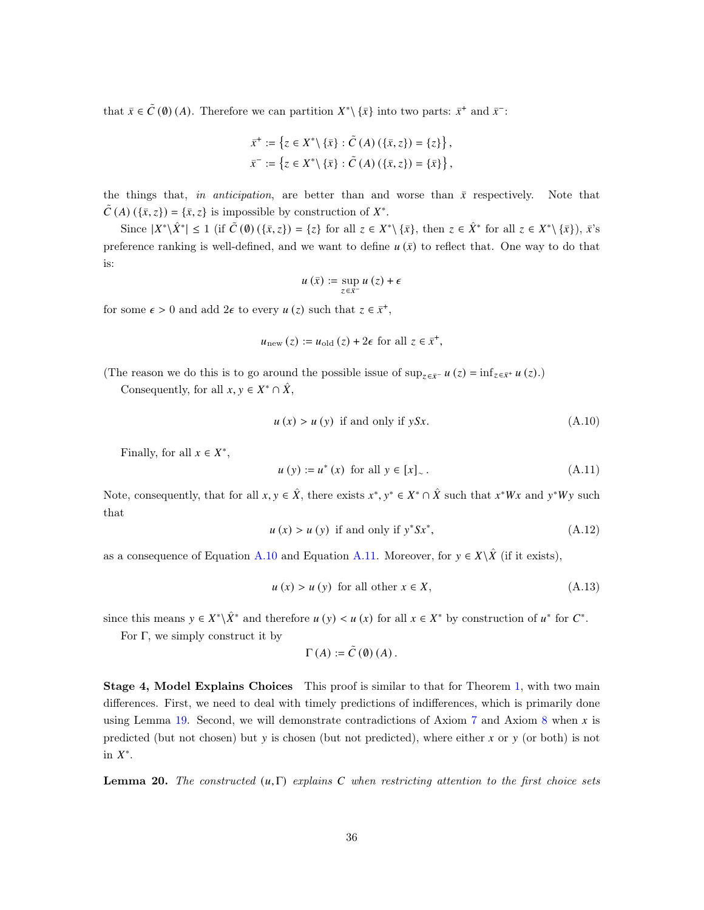that $\bar{x} \in \tilde{C}(\emptyset)(A)$. Therefore we can partition $X^* \setminus \{\bar{x}\}$ into two parts: $\bar{x}^+$ and $\bar{x}^-$:

$$\bar{x}^+ := \left\{z \in X^* \setminus \{\bar{x}\} : \tilde{C}(A)(\{\bar{x}, z\}) = \{z\}\right\},$$
$$\bar{x}^- := \left\{z \in X^* \setminus \{\bar{x}\} : \tilde{C}(A)(\{\bar{x}, z\}) = \{\bar{x}\}\right\},$$

the things that, *in anticipation*, are better than and worse than $\bar{x}$ respectively. Note that $\tilde{C}(A)(\{\bar{x}, z\}) = \{\bar{x}, z\}$ is impossible by construction of $X^*$.

Since $|X^* \setminus \hat{X}^*| \leq 1$ (if $\tilde{C}(\emptyset)(\{\bar{x}, z\}) = \{z\}$ for all $z \in X^* \setminus \{\bar{x}\}$, then $z \in \hat{X}^*$ for all $z \in X^* \setminus \{\bar{x}\}$), $\bar{x}$'s preference ranking is well-defined, and we want to define $u(\bar{x})$ to reflect that. One way to do that is:

$$u(\bar{x}) := \sup_{z \in \bar{x}^-} u(z) + \epsilon$$

for some $\epsilon > 0$ and add $2\epsilon$ to every $u(z)$ such that $z \in \bar{x}^+$,

$$u_{\text{new}}(z) := u_{\text{old}}(z) + 2\epsilon \text{ for all } z \in \bar{x}^+,$$

(The reason we do this is to go around the possible issue of $\sup_{z \in \bar{x}^-} u(z) = \inf_{z \in \bar{x}^+} u(z)$.)

Consequently, for all $x, y \in X^* \cap \hat{X}$,

$$u(x) > u(y) \text{ if and only if } ySx. \tag{A.10}$$

Finally, for all $x \in X^*$,

$$u(y) := u^*(x) \text{ for all } y \in [x]_\sim. \tag{A.11}$$

Note, consequently, that for all $x, y \in \hat{X}$, there exists $x^*, y^* \in X^* \cap \hat{X}$ such that $x^*Wx$ and $y^*Wy$ such that

$$u(x) > u(y) \text{ if and only if } y^*Sx^*, \tag{A.12}$$

as a consequence of Equation A.10 and Equation A.11. Moreover, for $y \in X \setminus \hat{X}$ (if it exists),

$$u(x) > u(y) \text{ for all other } x \in X, \tag{A.13}$$

since this means $y \in X^* \setminus \hat{X}^*$ and therefore $u(y) < u(x)$ for all $x \in X^*$ by construction of $u^*$ for $C^*$.

For $\Gamma$, we simply construct it by

$$\Gamma(A) := \tilde{C}(\emptyset)(A).$$

**Stage 4, Model Explains Choices** This proof is similar to that for Theorem 1, with two main differences. First, we need to deal with timely predictions of indifferences, which is primarily done using Lemma 19. Second, we will demonstrate contradictions of Axiom 7 and Axiom 8 when $x$ is predicted (but not chosen) but $y$ is chosen (but not predicted), where either $x$ or $y$ (or both) is not in $X^*$.

**Lemma 20.** *The constructed $(u, \Gamma)$ explains $C$ when restricting attention to the first choice sets*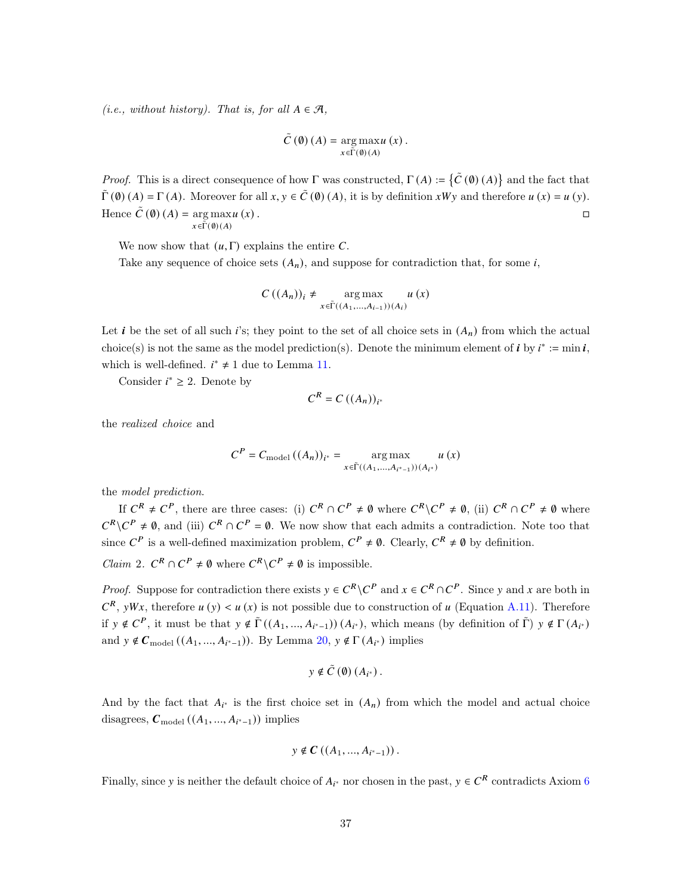*(i.e., without history). That is, for all $A \in \mathcal{A}$,*

$$\tilde{C}(\emptyset)(A) = \underset{x \in \tilde{\Gamma}(\emptyset)(A)}{\arg\max} u(x).$$

*Proof.* This is a direct consequence of how $\Gamma$ was constructed, $\Gamma(A) := \{\tilde{C}(\emptyset)(A)\}$ and the fact that $\tilde{\Gamma}(\emptyset)(A) = \Gamma(A)$. Moreover for all $x, y \in \tilde{C}(\emptyset)(A)$, it is by definition $xWy$ and therefore $u(x) = u(y)$. Hence $\tilde{C}(\emptyset)(A) = \underset{x \in \tilde{\Gamma}(\emptyset)(A)}{\arg\max} u(x)$. ◻

We now show that $(u, \Gamma)$ explains the entire $C$.

Take any sequence of choice sets $(A_n)$, and suppose for contradiction that, for some $i$,

$$C((A_n))_i \neq \underset{x \in \tilde{\Gamma}((A_1, \ldots, A_{i-1}))(A_i)}{\arg\max} u(x)$$

Let $\boldsymbol{i}$ be the set of all such $i$'s; they point to the set of all choice sets in $(A_n)$ from which the actual choice(s) is not the same as the model prediction(s). Denote the minimum element of $\boldsymbol{i}$ by $i^* := \min \boldsymbol{i}$, which is well-defined. $i^* \neq 1$ due to Lemma 11.

Consider $i^* \geq 2$. Denote by

$$C^R = C((A_n))_{i^*}$$

the *realized choice* and

$$C^P = C_{\text{model}}((A_n))_{i^*} = \underset{x \in \tilde{\Gamma}((A_1, \ldots, A_{i^*-1}))(A_{i^*})}{\arg\max} u(x)$$

the *model prediction*.

If $C^R \neq C^P$, there are three cases: (i) $C^R \cap C^P \neq \emptyset$ where $C^R \backslash C^P \neq \emptyset$, (ii) $C^R \cap C^P \neq \emptyset$ where $C^R \backslash C^P \neq \emptyset$, and (iii) $C^R \cap C^P = \emptyset$. We now show that each admits a contradiction. Note too that since $C^P$ is a well-defined maximization problem, $C^P \neq \emptyset$. Clearly, $C^R \neq \emptyset$ by definition.

*Claim 2.* $C^R \cap C^P \neq \emptyset$ where $C^R \backslash C^P \neq \emptyset$ is impossible.

*Proof.* Suppose for contradiction there exists $y \in C^R \backslash C^P$ and $x \in C^R \cap C^P$. Since $y$ and $x$ are both in $C^R$, $yWx$, therefore $u(y) < u(x)$ is not possible due to construction of $u$ (Equation A.11). Therefore if $y \notin C^P$, it must be that $y \notin \tilde{\Gamma}((A_1, \ldots, A_{i^*-1}))(A_{i^*})$, which means (by definition of $\tilde{\Gamma}$) $y \notin \Gamma(A_{i^*})$ and $y \notin \boldsymbol{C}_{\text{model}}((A_1, \ldots, A_{i^*-1}))$. By Lemma 20, $y \notin \Gamma(A_{i^*})$ implies

$$y \notin \tilde{C}(\emptyset)(A_{i^*}).$$

And by the fact that $A_{i^*}$ is the first choice set in $(A_n)$ from which the model and actual choice disagrees, $\boldsymbol{C}_{\text{model}}((A_1, \ldots, A_{i^*-1}))$ implies

$$y \notin \boldsymbol{C}((A_1, \ldots, A_{i^*-1})).$$

Finally, since $y$ is neither the default choice of $A_{i^*}$ nor chosen in the past, $y \in C^R$ contradicts Axiom 6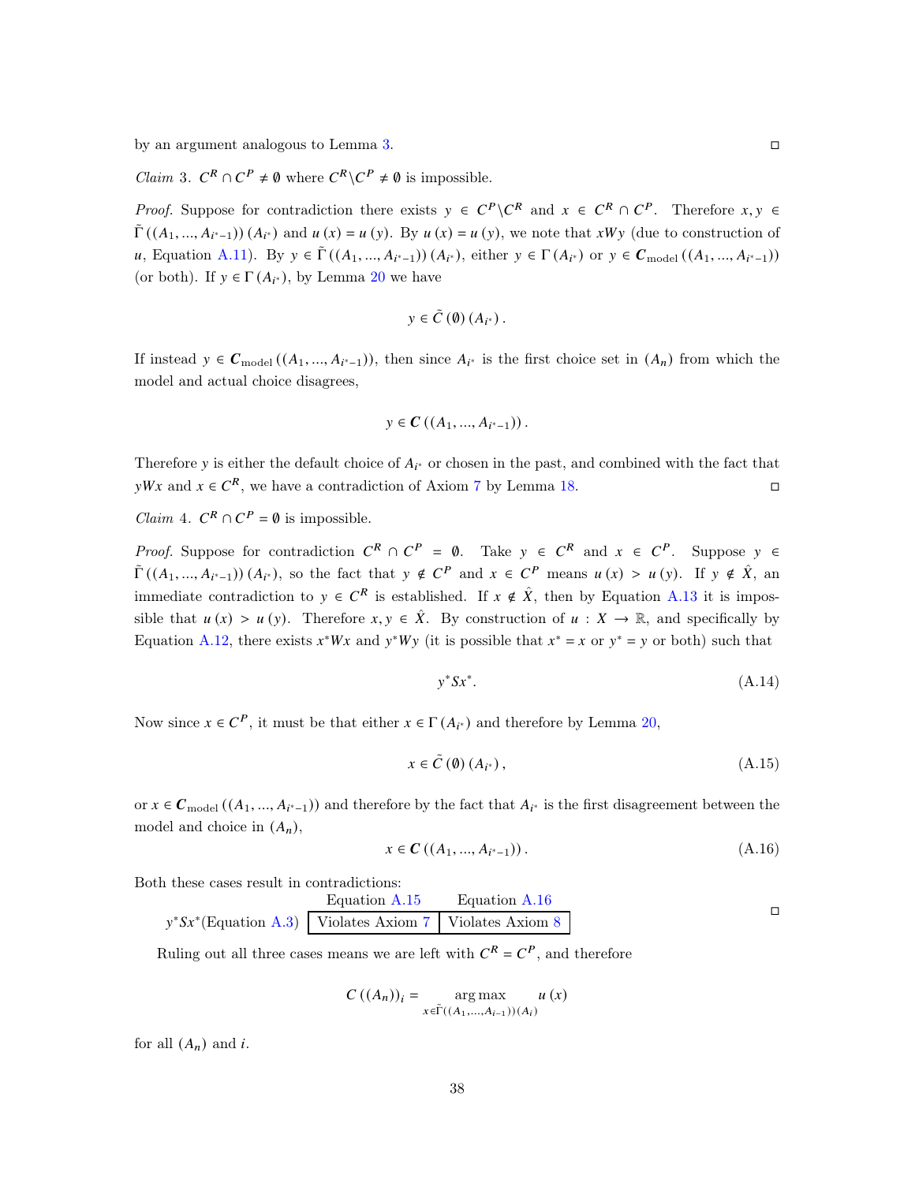by an argument analogous to Lemma 3. ◻

*Claim* 3. $C^R \cap C^P \neq \emptyset$ where $C^R \backslash C^P \neq \emptyset$ is impossible.

*Proof.* Suppose for contradiction there exists $y \in C^P \backslash C^R$ and $x \in C^R \cap C^P$. Therefore $x, y \in \tilde{\Gamma}((A_1, ..., A_{i^*-1}))(A_{i^*})$ and $u(x) = u(y)$. By $u(x) = u(y)$, we note that $xWy$ (due to construction of $u$, Equation A.11). By $y \in \tilde{\Gamma}((A_1, ..., A_{i^*-1}))(A_{i^*})$, either $y \in \Gamma(A_{i^*})$ or $y \in \boldsymbol{C}_{\text{model}}((A_1, ..., A_{i^*-1}))$ (or both). If $y \in \Gamma(A_{i^*})$, by Lemma 20 we have

$$y \in \tilde{C}(\emptyset)(A_{i^*}).$$

If instead $y \in \boldsymbol{C}_{\text{model}}((A_1, ..., A_{i^*-1}))$, then since $A_{i^*}$ is the first choice set in $(A_n)$ from which the model and actual choice disagrees,

$$y \in \boldsymbol{C}((A_1, ..., A_{i^*-1})).$$

Therefore $y$ is either the default choice of $A_{i^*}$ or chosen in the past, and combined with the fact that $yWx$ and $x \in C^R$, we have a contradiction of Axiom 7 by Lemma 18. ◻

*Claim* 4. $C^R \cap C^P = \emptyset$ is impossible.

*Proof.* Suppose for contradiction $C^R \cap C^P = \emptyset$. Take $y \in C^R$ and $x \in C^P$. Suppose $y \in \tilde{\Gamma}((A_1, ..., A_{i^*-1}))(A_{i^*})$, so the fact that $y \notin C^P$ and $x \in C^P$ means $u(x) > u(y)$. If $y \notin \hat{X}$, an immediate contradiction to $y \in C^R$ is established. If $x \notin \hat{X}$, then by Equation A.13 it is impossible that $u(x) > u(y)$. Therefore $x, y \in \hat{X}$. By construction of $u : X \to \mathbb{R}$, and specifically by Equation A.12, there exists $x^*Wx$ and $y^*Wy$ (it is possible that $x^* = x$ or $y^* = y$ or both) such that

$$y^*Sx^*. \tag{A.14}$$

Now since $x \in C^P$, it must be that either $x \in \Gamma(A_{i^*})$ and therefore by Lemma 20,

$$x \in \tilde{C}(\emptyset)(A_{i^*}), \tag{A.15}$$

or $x \in \boldsymbol{C}_{\text{model}}((A_1, ..., A_{i^*-1}))$ and therefore by the fact that $A_{i^*}$ is the first disagreement between the model and choice in $(A_n)$,

$$x \in \boldsymbol{C}((A_1, ..., A_{i^*-1})). \tag{A.16}$$

Both these cases result in contradictions:

| | Equation A.15 | Equation A.16 |
|---|---|---|
| $y^*Sx^*$(Equation A.3) | Violates Axiom 7 | Violates Axiom 8 |

◻

Ruling out all three cases means we are left with $C^R = C^P$, and therefore

$$C((A_n))_i = \underset{x \in \tilde{\Gamma}((A_1, ..., A_{i-1}))(A_i)}{\arg\max} u(x)$$

for all $(A_n)$ and $i$.